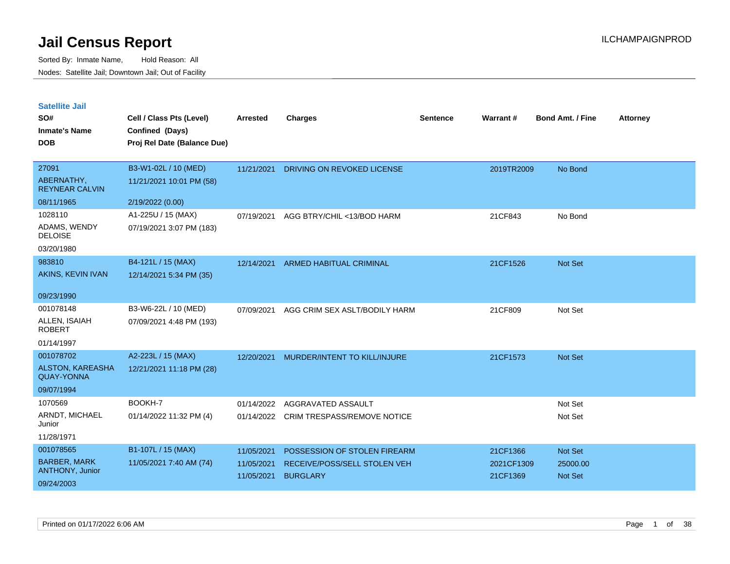# Jail Census Report

Sorted By: Inmate Name, Hold Reason: All

Nodes: Satellite Jail; Downtown Jail; Out of Facility

ILCHAMPAIGNPROD

## Satellite Jail

| SO# / Inmate's Name / DOB | Cell / Class Pts (Level) / Confined (Days) / Proj Rel Date (Balance Due) | Arrested | Charges | Sentence | Warrant # | Bond Amt. / Fine | Attorney |
|---|---|---|---|---|---|---|---|
| 27091<br>ABERNATHY, REYNEAR CALVIN<br>08/11/1965 | B3-W1-02L / 10 (MED)<br>11/21/2021 10:01 PM (58)<br>2/19/2022 (0.00) | 11/21/2021 | DRIVING ON REVOKED LICENSE | | 2019TR2009 | No Bond | |
| 1028110<br>ADAMS, WENDY DELOISE<br>03/20/1980 | A1-225U / 15 (MAX)<br>07/19/2021 3:07 PM (183) | 07/19/2021 | AGG BTRY/CHIL <13/BOD HARM | | 21CF843 | No Bond | |
| 983810<br>AKINS, KEVIN IVAN<br>09/23/1990 | B4-121L / 15 (MAX)<br>12/14/2021 5:34 PM (35) | 12/14/2021 | ARMED HABITUAL CRIMINAL | | 21CF1526 | Not Set | |
| 001078148<br>ALLEN, ISAIAH ROBERT<br>01/14/1997 | B3-W6-22L / 10 (MED)<br>07/09/2021 4:48 PM (193) | 07/09/2021 | AGG CRIM SEX ASLT/BODILY HARM | | 21CF809 | Not Set | |
| 001078702<br>ALSTON, KAREASHA QUAY-YONNA<br>09/07/1994 | A2-223L / 15 (MAX)<br>12/21/2021 11:18 PM (28) | 12/20/2021 | MURDER/INTENT TO KILL/INJURE | | 21CF1573 | Not Set | |
| 1070569<br>ARNDT, MICHAEL Junior<br>11/28/1971 | BOOKH-7<br>01/14/2022 11:32 PM (4) | 01/14/2022<br>01/14/2022 | AGGRAVATED ASSAULT<br>CRIM TRESPASS/REMOVE NOTICE | | | Not Set<br>Not Set | |
| 001078565<br>BARBER, MARK ANTHONY, Junior<br>09/24/2003 | B1-107L / 15 (MAX)<br>11/05/2021 7:40 AM (74) | 11/05/2021<br>11/05/2021<br>11/05/2021 | POSSESSION OF STOLEN FIREARM<br>RECEIVE/POSS/SELL STOLEN VEH<br>BURGLARY | | 21CF1366<br>2021CF1309<br>21CF1369 | Not Set<br>25000.00<br>Not Set | |

Printed on 01/17/2022 6:06 AM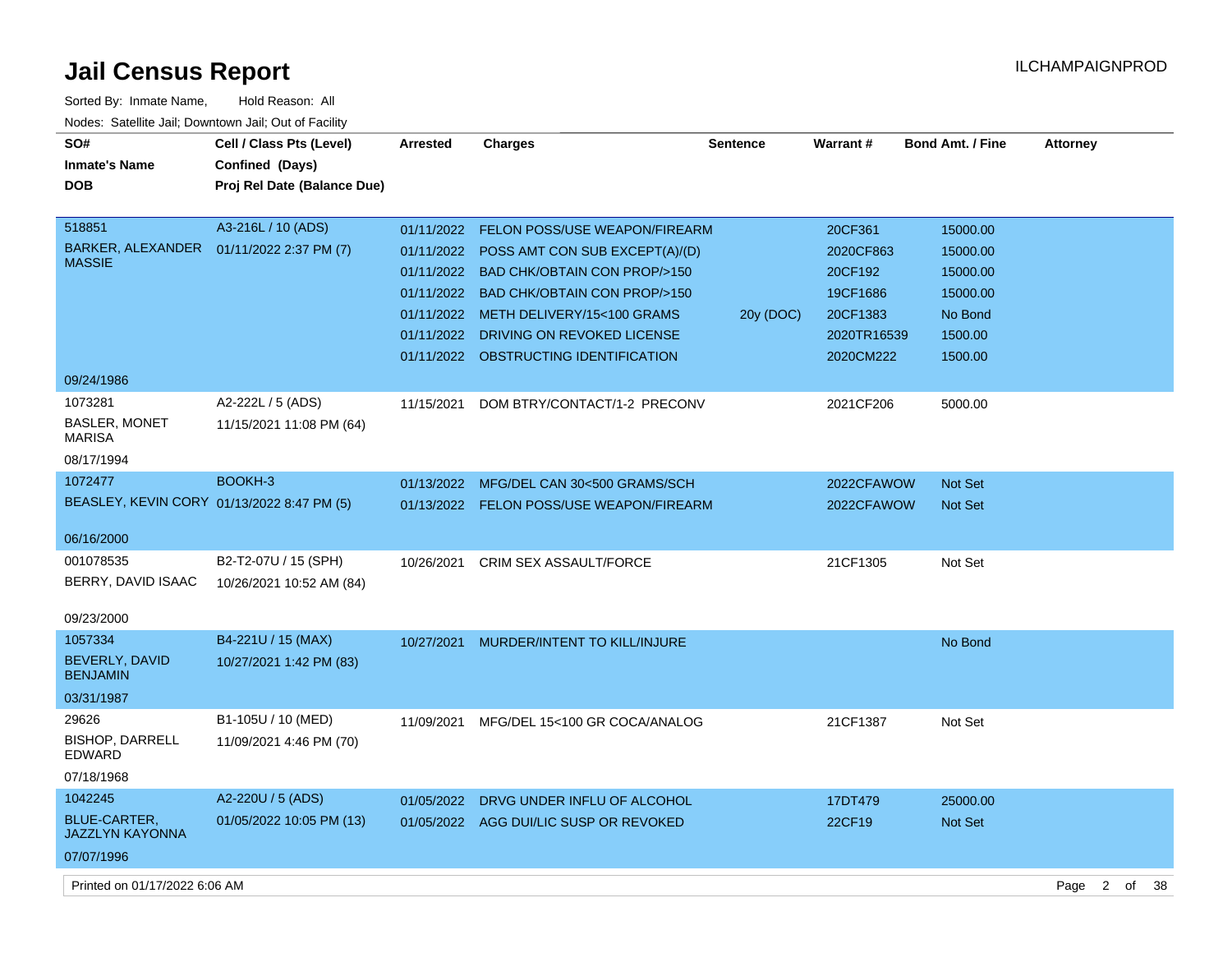# Jail Census Report

ILCHAMPAIGNPROD

Sorted By: Inmate Name, Hold Reason: All

Nodes: Satellite Jail; Downtown Jail; Out of Facility

| SO# / Inmate's Name / DOB | Cell / Class Pts (Level) / Confined (Days) / Proj Rel Date (Balance Due) | Arrested | Charges | Sentence | Warrant # | Bond Amt. / Fine | Attorney |
|---|---|---|---|---|---|---|---|
| 518851 BARKER, ALEXANDER MASSIE 09/24/1986 | A3-216L / 10 (ADS) 01/11/2022 2:37 PM (7) | 01/11/2022 | FELON POSS/USE WEAPON/FIREARM | | 20CF361 | 15000.00 | |
| | | 01/11/2022 | POSS AMT CON SUB EXCEPT(A)/(D) | | 2020CF863 | 15000.00 | |
| | | 01/11/2022 | BAD CHK/OBTAIN CON PROP/>150 | | 20CF192 | 15000.00 | |
| | | 01/11/2022 | BAD CHK/OBTAIN CON PROP/>150 | | 19CF1686 | 15000.00 | |
| | | 01/11/2022 | METH DELIVERY/15<100 GRAMS | 20y (DOC) | 20CF1383 | No Bond | |
| | | 01/11/2022 | DRIVING ON REVOKED LICENSE | | 2020TR16539 | 1500.00 | |
| | | 01/11/2022 | OBSTRUCTING IDENTIFICATION | | 2020CM222 | 1500.00 | |
| 1073281 BASLER, MONET MARISA 08/17/1994 | A2-222L / 5 (ADS) 11/15/2021 11:08 PM (64) | 11/15/2021 | DOM BTRY/CONTACT/1-2 PRECONV | | 2021CF206 | 5000.00 | |
| 1072477 BEASLEY, KEVIN CORY 06/16/2000 | BOOKH-3 01/13/2022 8:47 PM (5) | 01/13/2022 | MFG/DEL CAN 30<500 GRAMS/SCH | | 2022CFAWOW | Not Set | |
| | | 01/13/2022 | FELON POSS/USE WEAPON/FIREARM | | 2022CFAWOW | Not Set | |
| 001078535 BERRY, DAVID ISAAC 09/23/2000 | B2-T2-07U / 15 (SPH) 10/26/2021 10:52 AM (84) | 10/26/2021 | CRIM SEX ASSAULT/FORCE | | 21CF1305 | Not Set | |
| 1057334 BEVERLY, DAVID BENJAMIN 03/31/1987 | B4-221U / 15 (MAX) 10/27/2021 1:42 PM (83) | 10/27/2021 | MURDER/INTENT TO KILL/INJURE | | | No Bond | |
| 29626 BISHOP, DARRELL EDWARD 07/18/1968 | B1-105U / 10 (MED) 11/09/2021 4:46 PM (70) | 11/09/2021 | MFG/DEL 15<100 GR COCA/ANALOG | | 21CF1387 | Not Set | |
| 1042245 BLUE-CARTER, JAZZLYN KAYONNA 07/07/1996 | A2-220U / 5 (ADS) 01/05/2022 10:05 PM (13) | 01/05/2022 | DRVG UNDER INFLU OF ALCOHOL | | 17DT479 | 25000.00 | |
| | | 01/05/2022 | AGG DUI/LIC SUSP OR REVOKED | | 22CF19 | Not Set | |

Printed on 01/17/2022 6:06 AM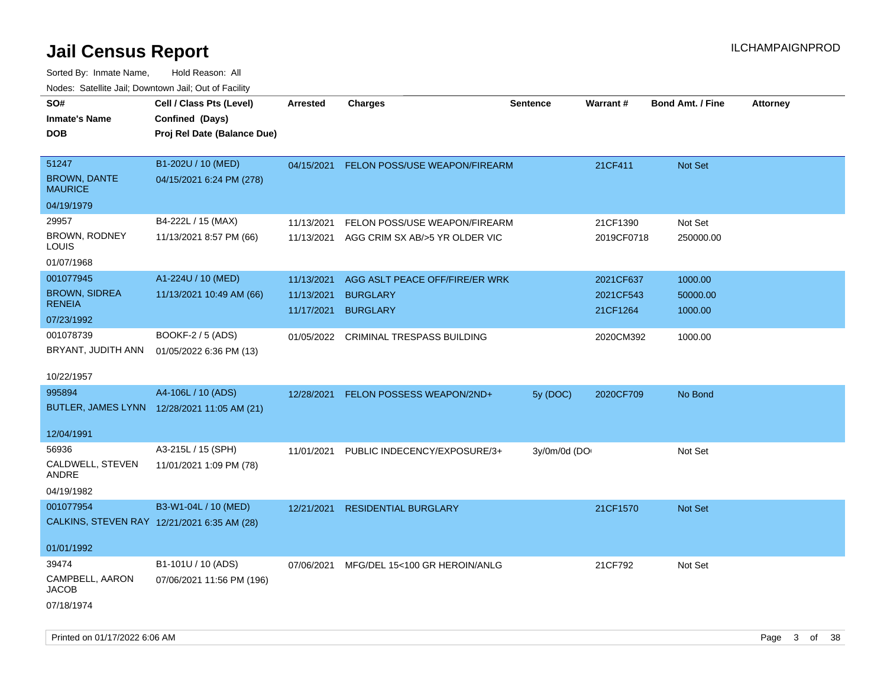# Jail Census Report

Sorted By: Inmate Name, Hold Reason: All

Nodes: Satellite Jail; Downtown Jail; Out of Facility

| SO# / Inmate's Name / DOB | Cell / Class Pts (Level) / Confined (Days) / Proj Rel Date (Balance Due) | Arrested | Charges | Sentence | Warrant # | Bond Amt. / Fine | Attorney |
|---|---|---|---|---|---|---|---|
| 51247<br>BROWN, DANTE MAURICE<br>04/19/1979 | B1-202U / 10 (MED)<br>04/15/2021 6:24 PM (278) | 04/15/2021 | FELON POSS/USE WEAPON/FIREARM | | 21CF411 | Not Set | |
| 29957<br>BROWN, RODNEY LOUIS<br>01/07/1968 | B4-222L / 15 (MAX)<br>11/13/2021 8:57 PM (66) | 11/13/2021 | FELON POSS/USE WEAPON/FIREARM | | 21CF1390 | Not Set | |
| | | 11/13/2021 | AGG CRIM SX AB/>5 YR OLDER VIC | | 2019CF0718 | 250000.00 | |
| 001077945<br>BROWN, SIDREA RENEIA<br>07/23/1992 | A1-224U / 10 (MED)<br>11/13/2021 10:49 AM (66) | 11/13/2021 | AGG ASLT PEACE OFF/FIRE/ER WRK | | 2021CF637 | 1000.00 | |
| | | 11/13/2021 | BURGLARY | | 2021CF543 | 50000.00 | |
| | | 11/17/2021 | BURGLARY | | 21CF1264 | 1000.00 | |
| 001078739<br>BRYANT, JUDITH ANN<br>10/22/1957 | BOOKF-2 / 5 (ADS)<br>01/05/2022 6:36 PM (13) | 01/05/2022 | CRIMINAL TRESPASS BUILDING | | 2020CM392 | 1000.00 | |
| 995894<br>BUTLER, JAMES LYNN<br>12/04/1991 | A4-106L / 10 (ADS)<br>12/28/2021 11:05 AM (21) | 12/28/2021 | FELON POSSESS WEAPON/2ND+ | 5y (DOC) | 2020CF709 | No Bond | |
| 56936<br>CALDWELL, STEVEN ANDRE<br>04/19/1982 | A3-215L / 15 (SPH)<br>11/01/2021 1:09 PM (78) | 11/01/2021 | PUBLIC INDECENCY/EXPOSURE/3+ | 3y/0m/0d (DO | | Not Set | |
| 001077954<br>CALKINS, STEVEN RAY<br>01/01/1992 | B3-W1-04L / 10 (MED)<br>12/21/2021 6:35 AM (28) | 12/21/2021 | RESIDENTIAL BURGLARY | | 21CF1570 | Not Set | |
| 39474<br>CAMPBELL, AARON JACOB<br>07/18/1974 | B1-101U / 10 (ADS)<br>07/06/2021 11:56 PM (196) | 07/06/2021 | MFG/DEL 15<100 GR HEROIN/ANLG | | 21CF792 | Not Set | |

Printed on 01/17/2022 6:06 AM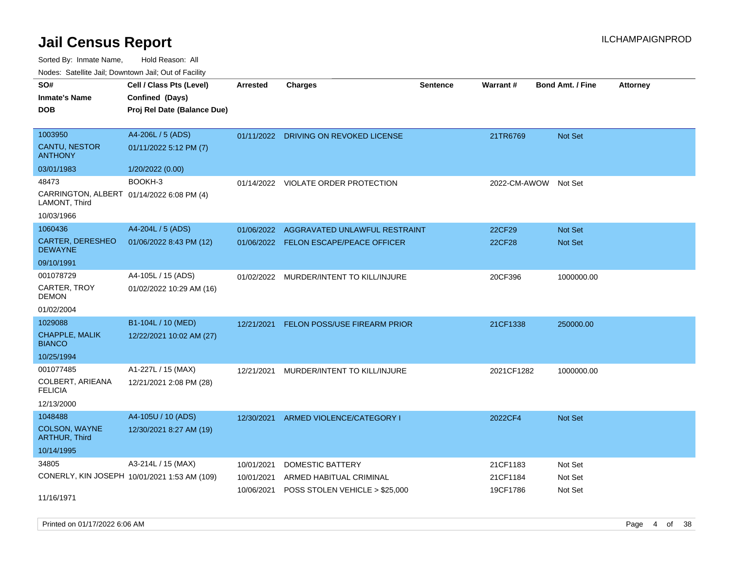# Jail Census Report

ILCHAMPAIGNPROD

Sorted By: Inmate Name, Hold Reason: All

Nodes: Satellite Jail; Downtown Jail; Out of Facility

| SO# / Inmate's Name / DOB | Cell / Class Pts (Level) / Confined (Days) / Proj Rel Date (Balance Due) | Arrested | Charges | Sentence | Warrant # | Bond Amt. / Fine | Attorney |
|---|---|---|---|---|---|---|---|
| 1003950 CANTU, NESTOR ANTHONY 03/01/1983 | A4-206L / 5 (ADS) 01/11/2022 5:12 PM (7) 1/20/2022 (0.00) | 01/11/2022 | DRIVING ON REVOKED LICENSE | | 21TR6769 | Not Set | |
| 48473 CARRINGTON, ALBERT LAMONT, Third 10/03/1966 | BOOKH-3 01/14/2022 6:08 PM (4) | 01/14/2022 | VIOLATE ORDER PROTECTION | | 2022-CM-AWOW | Not Set | |
| 1060436 CARTER, DERESHEO DEWAYNE 09/10/1991 | A4-204L / 5 (ADS) 01/06/2022 8:43 PM (12) | 01/06/2022 | AGGRAVATED UNLAWFUL RESTRAINT | | 22CF29 | Not Set | |
| | | 01/06/2022 | FELON ESCAPE/PEACE OFFICER | | 22CF28 | Not Set | |
| 001078729 CARTER, TROY DEMON 01/02/2004 | A4-105L / 15 (ADS) 01/02/2022 10:29 AM (16) | 01/02/2022 | MURDER/INTENT TO KILL/INJURE | | 20CF396 | 1000000.00 | |
| 1029088 CHAPPLE, MALIK BIANCO 10/25/1994 | B1-104L / 10 (MED) 12/22/2021 10:02 AM (27) | 12/21/2021 | FELON POSS/USE FIREARM PRIOR | | 21CF1338 | 250000.00 | |
| 001077485 COLBERT, ARIEANA FELICIA 12/13/2000 | A1-227L / 15 (MAX) 12/21/2021 2:08 PM (28) | 12/21/2021 | MURDER/INTENT TO KILL/INJURE | | 2021CF1282 | 1000000.00 | |
| 1048488 COLSON, WAYNE ARTHUR, Third 10/14/1995 | A4-105U / 10 (ADS) 12/30/2021 8:27 AM (19) | 12/30/2021 | ARMED VIOLENCE/CATEGORY I | | 2022CF4 | Not Set | |
| 34805 CONERLY, KIN JOSEPH 11/16/1971 | A3-214L / 15 (MAX) 10/01/2021 1:53 AM (109) | 10/01/2021 | DOMESTIC BATTERY | | 21CF1183 | Not Set | |
| | | 10/01/2021 | ARMED HABITUAL CRIMINAL | | 21CF1184 | Not Set | |
| | | 10/06/2021 | POSS STOLEN VEHICLE > $25,000 | | 19CF1786 | Not Set | |

Printed on 01/17/2022 6:06 AM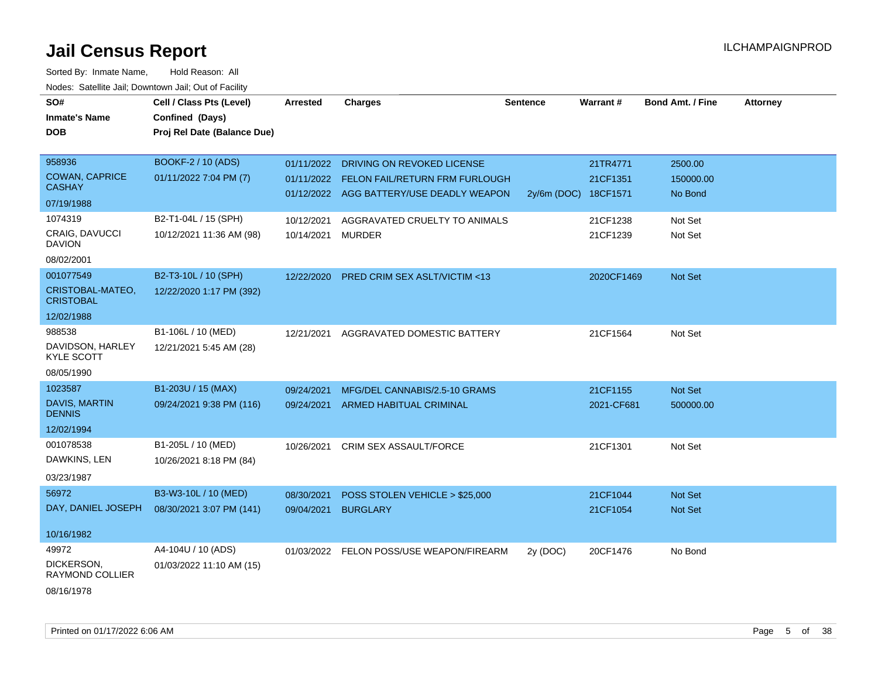# Jail Census Report

ILCHAMPAIGNPROD

Sorted By: Inmate Name, Hold Reason: All

Nodes: Satellite Jail; Downtown Jail; Out of Facility

| SO# / Inmate's Name / DOB | Cell / Class Pts (Level) / Confined (Days) / Proj Rel Date (Balance Due) | Arrested | Charges | Sentence | Warrant # | Bond Amt. / Fine | Attorney |
|---|---|---|---|---|---|---|---|
| 958936<br>COWAN, CAPRICE CASHAY<br>07/19/1988 | BOOKF-2 / 10 (ADS)<br>01/11/2022 7:04 PM (7) | 01/11/2022<br>01/11/2022<br>01/12/2022 | DRIVING ON REVOKED LICENSE<br>FELON FAIL/RETURN FRM FURLOUGH<br>AGG BATTERY/USE DEADLY WEAPON | <br><br>2y/6m (DOC) | 21TR4771<br>21CF1351<br>18CF1571 | 2500.00<br>150000.00<br>No Bond | |
| 1074319<br>CRAIG, DAVUCCI DAVION<br>08/02/2001 | B2-T1-04L / 15 (SPH)<br>10/12/2021 11:36 AM (98) | 10/12/2021<br>10/14/2021 | AGGRAVATED CRUELTY TO ANIMALS<br>MURDER | | 21CF1238<br>21CF1239 | Not Set<br>Not Set | |
| 001077549<br>CRISTOBAL-MATEO, CRISTOBAL<br>12/02/1988 | B2-T3-10L / 10 (SPH)<br>12/22/2020 1:17 PM (392) | 12/22/2020 | PRED CRIM SEX ASLT/VICTIM <13 | | 2020CF1469 | Not Set | |
| 988538<br>DAVIDSON, HARLEY KYLE SCOTT<br>08/05/1990 | B1-106L / 10 (MED)<br>12/21/2021 5:45 AM (28) | 12/21/2021 | AGGRAVATED DOMESTIC BATTERY | | 21CF1564 | Not Set | |
| 1023587<br>DAVIS, MARTIN DENNIS<br>12/02/1994 | B1-203U / 15 (MAX)<br>09/24/2021 9:38 PM (116) | 09/24/2021<br>09/24/2021 | MFG/DEL CANNABIS/2.5-10 GRAMS<br>ARMED HABITUAL CRIMINAL | | 21CF1155<br>2021-CF681 | Not Set<br>500000.00 | |
| 001078538<br>DAWKINS, LEN<br>03/23/1987 | B1-205L / 10 (MED)<br>10/26/2021 8:18 PM (84) | 10/26/2021 | CRIM SEX ASSAULT/FORCE | | 21CF1301 | Not Set | |
| 56972<br>DAY, DANIEL JOSEPH<br>10/16/1982 | B3-W3-10L / 10 (MED)<br>08/30/2021 3:07 PM (141) | 08/30/2021<br>09/04/2021 | POSS STOLEN VEHICLE > $25,000<br>BURGLARY | | 21CF1044<br>21CF1054 | Not Set<br>Not Set | |
| 49972<br>DICKERSON, RAYMOND COLLIER<br>08/16/1978 | A4-104U / 10 (ADS)<br>01/03/2022 11:10 AM (15) | 01/03/2022 | FELON POSS/USE WEAPON/FIREARM | 2y (DOC) | 20CF1476 | No Bond | |

Printed on 01/17/2022 6:06 AM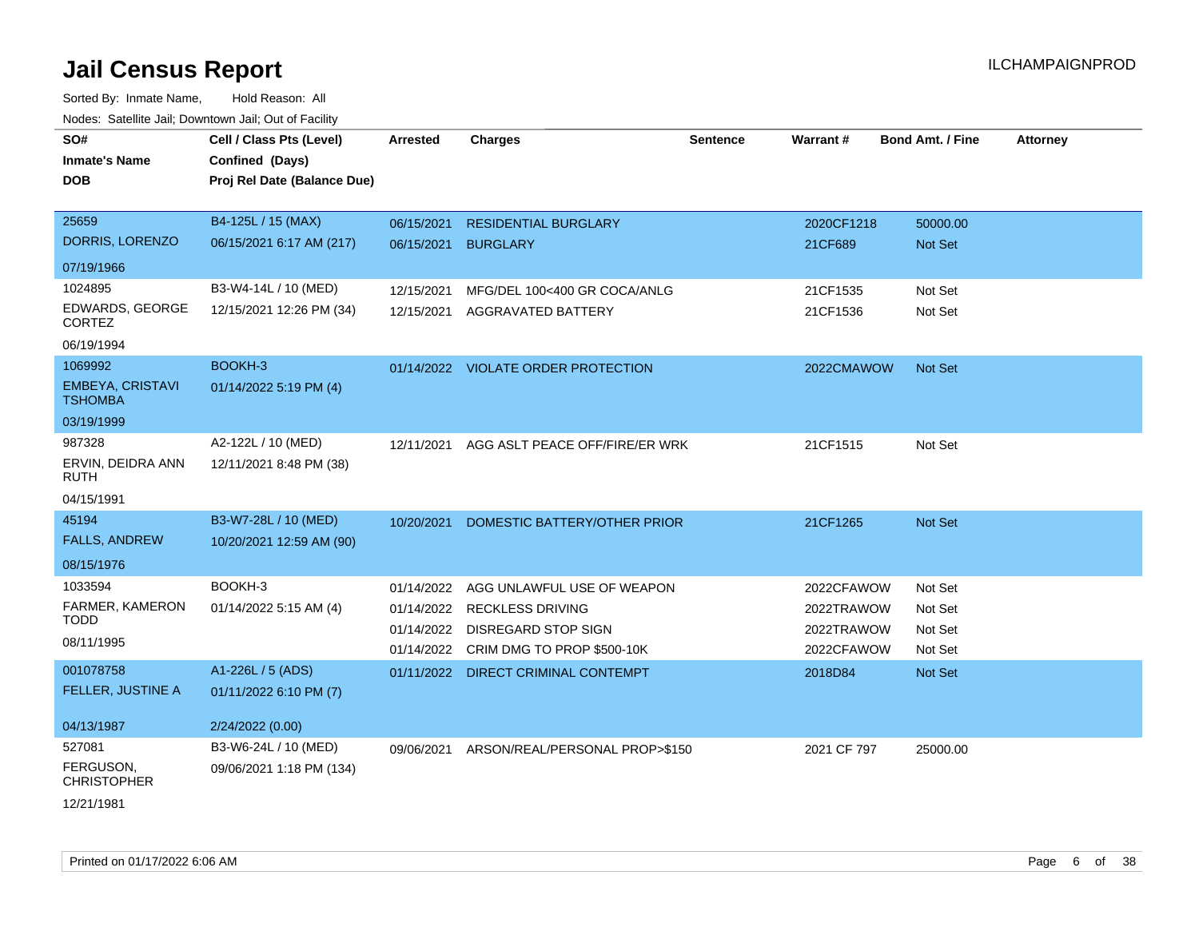# Jail Census Report

ILCHAMPAIGNPROD

Sorted By: Inmate Name, Hold Reason: All

Nodes: Satellite Jail; Downtown Jail; Out of Facility

| SO# / Inmate's Name / DOB | Cell / Class Pts (Level) / Confined (Days) / Proj Rel Date (Balance Due) | Arrested | Charges | Sentence | Warrant # | Bond Amt. / Fine | Attorney |
|---|---|---|---|---|---|---|---|
| 25659<br>DORRIS, LORENZO<br>07/19/1966 | B4-125L / 15 (MAX)<br>06/15/2021 6:17 AM (217) | 06/15/2021<br>06/15/2021 | RESIDENTIAL BURGLARY<br>BURGLARY | | 2020CF1218<br>21CF689 | 50000.00<br>Not Set | |
| 1024895<br>EDWARDS, GEORGE CORTEZ<br>06/19/1994 | B3-W4-14L / 10 (MED)<br>12/15/2021 12:26 PM (34) | 12/15/2021<br>12/15/2021 | MFG/DEL 100<400 GR COCA/ANLG<br>AGGRAVATED BATTERY | | 21CF1535<br>21CF1536 | Not Set<br>Not Set | |
| 1069992<br>EMBEYA, CRISTAVI TSHOMBA<br>03/19/1999 | BOOKH-3<br>01/14/2022 5:19 PM (4) | 01/14/2022 | VIOLATE ORDER PROTECTION | | 2022CMAWOW | Not Set | |
| 987328<br>ERVIN, DEIDRA ANN RUTH<br>04/15/1991 | A2-122L / 10 (MED)<br>12/11/2021 8:48 PM (38) | 12/11/2021 | AGG ASLT PEACE OFF/FIRE/ER WRK | | 21CF1515 | Not Set | |
| 45194<br>FALLS, ANDREW<br>08/15/1976 | B3-W7-28L / 10 (MED)<br>10/20/2021 12:59 AM (90) | 10/20/2021 | DOMESTIC BATTERY/OTHER PRIOR | | 21CF1265 | Not Set | |
| 1033594<br>FARMER, KAMERON TODD<br>08/11/1995 | BOOKH-3<br>01/14/2022 5:15 AM (4) | 01/14/2022<br>01/14/2022<br>01/14/2022<br>01/14/2022 | AGG UNLAWFUL USE OF WEAPON<br>RECKLESS DRIVING<br>DISREGARD STOP SIGN<br>CRIM DMG TO PROP $500-10K | | 2022CFAWOW<br>2022TRAWOW<br>2022TRAWOW<br>2022CFAWOW | Not Set<br>Not Set<br>Not Set<br>Not Set | |
| 001078758<br>FELLER, JUSTINE A<br>04/13/1987 | A1-226L / 5 (ADS)<br>01/11/2022 6:10 PM (7)<br>2/24/2022 (0.00) | 01/11/2022 | DIRECT CRIMINAL CONTEMPT | | 2018D84 | Not Set | |
| 527081<br>FERGUSON, CHRISTOPHER<br>12/21/1981 | B3-W6-24L / 10 (MED)<br>09/06/2021 1:18 PM (134) | 09/06/2021 | ARSON/REAL/PERSONAL PROP>$150 | | 2021 CF 797 | 25000.00 | |

Printed on 01/17/2022 6:06 AM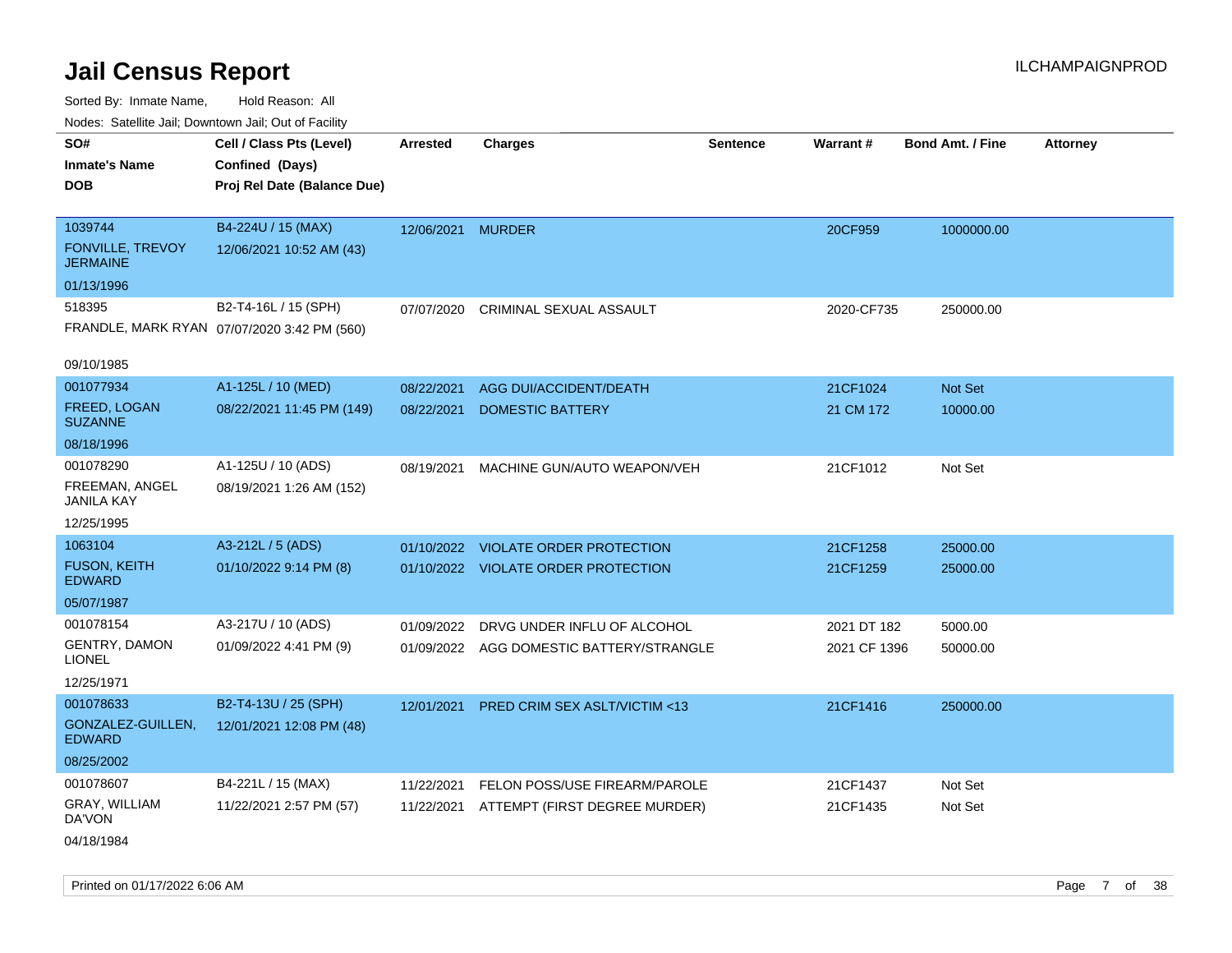# Jail Census Report

ILCHAMPAIGNPROD

Sorted By: Inmate Name, Hold Reason: All

Nodes: Satellite Jail; Downtown Jail; Out of Facility

| SO# / Inmate's Name / DOB | Cell / Class Pts (Level) / Confined (Days) / Proj Rel Date (Balance Due) | Arrested | Charges | Sentence | Warrant # | Bond Amt. / Fine | Attorney |
|---|---|---|---|---|---|---|---|
| 1039744 FONVILLE, TREVOY JERMAINE 01/13/1996 | B4-224U / 15 (MAX) 12/06/2021 10:52 AM (43) | 12/06/2021 | MURDER | | 20CF959 | 1000000.00 | |
| 518395 FRANDLE, MARK RYAN 09/10/1985 | B2-T4-16L / 15 (SPH) 07/07/2020 3:42 PM (560) | 07/07/2020 | CRIMINAL SEXUAL ASSAULT | | 2020-CF735 | 250000.00 | |
| 001077934 FREED, LOGAN SUZANNE 08/18/1996 | A1-125L / 10 (MED) 08/22/2021 11:45 PM (149) | 08/22/2021 | AGG DUI/ACCIDENT/DEATH | | 21CF1024 | Not Set | |
| | | 08/22/2021 | DOMESTIC BATTERY | | 21 CM 172 | 10000.00 | |
| 001078290 FREEMAN, ANGEL JANILA KAY 12/25/1995 | A1-125U / 10 (ADS) 08/19/2021 1:26 AM (152) | 08/19/2021 | MACHINE GUN/AUTO WEAPON/VEH | | 21CF1012 | Not Set | |
| 1063104 FUSON, KEITH EDWARD 05/07/1987 | A3-212L / 5 (ADS) 01/10/2022 9:14 PM (8) | 01/10/2022 | VIOLATE ORDER PROTECTION | | 21CF1258 | 25000.00 | |
| | | 01/10/2022 | VIOLATE ORDER PROTECTION | | 21CF1259 | 25000.00 | |
| 001078154 GENTRY, DAMON LIONEL 12/25/1971 | A3-217U / 10 (ADS) 01/09/2022 4:41 PM (9) | 01/09/2022 | DRVG UNDER INFLU OF ALCOHOL | | 2021 DT 182 | 5000.00 | |
| | | 01/09/2022 | AGG DOMESTIC BATTERY/STRANGLE | | 2021 CF 1396 | 50000.00 | |
| 001078633 GONZALEZ-GUILLEN, EDWARD 08/25/2002 | B2-T4-13U / 25 (SPH) 12/01/2021 12:08 PM (48) | 12/01/2021 | PRED CRIM SEX ASLT/VICTIM <13 | | 21CF1416 | 250000.00 | |
| 001078607 GRAY, WILLIAM DA'VON 04/18/1984 | B4-221L / 15 (MAX) 11/22/2021 2:57 PM (57) | 11/22/2021 | FELON POSS/USE FIREARM/PAROLE | | 21CF1437 | Not Set | |
| | | 11/22/2021 | ATTEMPT (FIRST DEGREE MURDER) | | 21CF1435 | Not Set | |

Printed on 01/17/2022 6:06 AM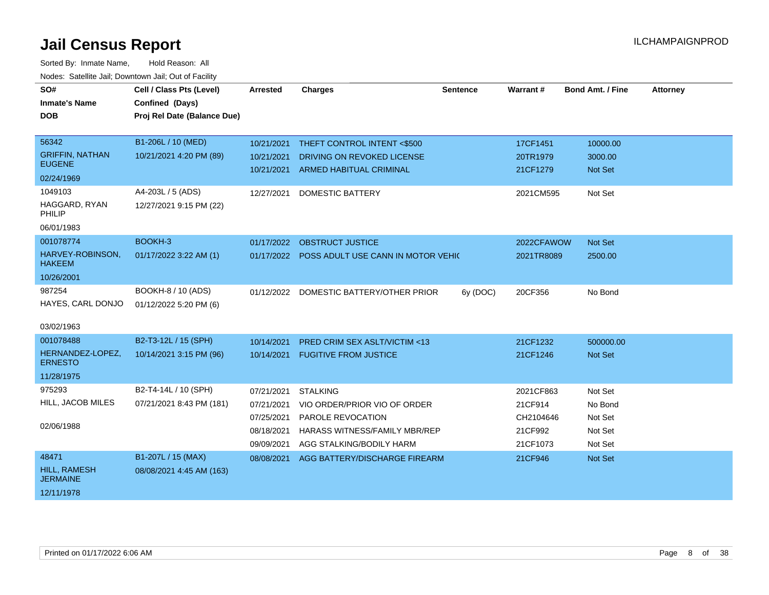# Jail Census Report

ILCHAMPAIGNPROD

Sorted By: Inmate Name, Hold Reason: All

Nodes: Satellite Jail; Downtown Jail; Out of Facility

| SO# / Inmate's Name / DOB | Cell / Class Pts (Level) / Confined (Days) / Proj Rel Date (Balance Due) | Arrested | Charges | Sentence | Warrant # | Bond Amt. / Fine | Attorney |
|---|---|---|---|---|---|---|---|
| 56342 / GRIFFIN, NATHAN EUGENE / 02/24/1969 | B1-206L / 10 (MED) / 10/21/2021 4:20 PM (89) | 10/21/2021 | THEFT CONTROL INTENT <$500 | | 17CF1451 | 10000.00 | |
| | | 10/21/2021 | DRIVING ON REVOKED LICENSE | | 20TR1979 | 3000.00 | |
| | | 10/21/2021 | ARMED HABITUAL CRIMINAL | | 21CF1279 | Not Set | |
| 1049103 / HAGGARD, RYAN PHILIP / 06/01/1983 | A4-203L / 5 (ADS) / 12/27/2021 9:15 PM (22) | 12/27/2021 | DOMESTIC BATTERY | | 2021CM595 | Not Set | |
| 001078774 / HARVEY-ROBINSON, HAKEEM / 10/26/2001 | BOOKH-3 / 01/17/2022 3:22 AM (1) | 01/17/2022 | OBSTRUCT JUSTICE | | 2022CFAWOW | Not Set | |
| | | 01/17/2022 | POSS ADULT USE CANN IN MOTOR VEHIC | | 2021TR8089 | 2500.00 | |
| 987254 / HAYES, CARL DONJO / 03/02/1963 | BOOKH-8 / 10 (ADS) / 01/12/2022 5:20 PM (6) | 01/12/2022 | DOMESTIC BATTERY/OTHER PRIOR | 6y (DOC) | 20CF356 | No Bond | |
| 001078488 / HERNANDEZ-LOPEZ, ERNESTO / 11/28/1975 | B2-T3-12L / 15 (SPH) / 10/14/2021 3:15 PM (96) | 10/14/2021 | PRED CRIM SEX ASLT/VICTIM <13 | | 21CF1232 | 500000.00 | |
| | | 10/14/2021 | FUGITIVE FROM JUSTICE | | 21CF1246 | Not Set | |
| 975293 / HILL, JACOB MILES / 02/06/1988 | B2-T4-14L / 10 (SPH) / 07/21/2021 8:43 PM (181) | 07/21/2021 | STALKING | | 2021CF863 | Not Set | |
| | | 07/21/2021 | VIO ORDER/PRIOR VIO OF ORDER | | 21CF914 | No Bond | |
| | | 07/25/2021 | PAROLE REVOCATION | | CH2104646 | Not Set | |
| | | 08/18/2021 | HARASS WITNESS/FAMILY MBR/REP | | 21CF992 | Not Set | |
| | | 09/09/2021 | AGG STALKING/BODILY HARM | | 21CF1073 | Not Set | |
| 48471 / HILL, RAMESH JERMAINE / 12/11/1978 | B1-207L / 15 (MAX) / 08/08/2021 4:45 AM (163) | 08/08/2021 | AGG BATTERY/DISCHARGE FIREARM | | 21CF946 | Not Set | |

Printed on 01/17/2022 6:06 AM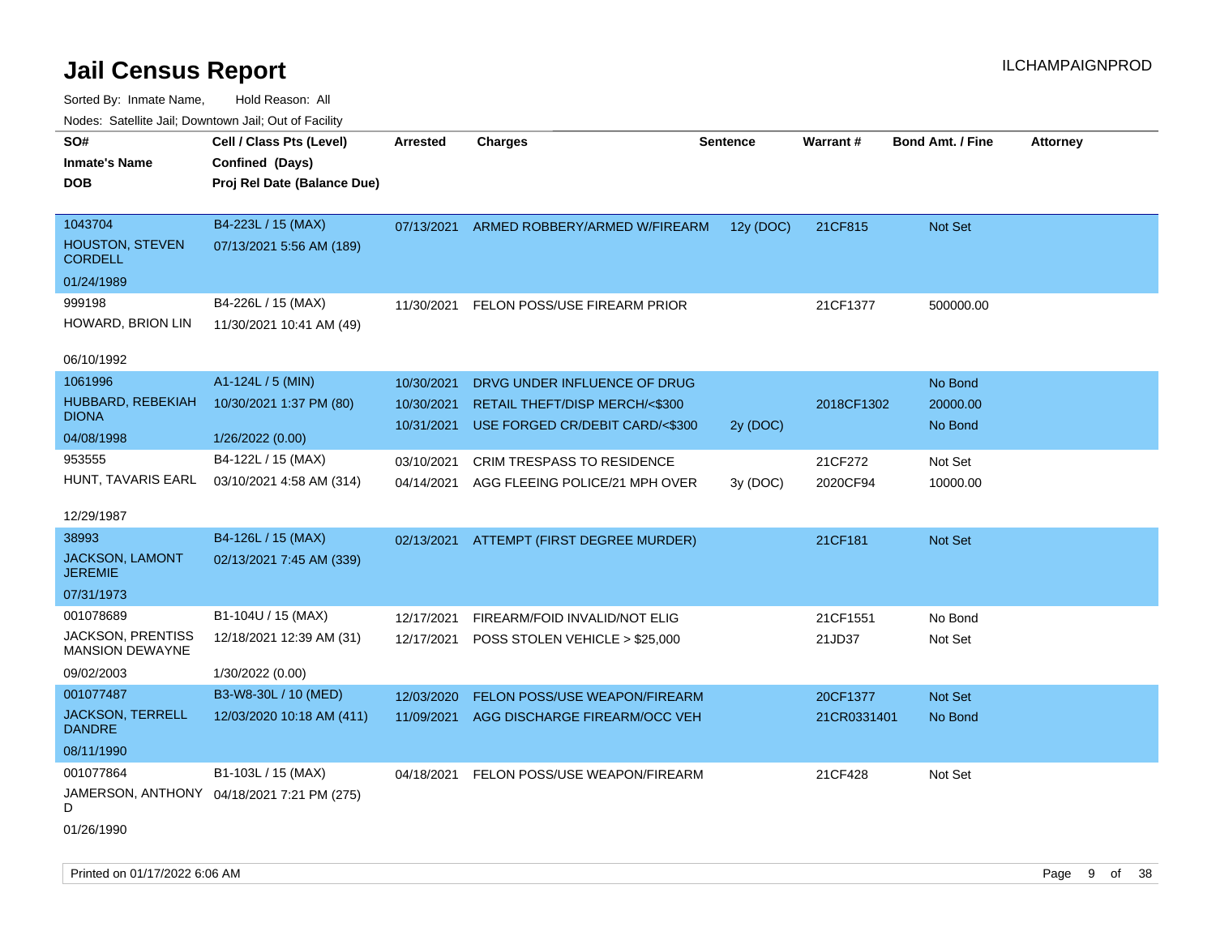# Jail Census Report

ILCHAMPAIGNPROD

Sorted By: Inmate Name, Hold Reason: All

Nodes: Satellite Jail; Downtown Jail; Out of Facility

| SO#<br>Inmate's Name<br>DOB | Cell / Class Pts (Level)<br>Confined (Days)<br>Proj Rel Date (Balance Due) | Arrested | Charges | Sentence | Warrant # | Bond Amt. / Fine | Attorney |
|---|---|---|---|---|---|---|---|
| 1043704<br>HOUSTON, STEVEN CORDELL<br>01/24/1989 | B4-223L / 15 (MAX)<br>07/13/2021 5:56 AM (189) | 07/13/2021 | ARMED ROBBERY/ARMED W/FIREARM | 12y (DOC) | 21CF815 | Not Set | |
| 999198<br>HOWARD, BRION LIN<br>06/10/1992 | B4-226L / 15 (MAX)<br>11/30/2021 10:41 AM (49) | 11/30/2021 | FELON POSS/USE FIREARM PRIOR | | 21CF1377 | 500000.00 | |
| 1061996<br>HUBBARD, REBEKIAH DIONA<br>04/08/1998 | A1-124L / 5 (MIN)<br>10/30/2021 1:37 PM (80)<br>1/26/2022 (0.00) | 10/30/2021 | DRVG UNDER INFLUENCE OF DRUG | | | No Bond | |
| | | 10/30/2021 | RETAIL THEFT/DISP MERCH/<$300 | | 2018CF1302 | 20000.00 | |
| | | 10/31/2021 | USE FORGED CR/DEBIT CARD/<$300 | 2y (DOC) | | No Bond | |
| 953555<br>HUNT, TAVARIS EARL<br>12/29/1987 | B4-122L / 15 (MAX)<br>03/10/2021 4:58 AM (314) | 03/10/2021 | CRIM TRESPASS TO RESIDENCE | | 21CF272 | Not Set | |
| | | 04/14/2021 | AGG FLEEING POLICE/21 MPH OVER | 3y (DOC) | 2020CF94 | 10000.00 | |
| 38993<br>JACKSON, LAMONT JEREMIE<br>07/31/1973 | B4-126L / 15 (MAX)<br>02/13/2021 7:45 AM (339) | 02/13/2021 | ATTEMPT (FIRST DEGREE MURDER) | | 21CF181 | Not Set | |
| 001078689<br>JACKSON, PRENTISS MANSION DEWAYNE<br>09/02/2003 | B1-104U / 15 (MAX)<br>12/18/2021 12:39 AM (31)<br>1/30/2022 (0.00) | 12/17/2021 | FIREARM/FOID INVALID/NOT ELIG | | 21CF1551 | No Bond | |
| | | 12/17/2021 | POSS STOLEN VEHICLE > $25,000 | | 21JD37 | Not Set | |
| 001077487<br>JACKSON, TERRELL DANDRE<br>08/11/1990 | B3-W8-30L / 10 (MED)<br>12/03/2020 10:18 AM (411) | 12/03/2020 | FELON POSS/USE WEAPON/FIREARM | | 20CF1377 | Not Set | |
| | | 11/09/2021 | AGG DISCHARGE FIREARM/OCC VEH | | 21CR0331401 | No Bond | |
| 001077864<br>JAMERSON, ANTHONY D<br>01/26/1990 | B1-103L / 15 (MAX)<br>04/18/2021 7:21 PM (275) | 04/18/2021 | FELON POSS/USE WEAPON/FIREARM | | 21CF428 | Not Set | |

Printed on 01/17/2022 6:06 AM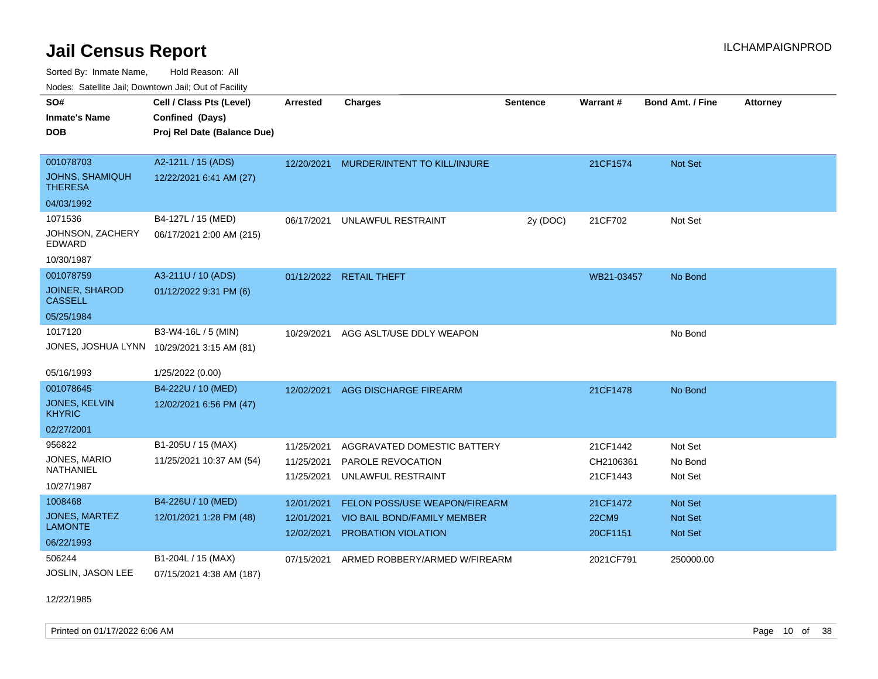# Jail Census Report

ILCHAMPAIGNPROD

Sorted By: Inmate Name, Hold Reason: All

Nodes: Satellite Jail; Downtown Jail; Out of Facility

| SO# / Inmate's Name / DOB | Cell / Class Pts (Level) / Confined (Days) / Proj Rel Date (Balance Due) | Arrested | Charges | Sentence | Warrant # | Bond Amt. / Fine | Attorney |
|---|---|---|---|---|---|---|---|
| 001078703<br>JOHNS, SHAMIQUH THERESA<br>04/03/1992 | A2-121L / 15 (ADS)<br>12/22/2021 6:41 AM (27) | 12/20/2021 | MURDER/INTENT TO KILL/INJURE | | 21CF1574 | Not Set | |
| 1071536<br>JOHNSON, ZACHERY EDWARD<br>10/30/1987 | B4-127L / 15 (MED)<br>06/17/2021 2:00 AM (215) | 06/17/2021 | UNLAWFUL RESTRAINT | 2y (DOC) | 21CF702 | Not Set | |
| 001078759<br>JOINER, SHAROD CASSELL<br>05/25/1984 | A3-211U / 10 (ADS)<br>01/12/2022 9:31 PM (6) | 01/12/2022 | RETAIL THEFT | | WB21-03457 | No Bond | |
| 1017120<br>JONES, JOSHUA LYNN<br>05/16/1993 | B3-W4-16L / 5 (MIN)<br>10/29/2021 3:15 AM (81)<br>1/25/2022 (0.00) | 10/29/2021 | AGG ASLT/USE DDLY WEAPON | | | No Bond | |
| 001078645<br>JONES, KELVIN KHYRIC<br>02/27/2001 | B4-222U / 10 (MED)<br>12/02/2021 6:56 PM (47) | 12/02/2021 | AGG DISCHARGE FIREARM | | 21CF1478 | No Bond | |
| 956822<br>JONES, MARIO NATHANIEL<br>10/27/1987 | B1-205U / 15 (MAX)<br>11/25/2021 10:37 AM (54) | 11/25/2021<br>11/25/2021<br>11/25/2021 | AGGRAVATED DOMESTIC BATTERY<br>PAROLE REVOCATION<br>UNLAWFUL RESTRAINT | | 21CF1442<br>CH2106361<br>21CF1443 | Not Set<br>No Bond<br>Not Set | |
| 1008468<br>JONES, MARTEZ LAMONTE<br>06/22/1993 | B4-226U / 10 (MED)<br>12/01/2021 1:28 PM (48) | 12/01/2021<br>12/01/2021<br>12/02/2021 | FELON POSS/USE WEAPON/FIREARM<br>VIO BAIL BOND/FAMILY MEMBER<br>PROBATION VIOLATION | | 21CF1472<br>22CM9<br>20CF1151 | Not Set<br>Not Set<br>Not Set | |
| 506244<br>JOSLIN, JASON LEE<br>12/22/1985 | B1-204L / 15 (MAX)<br>07/15/2021 4:38 AM (187) | 07/15/2021 | ARMED ROBBERY/ARMED W/FIREARM | | 2021CF791 | 250000.00 | |

Printed on 01/17/2022 6:06 AM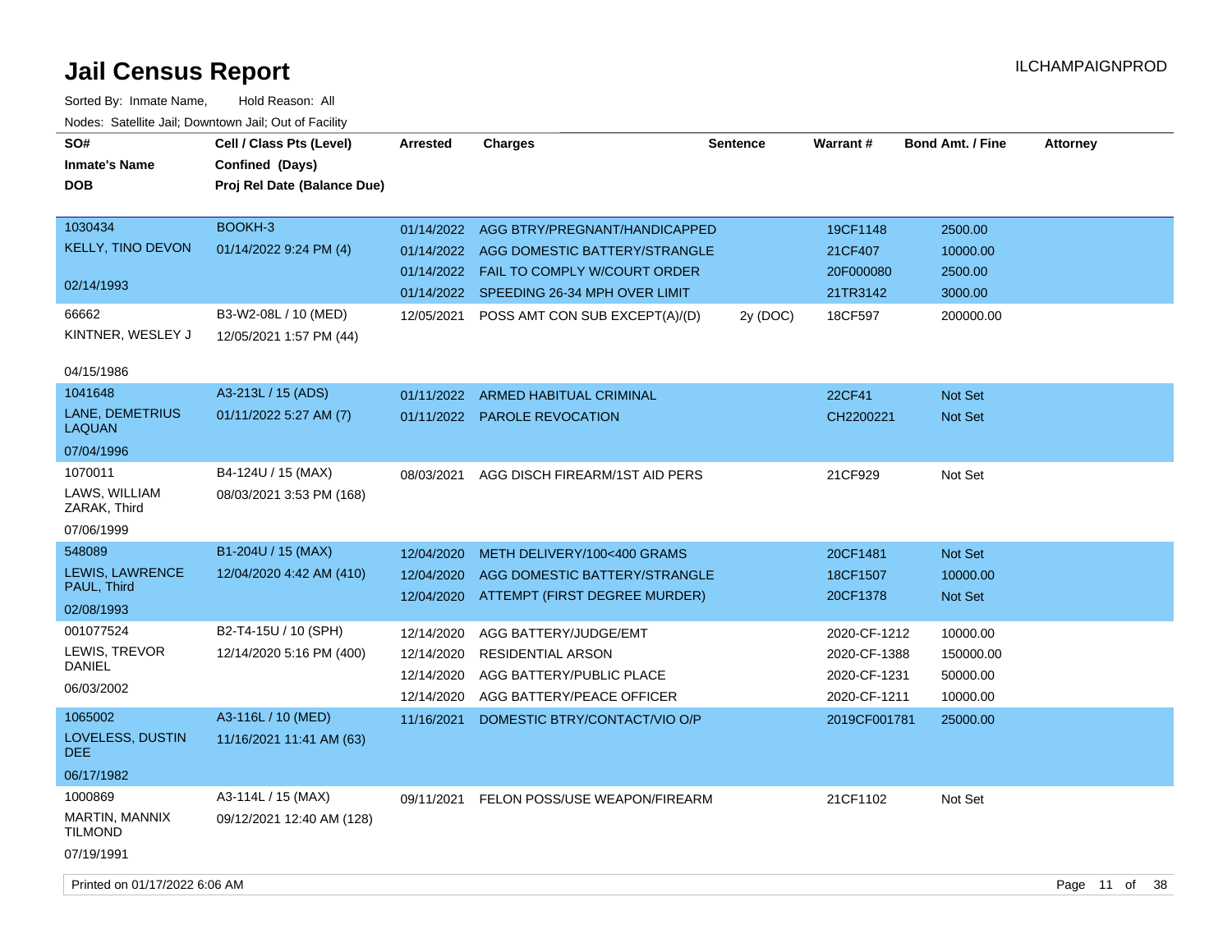# Jail Census Report

ILCHAMPAIGNPROD

Sorted By: Inmate Name, Hold Reason: All

Nodes: Satellite Jail; Downtown Jail; Out of Facility

| SO# / Inmate's Name / DOB | Cell / Class Pts (Level) / Confined (Days) / Proj Rel Date (Balance Due) | Arrested | Charges | Sentence | Warrant # | Bond Amt. / Fine | Attorney |
|---|---|---|---|---|---|---|---|
| 1030434 KELLY, TINO DEVON 02/14/1993 | BOOKH-3 01/14/2022 9:24 PM (4) | 01/14/2022 | AGG BTRY/PREGNANT/HANDICAPPED | | 19CF1148 | 2500.00 | |
| | | 01/14/2022 | AGG DOMESTIC BATTERY/STRANGLE | | 21CF407 | 10000.00 | |
| | | 01/14/2022 | FAIL TO COMPLY W/COURT ORDER | | 20F000080 | 2500.00 | |
| | | 01/14/2022 | SPEEDING 26-34 MPH OVER LIMIT | | 21TR3142 | 3000.00 | |
| 66662 KINTNER, WESLEY J 04/15/1986 | B3-W2-08L / 10 (MED) 12/05/2021 1:57 PM (44) | 12/05/2021 | POSS AMT CON SUB EXCEPT(A)/(D) | 2y (DOC) | 18CF597 | 200000.00 | |
| 1041648 LANE, DEMETRIUS LAQUAN 07/04/1996 | A3-213L / 15 (ADS) 01/11/2022 5:27 AM (7) | 01/11/2022 | ARMED HABITUAL CRIMINAL | | 22CF41 | Not Set | |
| | | 01/11/2022 | PAROLE REVOCATION | | CH2200221 | Not Set | |
| 1070011 LAWS, WILLIAM ZARAK, Third 07/06/1999 | B4-124U / 15 (MAX) 08/03/2021 3:53 PM (168) | 08/03/2021 | AGG DISCH FIREARM/1ST AID PERS | | 21CF929 | Not Set | |
| 548089 LEWIS, LAWRENCE PAUL, Third 02/08/1993 | B1-204U / 15 (MAX) 12/04/2020 4:42 AM (410) | 12/04/2020 | METH DELIVERY/100<400 GRAMS | | 20CF1481 | Not Set | |
| | | 12/04/2020 | AGG DOMESTIC BATTERY/STRANGLE | | 18CF1507 | 10000.00 | |
| | | 12/04/2020 | ATTEMPT (FIRST DEGREE MURDER) | | 20CF1378 | Not Set | |
| 001077524 LEWIS, TREVOR DANIEL 06/03/2002 | B2-T4-15U / 10 (SPH) 12/14/2020 5:16 PM (400) | 12/14/2020 | AGG BATTERY/JUDGE/EMT | | 2020-CF-1212 | 10000.00 | |
| | | 12/14/2020 | RESIDENTIAL ARSON | | 2020-CF-1388 | 150000.00 | |
| | | 12/14/2020 | AGG BATTERY/PUBLIC PLACE | | 2020-CF-1231 | 50000.00 | |
| | | 12/14/2020 | AGG BATTERY/PEACE OFFICER | | 2020-CF-1211 | 10000.00 | |
| 1065002 LOVELESS, DUSTIN DEE 06/17/1982 | A3-116L / 10 (MED) 11/16/2021 11:41 AM (63) | 11/16/2021 | DOMESTIC BTRY/CONTACT/VIO O/P | | 2019CF001781 | 25000.00 | |
| 1000869 MARTIN, MANNIX TILMOND 07/19/1991 | A3-114L / 15 (MAX) 09/12/2021 12:40 AM (128) | 09/11/2021 | FELON POSS/USE WEAPON/FIREARM | | 21CF1102 | Not Set | |

Printed on 01/17/2022 6:06 AM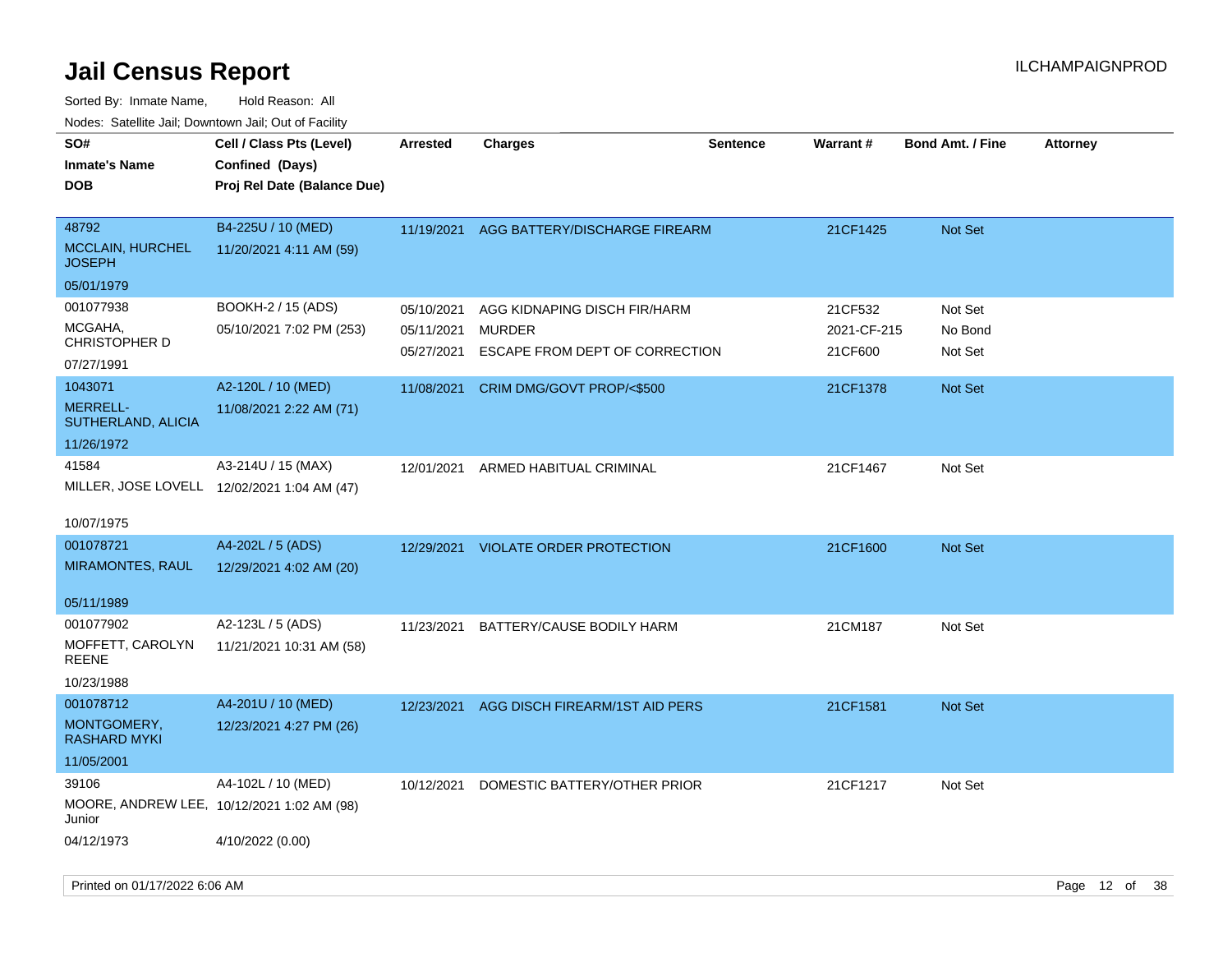# Jail Census Report

ILCHAMPAIGNPROD

Sorted By: Inmate Name, Hold Reason: All

Nodes: Satellite Jail; Downtown Jail; Out of Facility

| SO# / Inmate's Name / DOB | Cell / Class Pts (Level) / Confined (Days) / Proj Rel Date (Balance Due) | Arrested | Charges | Sentence | Warrant # | Bond Amt. / Fine | Attorney |
|---|---|---|---|---|---|---|---|
| 48792<br>MCCLAIN, HURCHEL JOSEPH<br>05/01/1979 | B4-225U / 10 (MED)<br>11/20/2021 4:11 AM (59) | 11/19/2021 | AGG BATTERY/DISCHARGE FIREARM | | 21CF1425 | Not Set | |
| 001077938<br>MCGAHA, CHRISTOPHER D<br>07/27/1991 | BOOKH-2 / 15 (ADS)<br>05/10/2021 7:02 PM (253) | 05/10/2021<br>05/11/2021<br>05/27/2021 | AGG KIDNAPING DISCH FIR/HARM<br>MURDER<br>ESCAPE FROM DEPT OF CORRECTION | | 21CF532<br>2021-CF-215<br>21CF600 | Not Set<br>No Bond<br>Not Set | |
| 1043071<br>MERRELL-SUTHERLAND, ALICIA<br>11/26/1972 | A2-120L / 10 (MED)<br>11/08/2021 2:22 AM (71) | 11/08/2021 | CRIM DMG/GOVT PROP/<$500 | | 21CF1378 | Not Set | |
| 41584<br>MILLER, JOSE LOVELL<br>10/07/1975 | A3-214U / 15 (MAX)<br>12/02/2021 1:04 AM (47) | 12/01/2021 | ARMED HABITUAL CRIMINAL | | 21CF1467 | Not Set | |
| 001078721<br>MIRAMONTES, RAUL<br>05/11/1989 | A4-202L / 5 (ADS)<br>12/29/2021 4:02 AM (20) | 12/29/2021 | VIOLATE ORDER PROTECTION | | 21CF1600 | Not Set | |
| 001077902<br>MOFFETT, CAROLYN REENE<br>10/23/1988 | A2-123L / 5 (ADS)<br>11/21/2021 10:31 AM (58) | 11/23/2021 | BATTERY/CAUSE BODILY HARM | | 21CM187 | Not Set | |
| 001078712<br>MONTGOMERY, RASHARD MYKI<br>11/05/2001 | A4-201U / 10 (MED)<br>12/23/2021 4:27 PM (26) | 12/23/2021 | AGG DISCH FIREARM/1ST AID PERS | | 21CF1581 | Not Set | |
| 39106<br>MOORE, ANDREW LEE, Junior<br>04/12/1973 | A4-102L / 10 (MED)<br>10/12/2021 1:02 AM (98)<br>4/10/2022 (0.00) | 10/12/2021 | DOMESTIC BATTERY/OTHER PRIOR | | 21CF1217 | Not Set | |

Printed on 01/17/2022 6:06 AM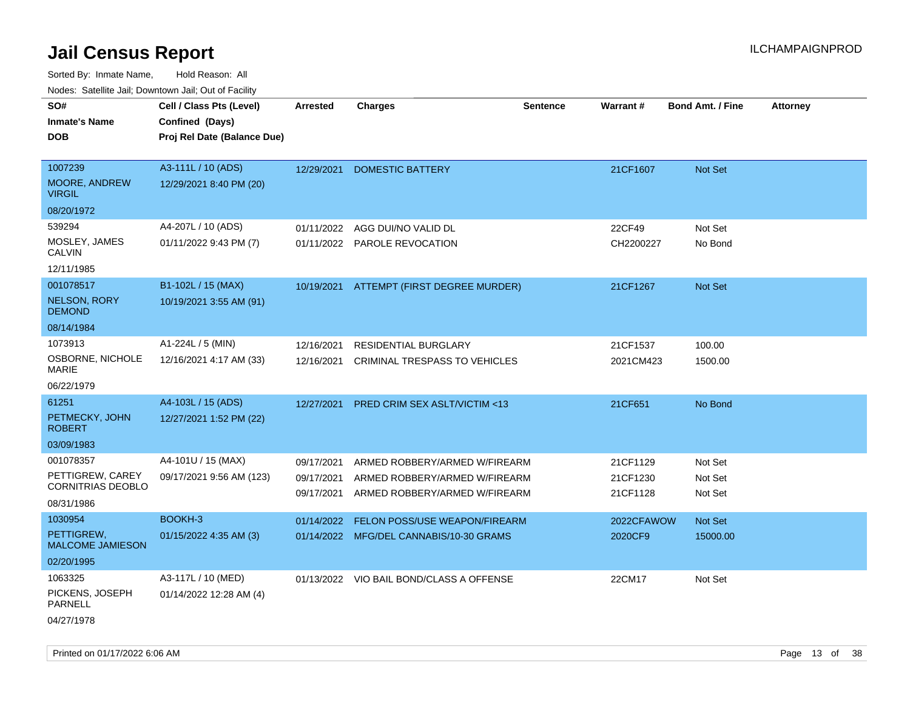# Jail Census Report

ILCHAMPAIGNPROD

Sorted By: Inmate Name, Hold Reason: All

Nodes: Satellite Jail; Downtown Jail; Out of Facility

| SO# / Inmate's Name / DOB | Cell / Class Pts (Level) / Confined (Days) / Proj Rel Date (Balance Due) | Arrested | Charges | Sentence | Warrant # | Bond Amt. / Fine | Attorney |
|---|---|---|---|---|---|---|---|
| 1007239<br>MOORE, ANDREW VIRGIL<br>08/20/1972 | A3-111L / 10 (ADS)<br>12/29/2021 8:40 PM (20) | 12/29/2021 | DOMESTIC BATTERY | | 21CF1607 | Not Set | |
| 539294<br>MOSLEY, JAMES CALVIN<br>12/11/1985 | A4-207L / 10 (ADS)<br>01/11/2022 9:43 PM (7) | 01/11/2022<br>01/11/2022 | AGG DUI/NO VALID DL<br>PAROLE REVOCATION | | 22CF49<br>CH2200227 | Not Set<br>No Bond | |
| 001078517<br>NELSON, RORY DEMOND<br>08/14/1984 | B1-102L / 15 (MAX)<br>10/19/2021 3:55 AM (91) | 10/19/2021 | ATTEMPT (FIRST DEGREE MURDER) | | 21CF1267 | Not Set | |
| 1073913<br>OSBORNE, NICHOLE MARIE<br>06/22/1979 | A1-224L / 5 (MIN)<br>12/16/2021 4:17 AM (33) | 12/16/2021<br>12/16/2021 | RESIDENTIAL BURGLARY<br>CRIMINAL TRESPASS TO VEHICLES | | 21CF1537<br>2021CM423 | 100.00<br>1500.00 | |
| 61251<br>PETMECKY, JOHN ROBERT<br>03/09/1983 | A4-103L / 15 (ADS)<br>12/27/2021 1:52 PM (22) | 12/27/2021 | PRED CRIM SEX ASLT/VICTIM <13 | | 21CF651 | No Bond | |
| 001078357<br>PETTIGREW, CAREY CORNITRIAS DEOBLO<br>08/31/1986 | A4-101U / 15 (MAX)<br>09/17/2021 9:56 AM (123) | 09/17/2021<br>09/17/2021<br>09/17/2021 | ARMED ROBBERY/ARMED W/FIREARM<br>ARMED ROBBERY/ARMED W/FIREARM<br>ARMED ROBBERY/ARMED W/FIREARM | | 21CF1129<br>21CF1230<br>21CF1128 | Not Set<br>Not Set<br>Not Set | |
| 1030954<br>PETTIGREW, MALCOME JAMIESON<br>02/20/1995 | BOOKH-3<br>01/15/2022 4:35 AM (3) | 01/14/2022<br>01/14/2022 | FELON POSS/USE WEAPON/FIREARM<br>MFG/DEL CANNABIS/10-30 GRAMS | | 2022CFAWOW<br>2020CF9 | Not Set<br>15000.00 | |
| 1063325<br>PICKENS, JOSEPH PARNELL<br>04/27/1978 | A3-117L / 10 (MED)<br>01/14/2022 12:28 AM (4) | 01/13/2022 | VIO BAIL BOND/CLASS A OFFENSE | | 22CM17 | Not Set | |

Printed on 01/17/2022 6:06 AM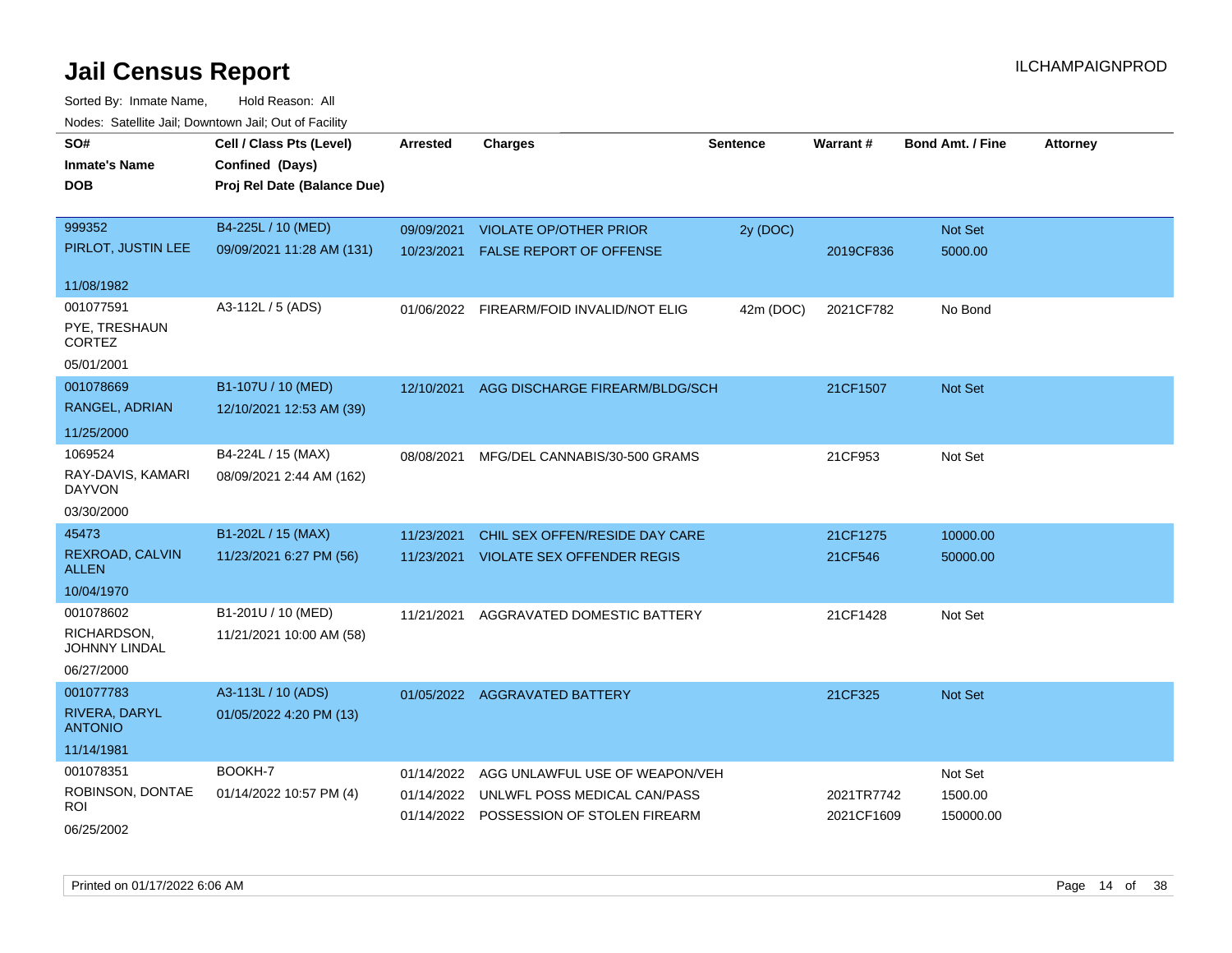# Jail Census Report

ILCHAMPAIGNPROD

Sorted By: Inmate Name, Hold Reason: All

Nodes: Satellite Jail; Downtown Jail; Out of Facility

| SO# / Inmate's Name / DOB | Cell / Class Pts (Level) / Confined (Days) / Proj Rel Date (Balance Due) | Arrested | Charges | Sentence | Warrant # | Bond Amt. / Fine | Attorney |
|---|---|---|---|---|---|---|---|
| 999352<br>PIRLOT, JUSTIN LEE<br>11/08/1982 | B4-225L / 10 (MED)<br>09/09/2021 11:28 AM (131) | 09/09/2021 | VIOLATE OP/OTHER PRIOR | 2y (DOC) | | Not Set | |
| | | 10/23/2021 | FALSE REPORT OF OFFENSE | | 2019CF836 | 5000.00 | |
| 001077591<br>PYE, TRESHAUN CORTEZ<br>05/01/2001 | A3-112L / 5 (ADS) | 01/06/2022 | FIREARM/FOID INVALID/NOT ELIG | 42m (DOC) | 2021CF782 | No Bond | |
| 001078669<br>RANGEL, ADRIAN<br>11/25/2000 | B1-107U / 10 (MED)<br>12/10/2021 12:53 AM (39) | 12/10/2021 | AGG DISCHARGE FIREARM/BLDG/SCH | | 21CF1507 | Not Set | |
| 1069524<br>RAY-DAVIS, KAMARI DAYVON<br>03/30/2000 | B4-224L / 15 (MAX)<br>08/09/2021 2:44 AM (162) | 08/08/2021 | MFG/DEL CANNABIS/30-500 GRAMS | | 21CF953 | Not Set | |
| 45473<br>REXROAD, CALVIN ALLEN<br>10/04/1970 | B1-202L / 15 (MAX)<br>11/23/2021 6:27 PM (56) | 11/23/2021 | CHIL SEX OFFEN/RESIDE DAY CARE | | 21CF1275 | 10000.00 | |
| | | 11/23/2021 | VIOLATE SEX OFFENDER REGIS | | 21CF546 | 50000.00 | |
| 001078602<br>RICHARDSON, JOHNNY LINDAL<br>06/27/2000 | B1-201U / 10 (MED)<br>11/21/2021 10:00 AM (58) | 11/21/2021 | AGGRAVATED DOMESTIC BATTERY | | 21CF1428 | Not Set | |
| 001077783<br>RIVERA, DARYL ANTONIO<br>11/14/1981 | A3-113L / 10 (ADS)<br>01/05/2022 4:20 PM (13) | 01/05/2022 | AGGRAVATED BATTERY | | 21CF325 | Not Set | |
| 001078351<br>ROBINSON, DONTAE ROI<br>06/25/2002 | BOOKH-7<br>01/14/2022 10:57 PM (4) | 01/14/2022 | AGG UNLAWFUL USE OF WEAPON/VEH | | | Not Set | |
| | | 01/14/2022 | UNLWFL POSS MEDICAL CAN/PASS | | 2021TR7742 | 1500.00 | |
| | | 01/14/2022 | POSSESSION OF STOLEN FIREARM | | 2021CF1609 | 150000.00 | |

Printed on 01/17/2022 6:06 AM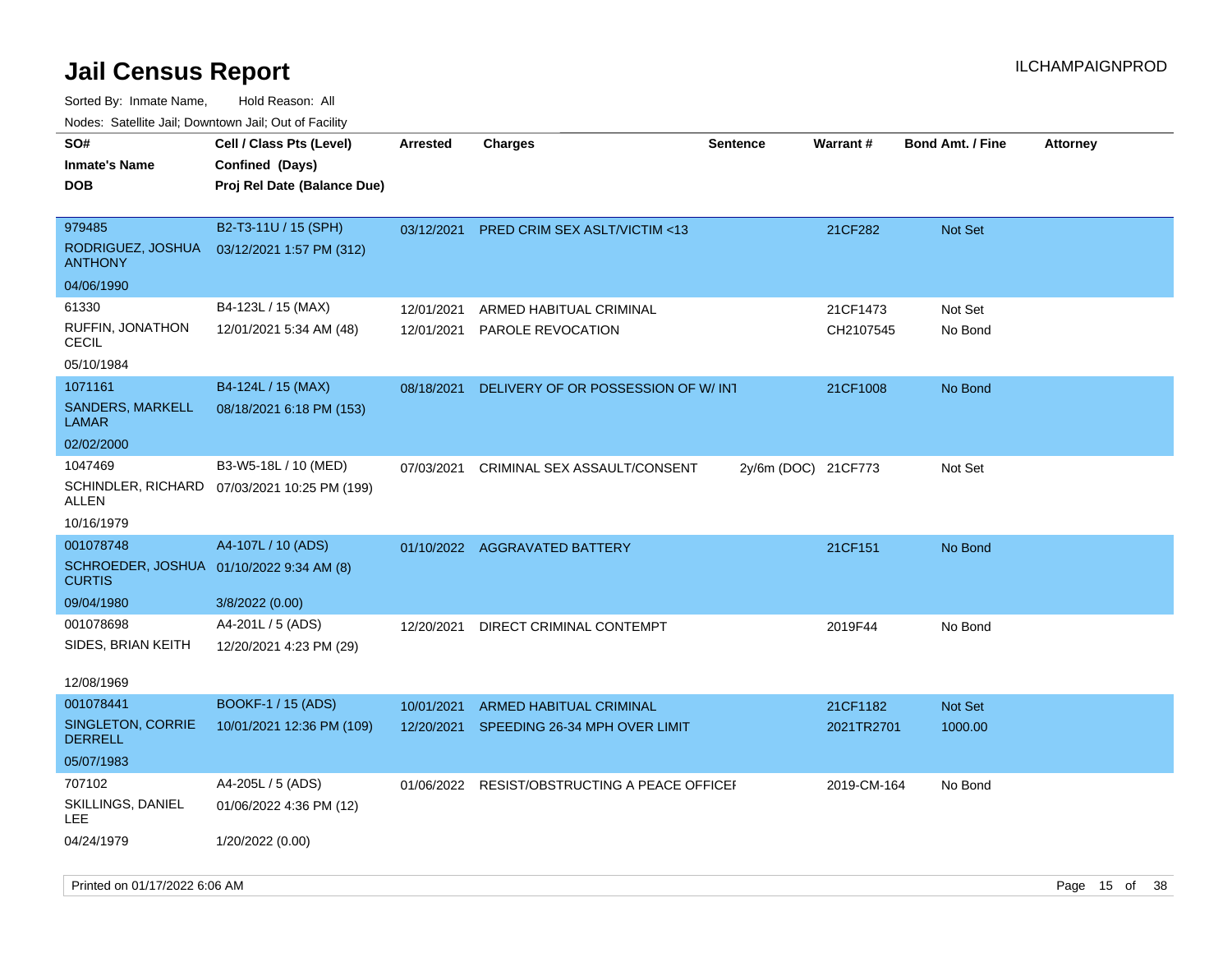# Jail Census Report

Sorted By: Inmate Name, Hold Reason: All

Nodes: Satellite Jail; Downtown Jail; Out of Facility

| SO# / Inmate's Name / DOB | Cell / Class Pts (Level) / Confined (Days) / Proj Rel Date (Balance Due) | Arrested | Charges | Sentence | Warrant # | Bond Amt. / Fine | Attorney |
|---|---|---|---|---|---|---|---|
| 979485<br>RODRIGUEZ, JOSHUA ANTHONY<br>04/06/1990 | B2-T3-11U / 15 (SPH)<br>03/12/2021 1:57 PM (312) | 03/12/2021 | PRED CRIM SEX ASLT/VICTIM <13 | | 21CF282 | Not Set | |
| 61330<br>RUFFIN, JONATHON CECIL<br>05/10/1984 | B4-123L / 15 (MAX)<br>12/01/2021 5:34 AM (48) | 12/01/2021<br>12/01/2021 | ARMED HABITUAL CRIMINAL<br>PAROLE REVOCATION | | 21CF1473<br>CH2107545 | Not Set<br>No Bond | |
| 1071161<br>SANDERS, MARKELL LAMAR<br>02/02/2000 | B4-124L / 15 (MAX)<br>08/18/2021 6:18 PM (153) | 08/18/2021 | DELIVERY OF OR POSSESSION OF W/ INT | | 21CF1008 | No Bond | |
| 1047469<br>SCHINDLER, RICHARD ALLEN<br>10/16/1979 | B3-W5-18L / 10 (MED)<br>07/03/2021 10:25 PM (199) | 07/03/2021 | CRIMINAL SEX ASSAULT/CONSENT | 2y/6m (DOC) | 21CF773 | Not Set | |
| 001078748<br>SCHROEDER, JOSHUA CURTIS<br>09/04/1980 | A4-107L / 10 (ADS)<br>01/10/2022 9:34 AM (8)<br>3/8/2022 (0.00) | 01/10/2022 | AGGRAVATED BATTERY | | 21CF151 | No Bond | |
| 001078698<br>SIDES, BRIAN KEITH<br>12/08/1969 | A4-201L / 5 (ADS)<br>12/20/2021 4:23 PM (29) | 12/20/2021 | DIRECT CRIMINAL CONTEMPT | | 2019F44 | No Bond | |
| 001078441<br>SINGLETON, CORRIE DERRELL<br>05/07/1983 | BOOKF-1 / 15 (ADS)<br>10/01/2021 12:36 PM (109) | 10/01/2021<br>12/20/2021 | ARMED HABITUAL CRIMINAL<br>SPEEDING 26-34 MPH OVER LIMIT | | 21CF1182<br>2021TR2701 | Not Set<br>1000.00 | |
| 707102<br>SKILLINGS, DANIEL LEE<br>04/24/1979 | A4-205L / 5 (ADS)<br>01/06/2022 4:36 PM (12)<br>1/20/2022 (0.00) | 01/06/2022 | RESIST/OBSTRUCTING A PEACE OFFICEI | | 2019-CM-164 | No Bond | |

Printed on 01/17/2022 6:06 AM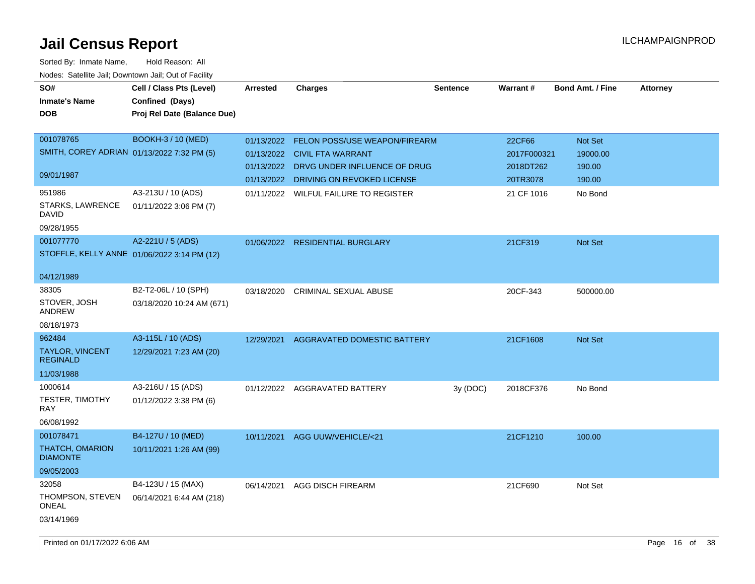# Jail Census Report

ILCHAMPAIGNPROD

Sorted By: Inmate Name, Hold Reason: All

Nodes: Satellite Jail; Downtown Jail; Out of Facility

| SO# / Inmate's Name / DOB | Cell / Class Pts (Level) / Confined (Days) / Proj Rel Date (Balance Due) | Arrested | Charges | Sentence | Warrant # | Bond Amt. / Fine | Attorney |
|---|---|---|---|---|---|---|---|
| 001078765<br>SMITH, COREY ADRIAN<br>09/01/1987 | BOOKH-3 / 10 (MED)<br>01/13/2022 7:32 PM (5) | 01/13/2022 | FELON POSS/USE WEAPON/FIREARM | | 22CF66 | Not Set | |
| | | 01/13/2022 | CIVIL FTA WARRANT | | 2017F000321 | 19000.00 | |
| | | 01/13/2022 | DRVG UNDER INFLUENCE OF DRUG | | 2018DT262 | 190.00 | |
| | | 01/13/2022 | DRIVING ON REVOKED LICENSE | | 20TR3078 | 190.00 | |
| 951986<br>STARKS, LAWRENCE DAVID<br>09/28/1955 | A3-213U / 10 (ADS)<br>01/11/2022 3:06 PM (7) | 01/11/2022 | WILFUL FAILURE TO REGISTER | | 21 CF 1016 | No Bond | |
| 001077770<br>STOFFLE, KELLY ANNE<br>04/12/1989 | A2-221U / 5 (ADS)<br>01/06/2022 3:14 PM (12) | 01/06/2022 | RESIDENTIAL BURGLARY | | 21CF319 | Not Set | |
| 38305<br>STOVER, JOSH ANDREW<br>08/18/1973 | B2-T2-06L / 10 (SPH)<br>03/18/2020 10:24 AM (671) | 03/18/2020 | CRIMINAL SEXUAL ABUSE | | 20CF-343 | 500000.00 | |
| 962484<br>TAYLOR, VINCENT REGINALD<br>11/03/1988 | A3-115L / 10 (ADS)<br>12/29/2021 7:23 AM (20) | 12/29/2021 | AGGRAVATED DOMESTIC BATTERY | | 21CF1608 | Not Set | |
| 1000614<br>TESTER, TIMOTHY RAY<br>06/08/1992 | A3-216U / 15 (ADS)<br>01/12/2022 3:38 PM (6) | 01/12/2022 | AGGRAVATED BATTERY | 3y (DOC) | 2018CF376 | No Bond | |
| 001078471<br>THATCH, OMARION DIAMONTE<br>09/05/2003 | B4-127U / 10 (MED)<br>10/11/2021 1:26 AM (99) | 10/11/2021 | AGG UUW/VEHICLE/<21 | | 21CF1210 | 100.00 | |
| 32058<br>THOMPSON, STEVEN ONEAL<br>03/14/1969 | B4-123U / 15 (MAX)<br>06/14/2021 6:44 AM (218) | 06/14/2021 | AGG DISCH FIREARM | | 21CF690 | Not Set | |

Printed on 01/17/2022 6:06 AM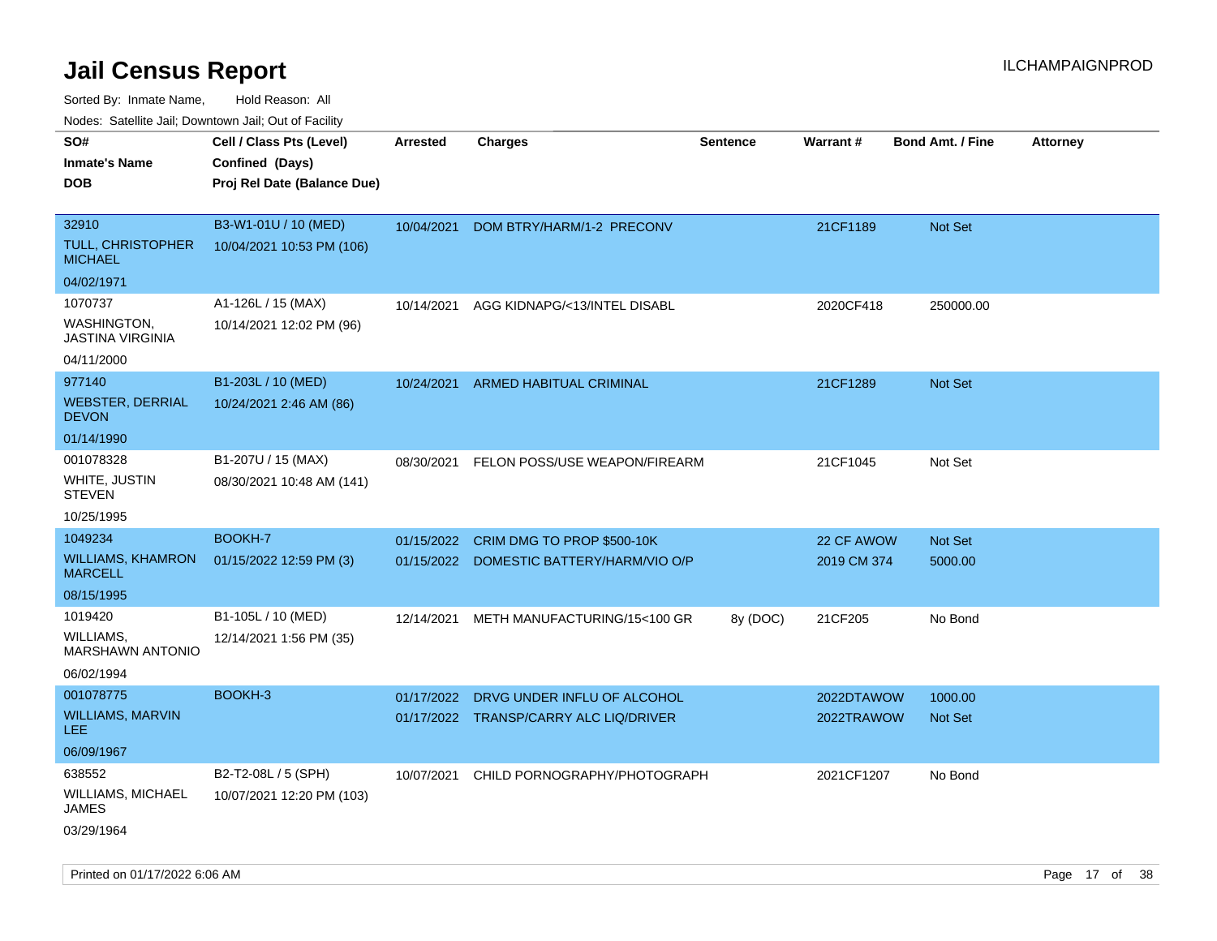# Jail Census Report

Sorted By: Inmate Name, Hold Reason: All

Nodes: Satellite Jail; Downtown Jail; Out of Facility

| SO# / Inmate's Name / DOB | Cell / Class Pts (Level) / Confined (Days) / Proj Rel Date (Balance Due) | Arrested | Charges | Sentence | Warrant # | Bond Amt. / Fine | Attorney |
|---|---|---|---|---|---|---|---|
| 32910<br>TULL, CHRISTOPHER MICHAEL<br>04/02/1971 | B3-W1-01U / 10 (MED)<br>10/04/2021 10:53 PM (106) | 10/04/2021 | DOM BTRY/HARM/1-2 PRECONV | | 21CF1189 | Not Set | |
| 1070737<br>WASHINGTON, JASTINA VIRGINIA<br>04/11/2000 | A1-126L / 15 (MAX)<br>10/14/2021 12:02 PM (96) | 10/14/2021 | AGG KIDNAPG/<13/INTEL DISABL | | 2020CF418 | 250000.00 | |
| 977140<br>WEBSTER, DERRIAL DEVON<br>01/14/1990 | B1-203L / 10 (MED)<br>10/24/2021 2:46 AM (86) | 10/24/2021 | ARMED HABITUAL CRIMINAL | | 21CF1289 | Not Set | |
| 001078328<br>WHITE, JUSTIN STEVEN<br>10/25/1995 | B1-207U / 15 (MAX)<br>08/30/2021 10:48 AM (141) | 08/30/2021 | FELON POSS/USE WEAPON/FIREARM | | 21CF1045 | Not Set | |
| 1049234<br>WILLIAMS, KHAMRON MARCELL<br>08/15/1995 | BOOKH-7<br>01/15/2022 12:59 PM (3) | 01/15/2022<br>01/15/2022 | CRIM DMG TO PROP $500-10K<br>DOMESTIC BATTERY/HARM/VIO O/P | | 22 CF AWOW<br>2019 CM 374 | Not Set<br>5000.00 | |
| 1019420<br>WILLIAMS, MARSHAWN ANTONIO<br>06/02/1994 | B1-105L / 10 (MED)<br>12/14/2021 1:56 PM (35) | 12/14/2021 | METH MANUFACTURING/15<100 GR | 8y (DOC) | 21CF205 | No Bond | |
| 001078775<br>WILLIAMS, MARVIN LEE<br>06/09/1967 | BOOKH-3 | 01/17/2022<br>01/17/2022 | DRVG UNDER INFLU OF ALCOHOL<br>TRANSP/CARRY ALC LIQ/DRIVER | | 2022DTAWOW<br>2022TRAWOW | 1000.00<br>Not Set | |
| 638552<br>WILLIAMS, MICHAEL JAMES<br>03/29/1964 | B2-T2-08L / 5 (SPH)<br>10/07/2021 12:20 PM (103) | 10/07/2021 | CHILD PORNOGRAPHY/PHOTOGRAPH | | 2021CF1207 | No Bond | |

Printed on 01/17/2022 6:06 AM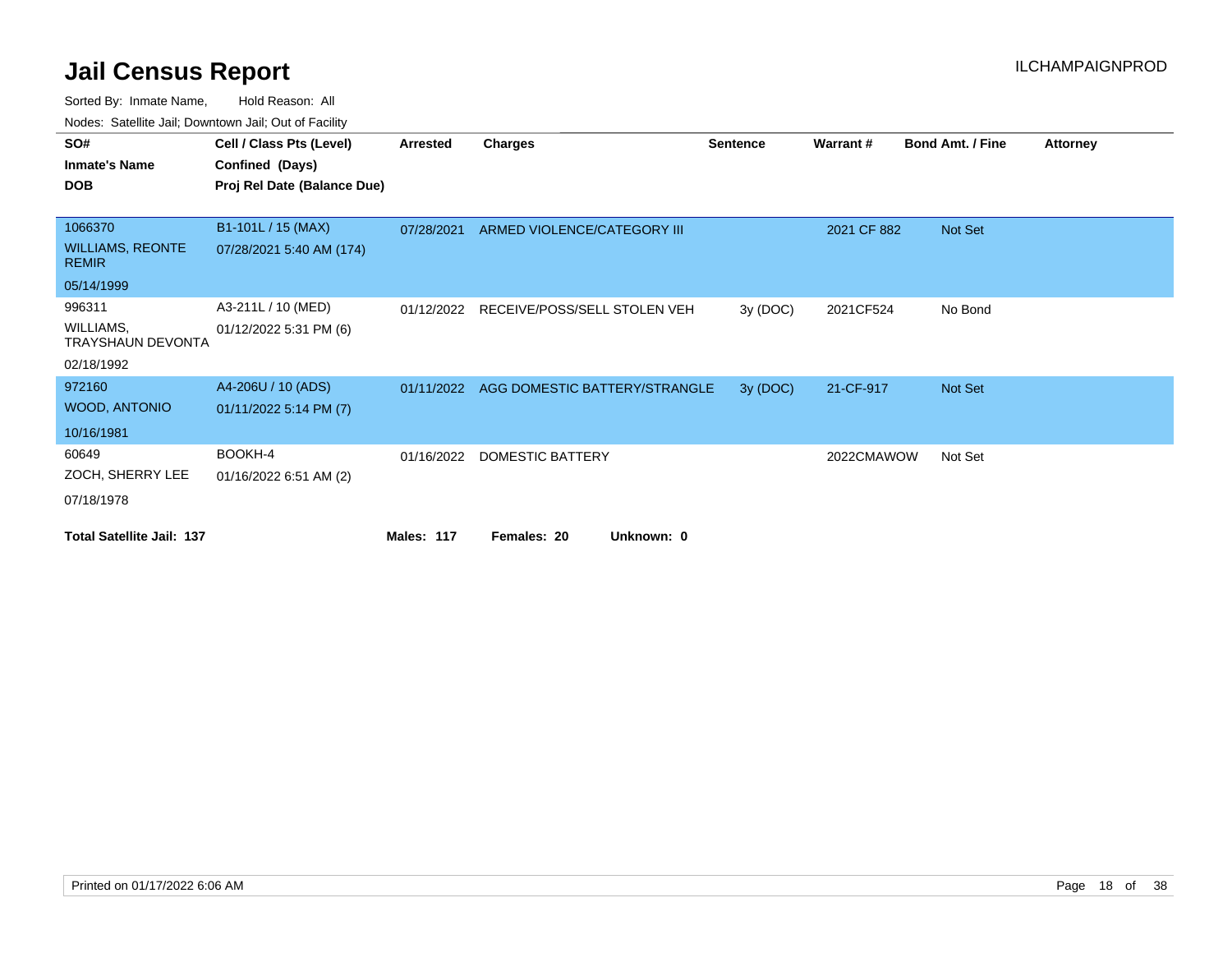# Jail Census Report

ILCHAMPAIGNPROD

Sorted By: Inmate Name, Hold Reason: All

Nodes: Satellite Jail; Downtown Jail; Out of Facility

| SO# / Inmate's Name / DOB | Cell / Class Pts (Level) / Confined (Days) / Proj Rel Date (Balance Due) | Arrested | Charges | Sentence | Warrant # | Bond Amt. / Fine | Attorney |
|---|---|---|---|---|---|---|---|
| 1066370<br>WILLIAMS, REONTE REMIR<br>05/14/1999 | B1-101L / 15 (MAX)<br>07/28/2021 5:40 AM (174) | 07/28/2021 | ARMED VIOLENCE/CATEGORY III | | 2021 CF 882 | Not Set | |
| 996311<br>WILLIAMS, TRAYSHAUN DEVONTA<br>02/18/1992 | A3-211L / 10 (MED)<br>01/12/2022 5:31 PM (6) | 01/12/2022 | RECEIVE/POSS/SELL STOLEN VEH | 3y (DOC) | 2021CF524 | No Bond | |
| 972160<br>WOOD, ANTONIO<br>10/16/1981 | A4-206U / 10 (ADS)<br>01/11/2022 5:14 PM (7) | 01/11/2022 | AGG DOMESTIC BATTERY/STRANGLE | 3y (DOC) | 21-CF-917 | Not Set | |
| 60649<br>ZOCH, SHERRY LEE<br>07/18/1978 | BOOKH-4<br>01/16/2022 6:51 AM (2) | 01/16/2022 | DOMESTIC BATTERY | | 2022CMAWOW | Not Set | |

**Total Satellite Jail: 137** **Males: 117** **Females: 20** **Unknown: 0**

Printed on 01/17/2022 6:06 AM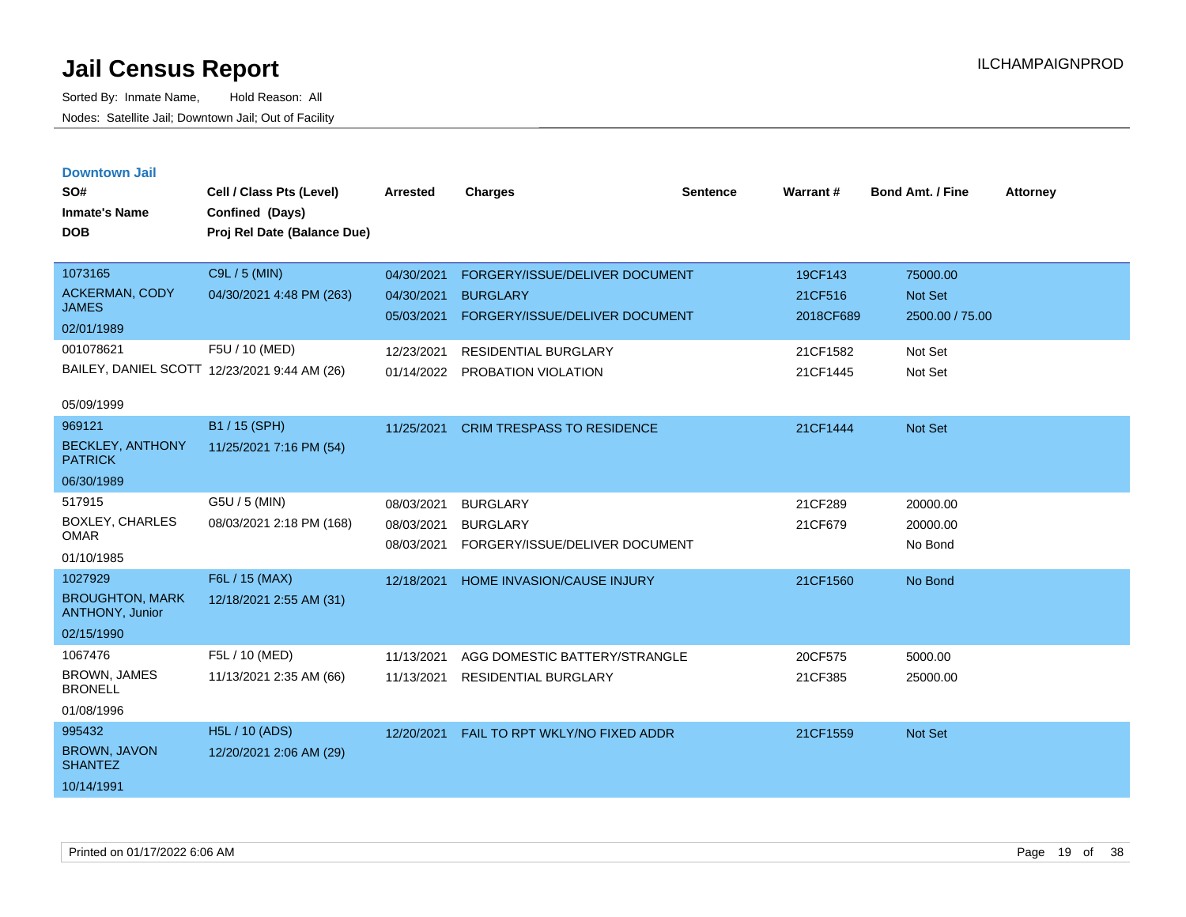# Jail Census Report

ILCHAMPAIGNPROD

Sorted By: Inmate Name, Hold Reason: All

Nodes: Satellite Jail; Downtown Jail; Out of Facility

## Downtown Jail

| SO# / Inmate's Name / DOB | Cell / Class Pts (Level) / Confined (Days) / Proj Rel Date (Balance Due) | Arrested | Charges | Sentence | Warrant # | Bond Amt. / Fine | Attorney |
|---|---|---|---|---|---|---|---|
| 1073165<br>ACKERMAN, CODY JAMES<br>02/01/1989 | C9L / 5 (MIN)<br>04/30/2021 4:48 PM (263) | 04/30/2021 | FORGERY/ISSUE/DELIVER DOCUMENT | | 19CF143 | 75000.00 | |
| | | 04/30/2021 | BURGLARY | | 21CF516 | Not Set | |
| | | 05/03/2021 | FORGERY/ISSUE/DELIVER DOCUMENT | | 2018CF689 | 2500.00 / 75.00 | |
| 001078621<br>BAILEY, DANIEL SCOTT<br>05/09/1999 | F5U / 10 (MED)<br>12/23/2021 9:44 AM (26) | 12/23/2021 | RESIDENTIAL BURGLARY | | 21CF1582 | Not Set | |
| | | 01/14/2022 | PROBATION VIOLATION | | 21CF1445 | Not Set | |
| 969121<br>BECKLEY, ANTHONY PATRICK<br>06/30/1989 | B1 / 15 (SPH)<br>11/25/2021 7:16 PM (54) | 11/25/2021 | CRIM TRESPASS TO RESIDENCE | | 21CF1444 | Not Set | |
| 517915<br>BOXLEY, CHARLES OMAR<br>01/10/1985 | G5U / 5 (MIN)<br>08/03/2021 2:18 PM (168) | 08/03/2021 | BURGLARY | | 21CF289 | 20000.00 | |
| | | 08/03/2021 | BURGLARY | | 21CF679 | 20000.00 | |
| | | 08/03/2021 | FORGERY/ISSUE/DELIVER DOCUMENT | | | No Bond | |
| 1027929<br>BROUGHTON, MARK ANTHONY, Junior<br>02/15/1990 | F6L / 15 (MAX)<br>12/18/2021 2:55 AM (31) | 12/18/2021 | HOME INVASION/CAUSE INJURY | | 21CF1560 | No Bond | |
| 1067476<br>BROWN, JAMES BRONELL<br>01/08/1996 | F5L / 10 (MED)<br>11/13/2021 2:35 AM (66) | 11/13/2021 | AGG DOMESTIC BATTERY/STRANGLE | | 20CF575 | 5000.00 | |
| | | 11/13/2021 | RESIDENTIAL BURGLARY | | 21CF385 | 25000.00 | |
| 995432<br>BROWN, JAVON SHANTEZ<br>10/14/1991 | H5L / 10 (ADS)<br>12/20/2021 2:06 AM (29) | 12/20/2021 | FAIL TO RPT WKLY/NO FIXED ADDR | | 21CF1559 | Not Set | |

Printed on 01/17/2022 6:06 AM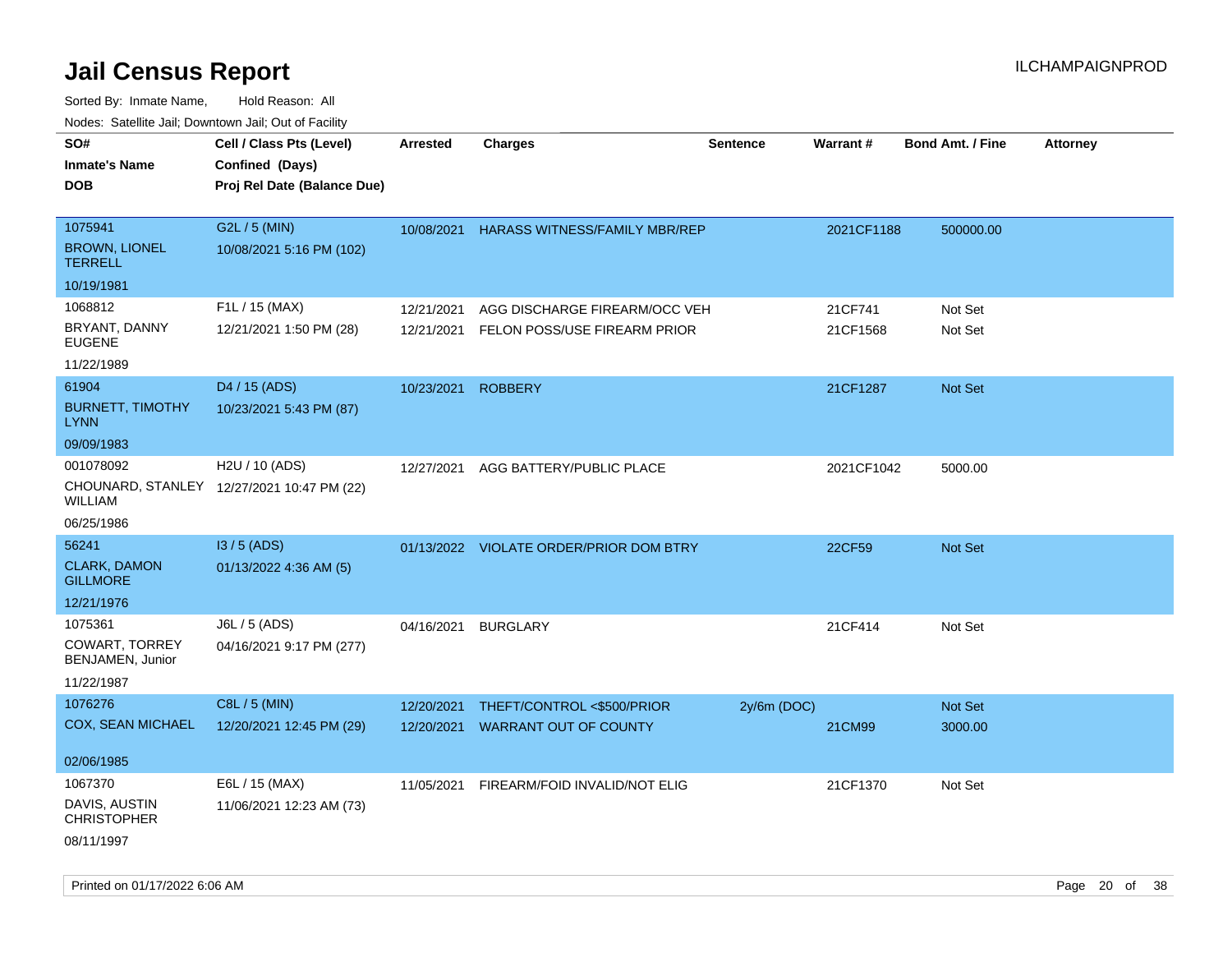# Jail Census Report

ILCHAMPAIGNPROD

Sorted By: Inmate Name, Hold Reason: All

Nodes: Satellite Jail; Downtown Jail; Out of Facility

| SO# / Inmate's Name / DOB | Cell / Class Pts (Level) / Confined (Days) / Proj Rel Date (Balance Due) | Arrested | Charges | Sentence | Warrant # | Bond Amt. / Fine | Attorney |
|---|---|---|---|---|---|---|---|
| 1075941<br>BROWN, LIONEL TERRELL<br>10/19/1981 | G2L / 5 (MIN)<br>10/08/2021 5:16 PM (102) | 10/08/2021 | HARASS WITNESS/FAMILY MBR/REP | | 2021CF1188 | 500000.00 | |
| 1068812<br>BRYANT, DANNY EUGENE<br>11/22/1989 | F1L / 15 (MAX)<br>12/21/2021 1:50 PM (28) | 12/21/2021 | AGG DISCHARGE FIREARM/OCC VEH | | 21CF741 | Not Set | |
| | | 12/21/2021 | FELON POSS/USE FIREARM PRIOR | | 21CF1568 | Not Set | |
| 61904<br>BURNETT, TIMOTHY LYNN<br>09/09/1983 | D4 / 15 (ADS)<br>10/23/2021 5:43 PM (87) | 10/23/2021 | ROBBERY | | 21CF1287 | Not Set | |
| 001078092<br>CHOUNARD, STANLEY WILLIAM<br>06/25/1986 | H2U / 10 (ADS)<br>12/27/2021 10:47 PM (22) | 12/27/2021 | AGG BATTERY/PUBLIC PLACE | | 2021CF1042 | 5000.00 | |
| 56241<br>CLARK, DAMON GILLMORE<br>12/21/1976 | I3 / 5 (ADS)<br>01/13/2022 4:36 AM (5) | 01/13/2022 | VIOLATE ORDER/PRIOR DOM BTRY | | 22CF59 | Not Set | |
| 1075361<br>COWART, TORREY BENJAMEN, Junior<br>11/22/1987 | J6L / 5 (ADS)<br>04/16/2021 9:17 PM (277) | 04/16/2021 | BURGLARY | | 21CF414 | Not Set | |
| 1076276<br>COX, SEAN MICHAEL<br>02/06/1985 | C8L / 5 (MIN)<br>12/20/2021 12:45 PM (29) | 12/20/2021 | THEFT/CONTROL <$500/PRIOR | 2y/6m (DOC) | | Not Set | |
| | | 12/20/2021 | WARRANT OUT OF COUNTY | | 21CM99 | 3000.00 | |
| 1067370<br>DAVIS, AUSTIN CHRISTOPHER<br>08/11/1997 | E6L / 15 (MAX)<br>11/06/2021 12:23 AM (73) | 11/05/2021 | FIREARM/FOID INVALID/NOT ELIG | | 21CF1370 | Not Set | |

Printed on 01/17/2022 6:06 AM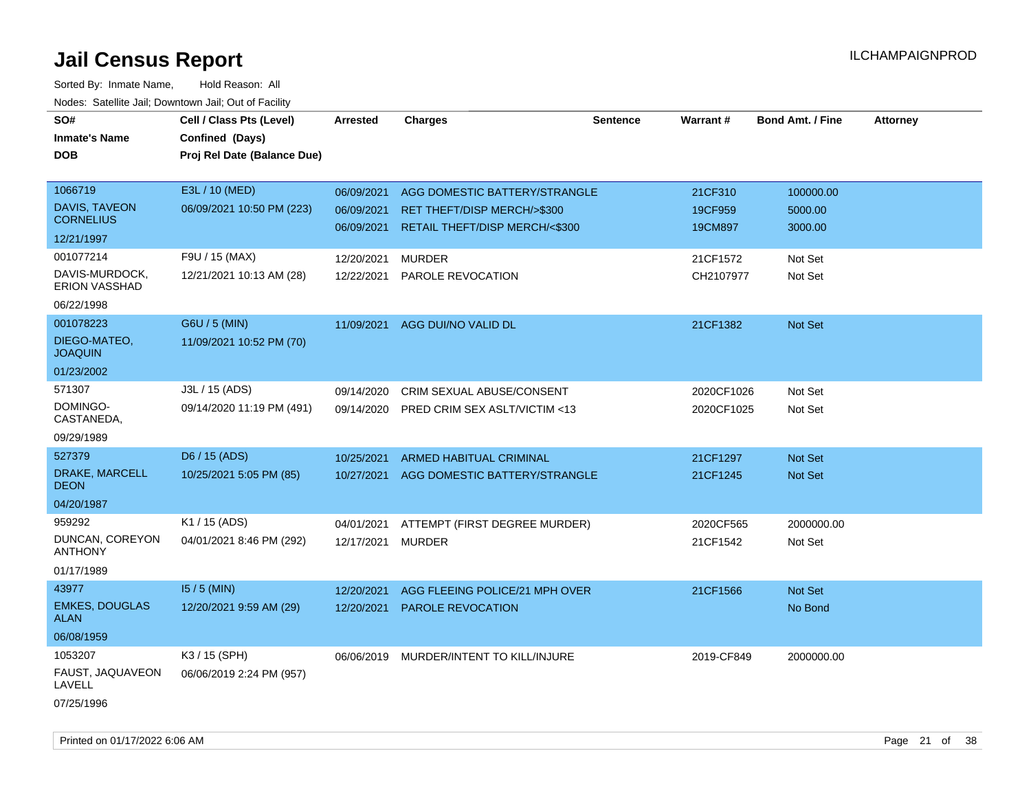# Jail Census Report

ILCHAMPAIGNPROD

Sorted By: Inmate Name, Hold Reason: All

Nodes: Satellite Jail; Downtown Jail; Out of Facility

| SO# / Inmate's Name / DOB | Cell / Class Pts (Level) / Confined (Days) / Proj Rel Date (Balance Due) | Arrested | Charges | Sentence | Warrant # | Bond Amt. / Fine | Attorney |
|---|---|---|---|---|---|---|---|
| 1066719<br>DAVIS, TAVEON CORNELIUS<br>12/21/1997 | E3L / 10 (MED)<br>06/09/2021 10:50 PM (223) | 06/09/2021<br>06/09/2021<br>06/09/2021 | AGG DOMESTIC BATTERY/STRANGLE<br>RET THEFT/DISP MERCH/>$300<br>RETAIL THEFT/DISP MERCH/<$300 | | 21CF310<br>19CF959<br>19CM897 | 100000.00<br>5000.00<br>3000.00 | |
| 001077214<br>DAVIS-MURDOCK, ERION VASSHAD<br>06/22/1998 | F9U / 15 (MAX)<br>12/21/2021 10:13 AM (28) | 12/20/2021<br>12/22/2021 | MURDER<br>PAROLE REVOCATION | | 21CF1572<br>CH2107977 | Not Set<br>Not Set | |
| 001078223<br>DIEGO-MATEO, JOAQUIN<br>01/23/2002 | G6U / 5 (MIN)<br>11/09/2021 10:52 PM (70) | 11/09/2021 | AGG DUI/NO VALID DL | | 21CF1382 | Not Set | |
| 571307<br>DOMINGO-CASTANEDA,<br>09/29/1989 | J3L / 15 (ADS)<br>09/14/2020 11:19 PM (491) | 09/14/2020<br>09/14/2020 | CRIM SEXUAL ABUSE/CONSENT<br>PRED CRIM SEX ASLT/VICTIM <13 | | 2020CF1026<br>2020CF1025 | Not Set<br>Not Set | |
| 527379<br>DRAKE, MARCELL DEON<br>04/20/1987 | D6 / 15 (ADS)<br>10/25/2021 5:05 PM (85) | 10/25/2021<br>10/27/2021 | ARMED HABITUAL CRIMINAL<br>AGG DOMESTIC BATTERY/STRANGLE | | 21CF1297<br>21CF1245 | Not Set<br>Not Set | |
| 959292<br>DUNCAN, COREYON ANTHONY<br>01/17/1989 | K1 / 15 (ADS)<br>04/01/2021 8:46 PM (292) | 04/01/2021<br>12/17/2021 | ATTEMPT (FIRST DEGREE MURDER)<br>MURDER | | 2020CF565<br>21CF1542 | 2000000.00<br>Not Set | |
| 43977<br>EMKES, DOUGLAS ALAN<br>06/08/1959 | I5 / 5 (MIN)<br>12/20/2021 9:59 AM (29) | 12/20/2021<br>12/20/2021 | AGG FLEEING POLICE/21 MPH OVER<br>PAROLE REVOCATION | | 21CF1566 | Not Set<br>No Bond | |
| 1053207<br>FAUST, JAQUAVEON LAVELL<br>07/25/1996 | K3 / 15 (SPH)<br>06/06/2019 2:24 PM (957) | 06/06/2019 | MURDER/INTENT TO KILL/INJURE | | 2019-CF849 | 2000000.00 | |

Printed on 01/17/2022 6:06 AM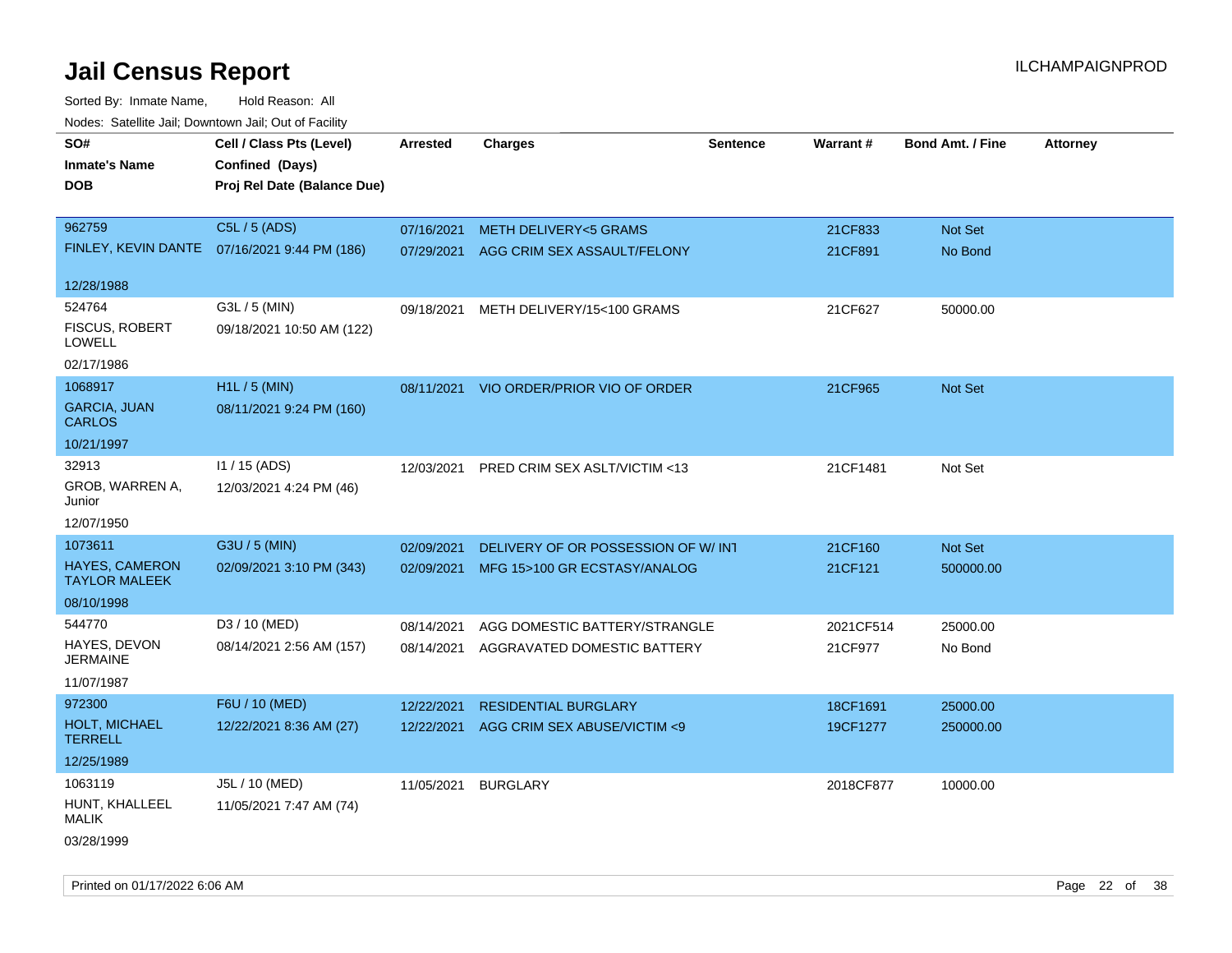# Jail Census Report

ILCHAMPAIGNPROD

Sorted By: Inmate Name, Hold Reason: All

Nodes: Satellite Jail; Downtown Jail; Out of Facility

| SO# / Inmate's Name / DOB | Cell / Class Pts (Level) / Confined (Days) / Proj Rel Date (Balance Due) | Arrested | Charges | Sentence | Warrant # | Bond Amt. / Fine | Attorney |
|---|---|---|---|---|---|---|---|
| 962759<br>FINLEY, KEVIN DANTE<br>12/28/1988 | C5L / 5 (ADS)<br>07/16/2021 9:44 PM (186) | 07/16/2021<br>07/29/2021 | METH DELIVERY<5 GRAMS<br>AGG CRIM SEX ASSAULT/FELONY | | 21CF833<br>21CF891 | Not Set<br>No Bond | |
| 524764<br>FISCUS, ROBERT LOWELL<br>02/17/1986 | G3L / 5 (MIN)<br>09/18/2021 10:50 AM (122) | 09/18/2021 | METH DELIVERY/15<100 GRAMS | | 21CF627 | 50000.00 | |
| 1068917<br>GARCIA, JUAN CARLOS<br>10/21/1997 | H1L / 5 (MIN)<br>08/11/2021 9:24 PM (160) | 08/11/2021 | VIO ORDER/PRIOR VIO OF ORDER | | 21CF965 | Not Set | |
| 32913<br>GROB, WARREN A, Junior<br>12/07/1950 | I1 / 15 (ADS)<br>12/03/2021 4:24 PM (46) | 12/03/2021 | PRED CRIM SEX ASLT/VICTIM <13 | | 21CF1481 | Not Set | |
| 1073611<br>HAYES, CAMERON TAYLOR MALEEK<br>08/10/1998 | G3U / 5 (MIN)<br>02/09/2021 3:10 PM (343) | 02/09/2021<br>02/09/2021 | DELIVERY OF OR POSSESSION OF W/ INT<br>MFG 15>100 GR ECSTASY/ANALOG | | 21CF160<br>21CF121 | Not Set<br>500000.00 | |
| 544770<br>HAYES, DEVON JERMAINE<br>11/07/1987 | D3 / 10 (MED)<br>08/14/2021 2:56 AM (157) | 08/14/2021<br>08/14/2021 | AGG DOMESTIC BATTERY/STRANGLE<br>AGGRAVATED DOMESTIC BATTERY | | 2021CF514<br>21CF977 | 25000.00<br>No Bond | |
| 972300<br>HOLT, MICHAEL TERRELL<br>12/25/1989 | F6U / 10 (MED)<br>12/22/2021 8:36 AM (27) | 12/22/2021<br>12/22/2021 | RESIDENTIAL BURGLARY<br>AGG CRIM SEX ABUSE/VICTIM <9 | | 18CF1691<br>19CF1277 | 25000.00<br>250000.00 | |
| 1063119<br>HUNT, KHALLEEL MALIK<br>03/28/1999 | J5L / 10 (MED)<br>11/05/2021 7:47 AM (74) | 11/05/2021 | BURGLARY | | 2018CF877 | 10000.00 | |

Printed on 01/17/2022 6:06 AM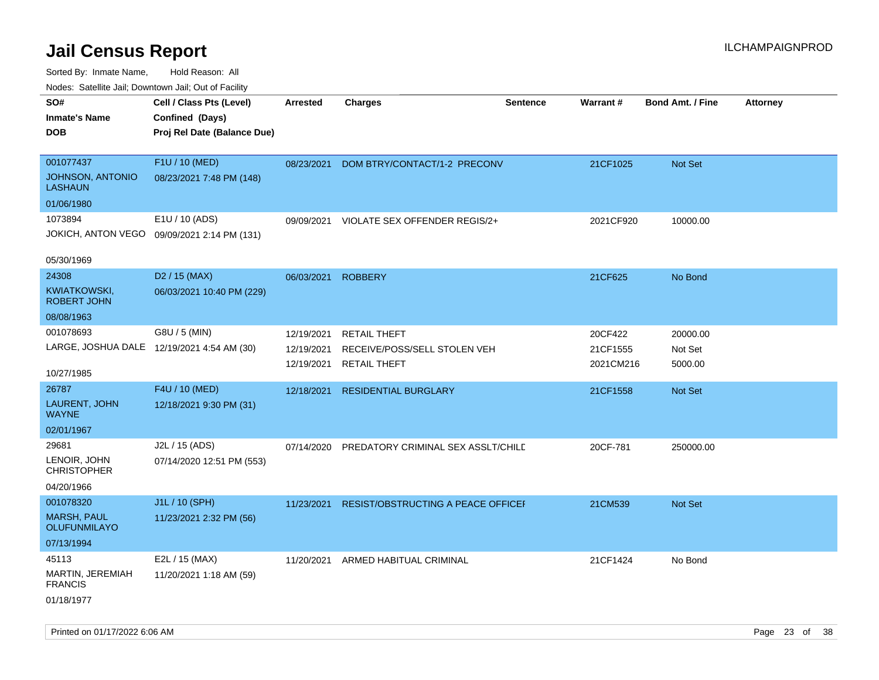# Jail Census Report

ILCHAMPAIGNPROD

Sorted By: Inmate Name, Hold Reason: All

Nodes: Satellite Jail; Downtown Jail; Out of Facility

| SO# / Inmate's Name / DOB | Cell / Class Pts (Level) / Confined (Days) / Proj Rel Date (Balance Due) | Arrested | Charges | Sentence | Warrant # | Bond Amt. / Fine | Attorney |
|---|---|---|---|---|---|---|---|
| 001077437 JOHNSON, ANTONIO LASHAUN 01/06/1980 | F1U / 10 (MED) 08/23/2021 7:48 PM (148) | 08/23/2021 | DOM BTRY/CONTACT/1-2 PRECONV | | 21CF1025 | Not Set | |
| 1073894 JOKICH, ANTON VEGO 05/30/1969 | E1U / 10 (ADS) 09/09/2021 2:14 PM (131) | 09/09/2021 | VIOLATE SEX OFFENDER REGIS/2+ | | 2021CF920 | 10000.00 | |
| 24308 KWIATKOWSKI, ROBERT JOHN 08/08/1963 | D2 / 15 (MAX) 06/03/2021 10:40 PM (229) | 06/03/2021 | ROBBERY | | 21CF625 | No Bond | |
| 001078693 LARGE, JOSHUA DALE 10/27/1985 | G8U / 5 (MIN) 12/19/2021 4:54 AM (30) | 12/19/2021 | RETAIL THEFT | | 20CF422 | 20000.00 | |
| | | 12/19/2021 | RECEIVE/POSS/SELL STOLEN VEH | | 21CF1555 | Not Set | |
| | | 12/19/2021 | RETAIL THEFT | | 2021CM216 | 5000.00 | |
| 26787 LAURENT, JOHN WAYNE 02/01/1967 | F4U / 10 (MED) 12/18/2021 9:30 PM (31) | 12/18/2021 | RESIDENTIAL BURGLARY | | 21CF1558 | Not Set | |
| 29681 LENOIR, JOHN CHRISTOPHER 04/20/1966 | J2L / 15 (ADS) 07/14/2020 12:51 PM (553) | 07/14/2020 | PREDATORY CRIMINAL SEX ASSLT/CHILD | | 20CF-781 | 250000.00 | |
| 001078320 MARSH, PAUL OLUFUNMILAYO 07/13/1994 | J1L / 10 (SPH) 11/23/2021 2:32 PM (56) | 11/23/2021 | RESIST/OBSTRUCTING A PEACE OFFICER | | 21CM539 | Not Set | |
| 45113 MARTIN, JEREMIAH FRANCIS 01/18/1977 | E2L / 15 (MAX) 11/20/2021 1:18 AM (59) | 11/20/2021 | ARMED HABITUAL CRIMINAL | | 21CF1424 | No Bond | |

Printed on 01/17/2022 6:06 AM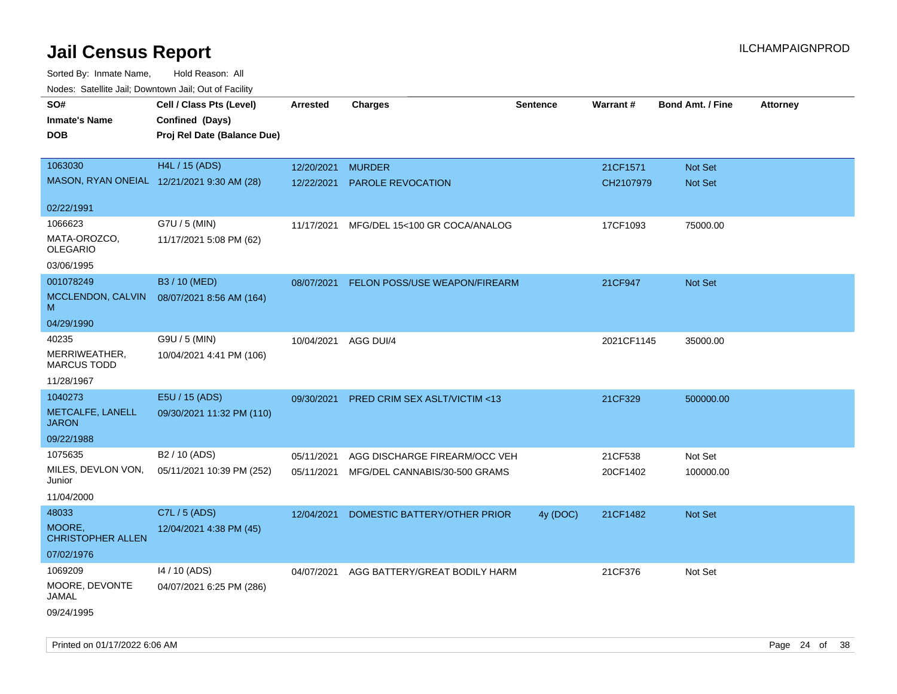# Jail Census Report

ILCHAMPAIGNPROD

Sorted By: Inmate Name, Hold Reason: All

Nodes: Satellite Jail; Downtown Jail; Out of Facility

| SO# / Inmate's Name / DOB | Cell / Class Pts (Level) / Confined (Days) / Proj Rel Date (Balance Due) | Arrested | Charges | Sentence | Warrant # | Bond Amt. / Fine | Attorney |
|---|---|---|---|---|---|---|---|
| 1063030 MASON, RYAN ONEIAL 02/22/1991 | H4L / 15 (ADS) 12/21/2021 9:30 AM (28) | 12/20/2021 | MURDER | | 21CF1571 | Not Set | |
| | | 12/22/2021 | PAROLE REVOCATION | | CH2107979 | Not Set | |
| 1066623 MATA-OROZCO, OLEGARIO 03/06/1995 | G7U / 5 (MIN) 11/17/2021 5:08 PM (62) | 11/17/2021 | MFG/DEL 15<100 GR COCA/ANALOG | | 17CF1093 | 75000.00 | |
| 001078249 MCCLENDON, CALVIN M 04/29/1990 | B3 / 10 (MED) 08/07/2021 8:56 AM (164) | 08/07/2021 | FELON POSS/USE WEAPON/FIREARM | | 21CF947 | Not Set | |
| 40235 MERRIWEATHER, MARCUS TODD 11/28/1967 | G9U / 5 (MIN) 10/04/2021 4:41 PM (106) | 10/04/2021 | AGG DUI/4 | | 2021CF1145 | 35000.00 | |
| 1040273 METCALFE, LANELL JARON 09/22/1988 | E5U / 15 (ADS) 09/30/2021 11:32 PM (110) | 09/30/2021 | PRED CRIM SEX ASLT/VICTIM <13 | | 21CF329 | 500000.00 | |
| 1075635 MILES, DEVLON VON, Junior 11/04/2000 | B2 / 10 (ADS) 05/11/2021 10:39 PM (252) | 05/11/2021 | AGG DISCHARGE FIREARM/OCC VEH | | 21CF538 | Not Set | |
| | | 05/11/2021 | MFG/DEL CANNABIS/30-500 GRAMS | | 20CF1402 | 100000.00 | |
| 48033 MOORE, CHRISTOPHER ALLEN 07/02/1976 | C7L / 5 (ADS) 12/04/2021 4:38 PM (45) | 12/04/2021 | DOMESTIC BATTERY/OTHER PRIOR | 4y (DOC) | 21CF1482 | Not Set | |
| 1069209 MOORE, DEVONTE JAMAL 09/24/1995 | I4 / 10 (ADS) 04/07/2021 6:25 PM (286) | 04/07/2021 | AGG BATTERY/GREAT BODILY HARM | | 21CF376 | Not Set | |

Printed on 01/17/2022 6:06 AM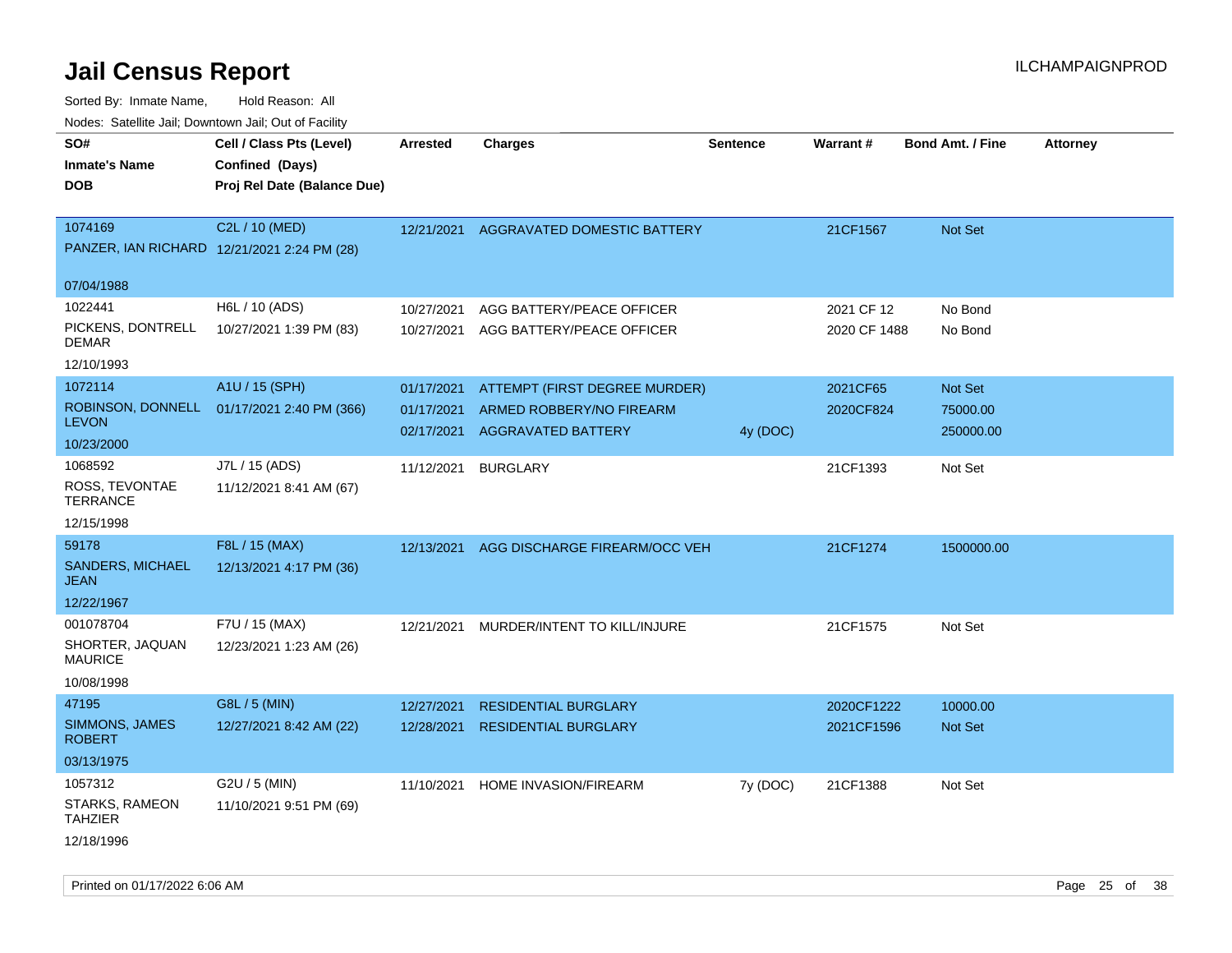# Jail Census Report

Sorted By: Inmate Name, Hold Reason: All

Nodes: Satellite Jail; Downtown Jail; Out of Facility

| SO# / Inmate's Name / DOB | Cell / Class Pts (Level) / Confined (Days) / Proj Rel Date (Balance Due) | Arrested | Charges | Sentence | Warrant # | Bond Amt. / Fine | Attorney |
|---|---|---|---|---|---|---|---|
| 1074169<br>PANZER, IAN RICHARD<br>07/04/1988 | C2L / 10 (MED)<br>12/21/2021 2:24 PM (28) | 12/21/2021 | AGGRAVATED DOMESTIC BATTERY | | 21CF1567 | Not Set | |
| 1022441<br>PICKENS, DONTRELL DEMAR<br>12/10/1993 | H6L / 10 (ADS)<br>10/27/2021 1:39 PM (83) | 10/27/2021 | AGG BATTERY/PEACE OFFICER | | 2021 CF 12 | No Bond | |
| | | 10/27/2021 | AGG BATTERY/PEACE OFFICER | | 2020 CF 1488 | No Bond | |
| 1072114<br>ROBINSON, DONNELL LEVON<br>10/23/2000 | A1U / 15 (SPH)<br>01/17/2021 2:40 PM (366) | 01/17/2021 | ATTEMPT (FIRST DEGREE MURDER) | | 2021CF65 | Not Set | |
| | | 01/17/2021 | ARMED ROBBERY/NO FIREARM | | 2020CF824 | 75000.00 | |
| | | 02/17/2021 | AGGRAVATED BATTERY | 4y (DOC) | | 250000.00 | |
| 1068592<br>ROSS, TEVONTAE TERRANCE<br>12/15/1998 | J7L / 15 (ADS)<br>11/12/2021 8:41 AM (67) | 11/12/2021 | BURGLARY | | 21CF1393 | Not Set | |
| 59178<br>SANDERS, MICHAEL JEAN<br>12/22/1967 | F8L / 15 (MAX)<br>12/13/2021 4:17 PM (36) | 12/13/2021 | AGG DISCHARGE FIREARM/OCC VEH | | 21CF1274 | 1500000.00 | |
| 001078704<br>SHORTER, JAQUAN MAURICE<br>10/08/1998 | F7U / 15 (MAX)<br>12/23/2021 1:23 AM (26) | 12/21/2021 | MURDER/INTENT TO KILL/INJURE | | 21CF1575 | Not Set | |
| 47195<br>SIMMONS, JAMES ROBERT<br>03/13/1975 | G8L / 5 (MIN)<br>12/27/2021 8:42 AM (22) | 12/27/2021 | RESIDENTIAL BURGLARY | | 2020CF1222 | 10000.00 | |
| | | 12/28/2021 | RESIDENTIAL BURGLARY | | 2021CF1596 | Not Set | |
| 1057312<br>STARKS, RAMEON TAHZIER<br>12/18/1996 | G2U / 5 (MIN)<br>11/10/2021 9:51 PM (69) | 11/10/2021 | HOME INVASION/FIREARM | 7y (DOC) | 21CF1388 | Not Set | |

Printed on 01/17/2022 6:06 AM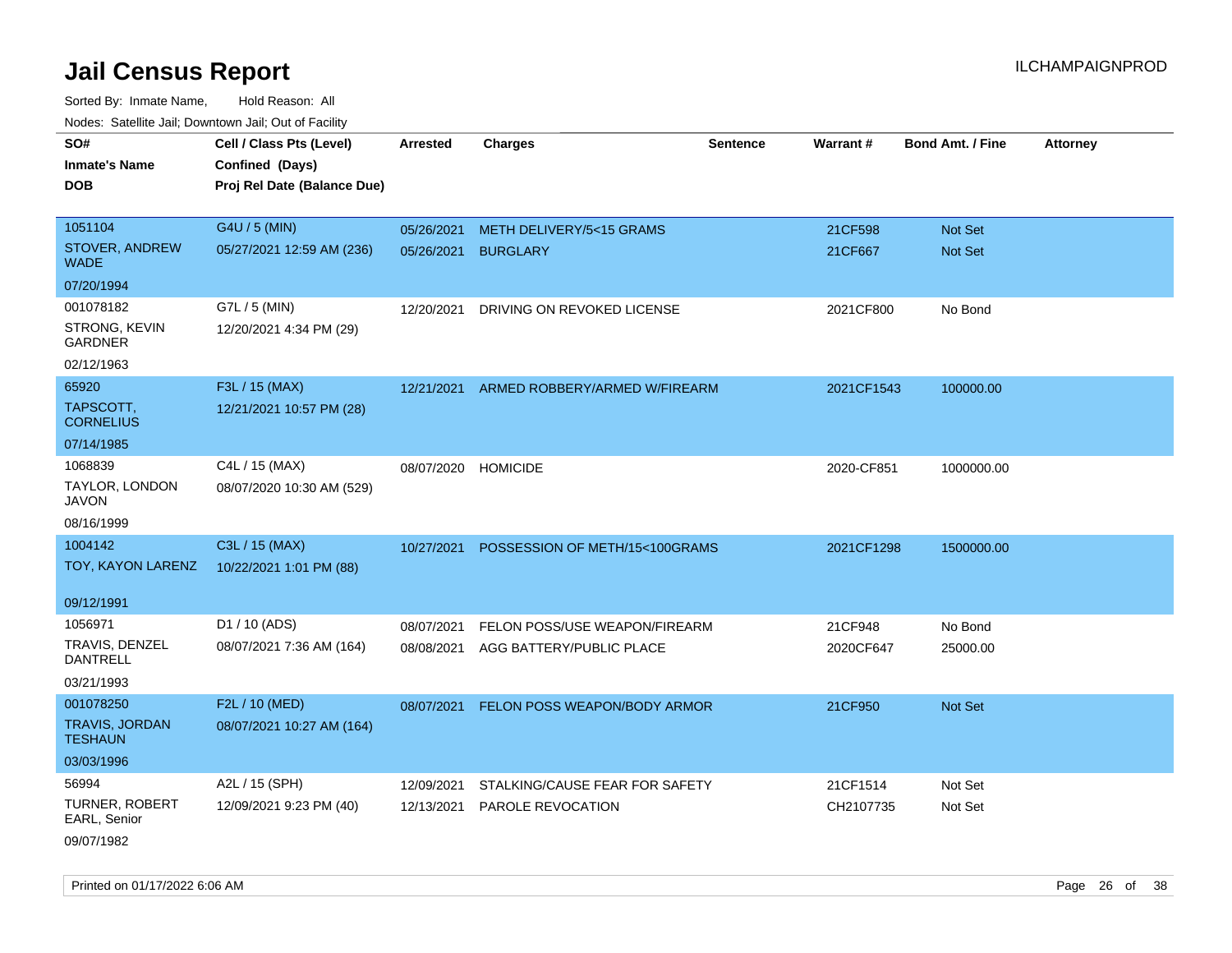# Jail Census Report

ILCHAMPAIGNPROD

Sorted By: Inmate Name, Hold Reason: All

Nodes: Satellite Jail; Downtown Jail; Out of Facility

| SO# / Inmate's Name / DOB | Cell / Class Pts (Level) / Confined (Days) / Proj Rel Date (Balance Due) | Arrested | Charges | Sentence | Warrant # | Bond Amt. / Fine | Attorney |
|---|---|---|---|---|---|---|---|
| 1051104<br>STOVER, ANDREW WADE<br>07/20/1994 | G4U / 5 (MIN)<br>05/27/2021 12:59 AM (236) | 05/26/2021<br>05/26/2021 | METH DELIVERY/5<15 GRAMS<br>BURGLARY | | 21CF598<br>21CF667 | Not Set<br>Not Set | |
| 001078182<br>STRONG, KEVIN GARDNER<br>02/12/1963 | G7L / 5 (MIN)<br>12/20/2021 4:34 PM (29) | 12/20/2021 | DRIVING ON REVOKED LICENSE | | 2021CF800 | No Bond | |
| 65920<br>TAPSCOTT, CORNELIUS<br>07/14/1985 | F3L / 15 (MAX)<br>12/21/2021 10:57 PM (28) | 12/21/2021 | ARMED ROBBERY/ARMED W/FIREARM | | 2021CF1543 | 100000.00 | |
| 1068839<br>TAYLOR, LONDON JAVON<br>08/16/1999 | C4L / 15 (MAX)<br>08/07/2020 10:30 AM (529) | 08/07/2020 | HOMICIDE | | 2020-CF851 | 1000000.00 | |
| 1004142<br>TOY, KAYON LARENZ<br>09/12/1991 | C3L / 15 (MAX)<br>10/22/2021 1:01 PM (88) | 10/27/2021 | POSSESSION OF METH/15<100GRAMS | | 2021CF1298 | 1500000.00 | |
| 1056971<br>TRAVIS, DENZEL DANTRELL<br>03/21/1993 | D1 / 10 (ADS)<br>08/07/2021 7:36 AM (164) | 08/07/2021<br>08/08/2021 | FELON POSS/USE WEAPON/FIREARM<br>AGG BATTERY/PUBLIC PLACE | | 21CF948<br>2020CF647 | No Bond<br>25000.00 | |
| 001078250<br>TRAVIS, JORDAN TESHAUN<br>03/03/1996 | F2L / 10 (MED)<br>08/07/2021 10:27 AM (164) | 08/07/2021 | FELON POSS WEAPON/BODY ARMOR | | 21CF950 | Not Set | |
| 56994<br>TURNER, ROBERT EARL, Senior<br>09/07/1982 | A2L / 15 (SPH)<br>12/09/2021 9:23 PM (40) | 12/09/2021<br>12/13/2021 | STALKING/CAUSE FEAR FOR SAFETY<br>PAROLE REVOCATION | | 21CF1514<br>CH2107735 | Not Set<br>Not Set | |

Printed on 01/17/2022 6:06 AM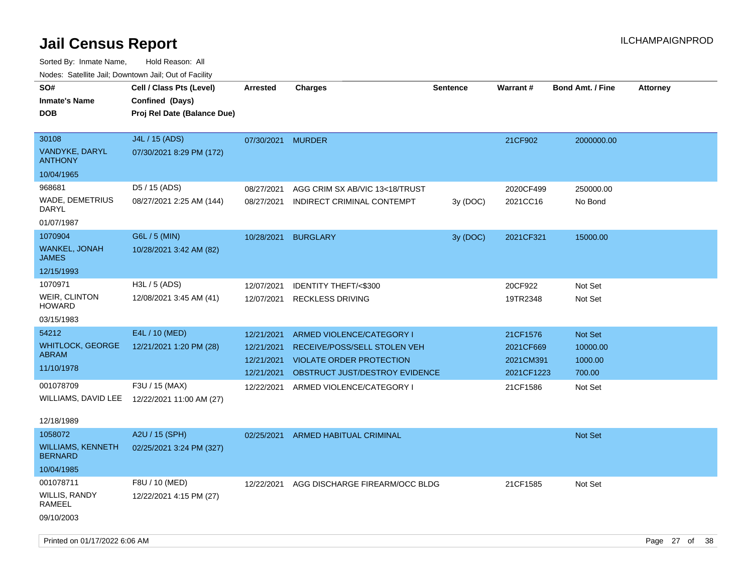# Jail Census Report

ILCHAMPAIGNPROD

Sorted By: Inmate Name, Hold Reason: All

Nodes: Satellite Jail; Downtown Jail; Out of Facility

| SO# / Inmate's Name / DOB | Cell / Class Pts (Level) / Confined (Days) / Proj Rel Date (Balance Due) | Arrested | Charges | Sentence | Warrant # | Bond Amt. / Fine | Attorney |
|---|---|---|---|---|---|---|---|
| 30108<br>VANDYKE, DARYL ANTHONY<br>10/04/1965 | J4L / 15 (ADS)<br>07/30/2021 8:29 PM (172) | 07/30/2021 | MURDER | | 21CF902 | 2000000.00 | |
| 968681<br>WADE, DEMETRIUS DARYL<br>01/07/1987 | D5 / 15 (ADS)<br>08/27/2021 2:25 AM (144) | 08/27/2021 | AGG CRIM SX AB/VIC 13<18/TRUST | | 2020CF499 | 250000.00 | |
| | | 08/27/2021 | INDIRECT CRIMINAL CONTEMPT | 3y (DOC) | 2021CC16 | No Bond | |
| 1070904<br>WANKEL, JONAH JAMES<br>12/15/1993 | G6L / 5 (MIN)<br>10/28/2021 3:42 AM (82) | 10/28/2021 | BURGLARY | 3y (DOC) | 2021CF321 | 15000.00 | |
| 1070971<br>WEIR, CLINTON HOWARD<br>03/15/1983 | H3L / 5 (ADS)<br>12/08/2021 3:45 AM (41) | 12/07/2021 | IDENTITY THEFT/<$300 | | 20CF922 | Not Set | |
| | | 12/07/2021 | RECKLESS DRIVING | | 19TR2348 | Not Set | |
| 54212<br>WHITLOCK, GEORGE ABRAM<br>11/10/1978 | E4L / 10 (MED)<br>12/21/2021 1:20 PM (28) | 12/21/2021 | ARMED VIOLENCE/CATEGORY I | | 21CF1576 | Not Set | |
| | | 12/21/2021 | RECEIVE/POSS/SELL STOLEN VEH | | 2021CF669 | 10000.00 | |
| | | 12/21/2021 | VIOLATE ORDER PROTECTION | | 2021CM391 | 1000.00 | |
| | | 12/21/2021 | OBSTRUCT JUST/DESTROY EVIDENCE | | 2021CF1223 | 700.00 | |
| 001078709<br>WILLIAMS, DAVID LEE<br>12/18/1989 | F3U / 15 (MAX)<br>12/22/2021 11:00 AM (27) | 12/22/2021 | ARMED VIOLENCE/CATEGORY I | | 21CF1586 | Not Set | |
| 1058072<br>WILLIAMS, KENNETH BERNARD<br>10/04/1985 | A2U / 15 (SPH)<br>02/25/2021 3:24 PM (327) | 02/25/2021 | ARMED HABITUAL CRIMINAL | | | Not Set | |
| 001078711<br>WILLIS, RANDY RAMEEL<br>09/10/2003 | F8U / 10 (MED)<br>12/22/2021 4:15 PM (27) | 12/22/2021 | AGG DISCHARGE FIREARM/OCC BLDG | | 21CF1585 | Not Set | |

Printed on 01/17/2022 6:06 AM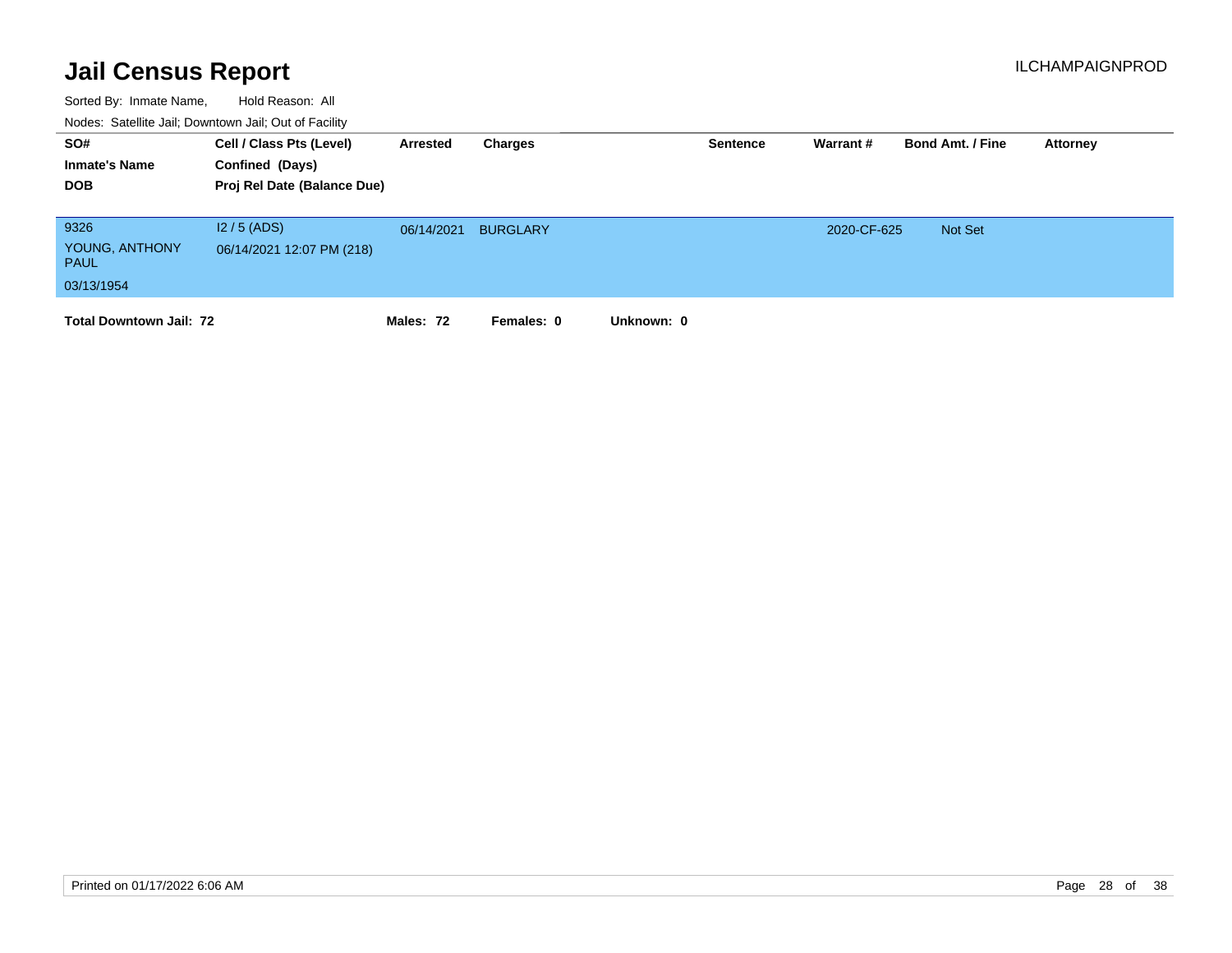# Jail Census Report

ILCHAMPAIGNPROD

Sorted By: Inmate Name, Hold Reason: All

Nodes: Satellite Jail; Downtown Jail; Out of Facility

| SO# / Inmate's Name / DOB | Cell / Class Pts (Level) / Confined (Days) / Proj Rel Date (Balance Due) | Arrested | Charges | Sentence | Warrant # | Bond Amt. / Fine | Attorney |
|---|---|---|---|---|---|---|---|
| 9326<br>YOUNG, ANTHONY PAUL<br>03/13/1954 | I2 / 5 (ADS)<br>06/14/2021 12:07 PM (218) | 06/14/2021 | BURGLARY | | 2020-CF-625 | Not Set | |

**Total Downtown Jail: 72** **Males: 72** **Females: 0** **Unknown: 0**

Printed on 01/17/2022 6:06 AM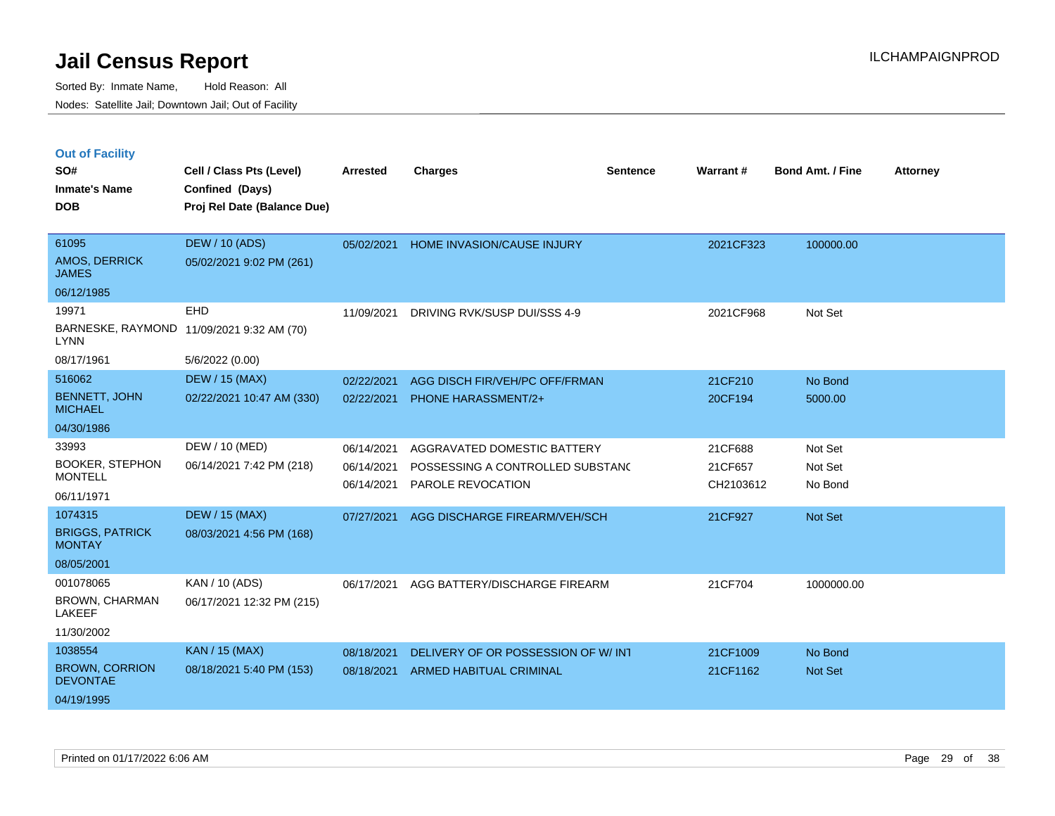# Jail Census Report

Sorted By: Inmate Name, Hold Reason: All

Nodes: Satellite Jail; Downtown Jail; Out of Facility

## Out of Facility

| SO# / Inmate's Name / DOB | Cell / Class Pts (Level) / Confined (Days) / Proj Rel Date (Balance Due) | Arrested | Charges | Sentence | Warrant # | Bond Amt. / Fine | Attorney |
|---|---|---|---|---|---|---|---|
| 61095<br>AMOS, DERRICK JAMES<br>06/12/1985 | DEW / 10 (ADS)<br>05/02/2021 9:02 PM (261) | 05/02/2021 | HOME INVASION/CAUSE INJURY | | 2021CF323 | 100000.00 | |
| 19971<br>BARNESKE, RAYMOND LYNN<br>08/17/1961 | EHD<br>11/09/2021 9:32 AM (70)<br>5/6/2022 (0.00) | 11/09/2021 | DRIVING RVK/SUSP DUI/SSS 4-9 | | 2021CF968 | Not Set | |
| 516062<br>BENNETT, JOHN MICHAEL<br>04/30/1986 | DEW / 15 (MAX)<br>02/22/2021 10:47 AM (330) | 02/22/2021<br>02/22/2021 | AGG DISCH FIR/VEH/PC OFF/FRMAN<br>PHONE HARASSMENT/2+ | | 21CF210<br>20CF194 | No Bond<br>5000.00 | |
| 33993<br>BOOKER, STEPHON MONTELL<br>06/11/1971 | DEW / 10 (MED)<br>06/14/2021 7:42 PM (218) | 06/14/2021<br>06/14/2021<br>06/14/2021 | AGGRAVATED DOMESTIC BATTERY<br>POSSESSING A CONTROLLED SUBSTANC<br>PAROLE REVOCATION | | 21CF688<br>21CF657<br>CH2103612 | Not Set<br>Not Set<br>No Bond | |
| 1074315<br>BRIGGS, PATRICK MONTAY<br>08/05/2001 | DEW / 15 (MAX)<br>08/03/2021 4:56 PM (168) | 07/27/2021 | AGG DISCHARGE FIREARM/VEH/SCH | | 21CF927 | Not Set | |
| 001078065<br>BROWN, CHARMAN LAKEEF<br>11/30/2002 | KAN / 10 (ADS)<br>06/17/2021 12:32 PM (215) | 06/17/2021 | AGG BATTERY/DISCHARGE FIREARM | | 21CF704 | 1000000.00 | |
| 1038554<br>BROWN, CORRION DEVONTAE<br>04/19/1995 | KAN / 15 (MAX)<br>08/18/2021 5:40 PM (153) | 08/18/2021<br>08/18/2021 | DELIVERY OF OR POSSESSION OF W/ INT<br>ARMED HABITUAL CRIMINAL | | 21CF1009<br>21CF1162 | No Bond<br>Not Set | |

Printed on 01/17/2022 6:06 AM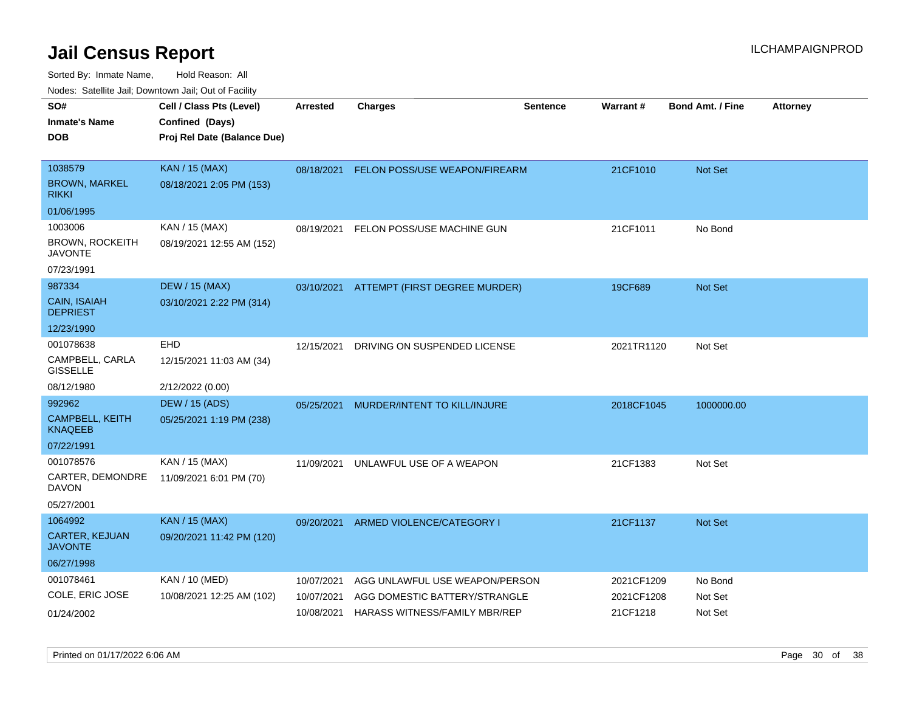# Jail Census Report

Sorted By: Inmate Name, Hold Reason: All

Nodes: Satellite Jail; Downtown Jail; Out of Facility

| SO# / Inmate's Name / DOB | Cell / Class Pts (Level) / Confined (Days) / Proj Rel Date (Balance Due) | Arrested | Charges | Sentence | Warrant # | Bond Amt. / Fine | Attorney |
|---|---|---|---|---|---|---|---|
| 1038579<br>BROWN, MARKEL RIKKI<br>01/06/1995 | KAN / 15 (MAX)<br>08/18/2021 2:05 PM (153) | 08/18/2021 | FELON POSS/USE WEAPON/FIREARM | | 21CF1010 | Not Set | |
| 1003006<br>BROWN, ROCKEITH JAVONTE<br>07/23/1991 | KAN / 15 (MAX)<br>08/19/2021 12:55 AM (152) | 08/19/2021 | FELON POSS/USE MACHINE GUN | | 21CF1011 | No Bond | |
| 987334<br>CAIN, ISAIAH DEPRIEST<br>12/23/1990 | DEW / 15 (MAX)<br>03/10/2021 2:22 PM (314) | 03/10/2021 | ATTEMPT (FIRST DEGREE MURDER) | | 19CF689 | Not Set | |
| 001078638<br>CAMPBELL, CARLA GISSELLE<br>08/12/1980 | EHD<br>12/15/2021 11:03 AM (34)<br>2/12/2022 (0.00) | 12/15/2021 | DRIVING ON SUSPENDED LICENSE | | 2021TR1120 | Not Set | |
| 992962<br>CAMPBELL, KEITH KNAQEEB<br>07/22/1991 | DEW / 15 (ADS)<br>05/25/2021 1:19 PM (238) | 05/25/2021 | MURDER/INTENT TO KILL/INJURE | | 2018CF1045 | 1000000.00 | |
| 001078576<br>CARTER, DEMONDRE DAVON<br>05/27/2001 | KAN / 15 (MAX)<br>11/09/2021 6:01 PM (70) | 11/09/2021 | UNLAWFUL USE OF A WEAPON | | 21CF1383 | Not Set | |
| 1064992<br>CARTER, KEJUAN JAVONTE<br>06/27/1998 | KAN / 15 (MAX)<br>09/20/2021 11:42 PM (120) | 09/20/2021 | ARMED VIOLENCE/CATEGORY I | | 21CF1137 | Not Set | |
| 001078461<br>COLE, ERIC JOSE<br>01/24/2002 | KAN / 10 (MED)<br>10/08/2021 12:25 AM (102) | 10/07/2021<br>10/07/2021<br>10/08/2021 | AGG UNLAWFUL USE WEAPON/PERSON<br>AGG DOMESTIC BATTERY/STRANGLE<br>HARASS WITNESS/FAMILY MBR/REP | | 2021CF1209<br>2021CF1208<br>21CF1218 | No Bond<br>Not Set<br>Not Set | |

Printed on 01/17/2022 6:06 AM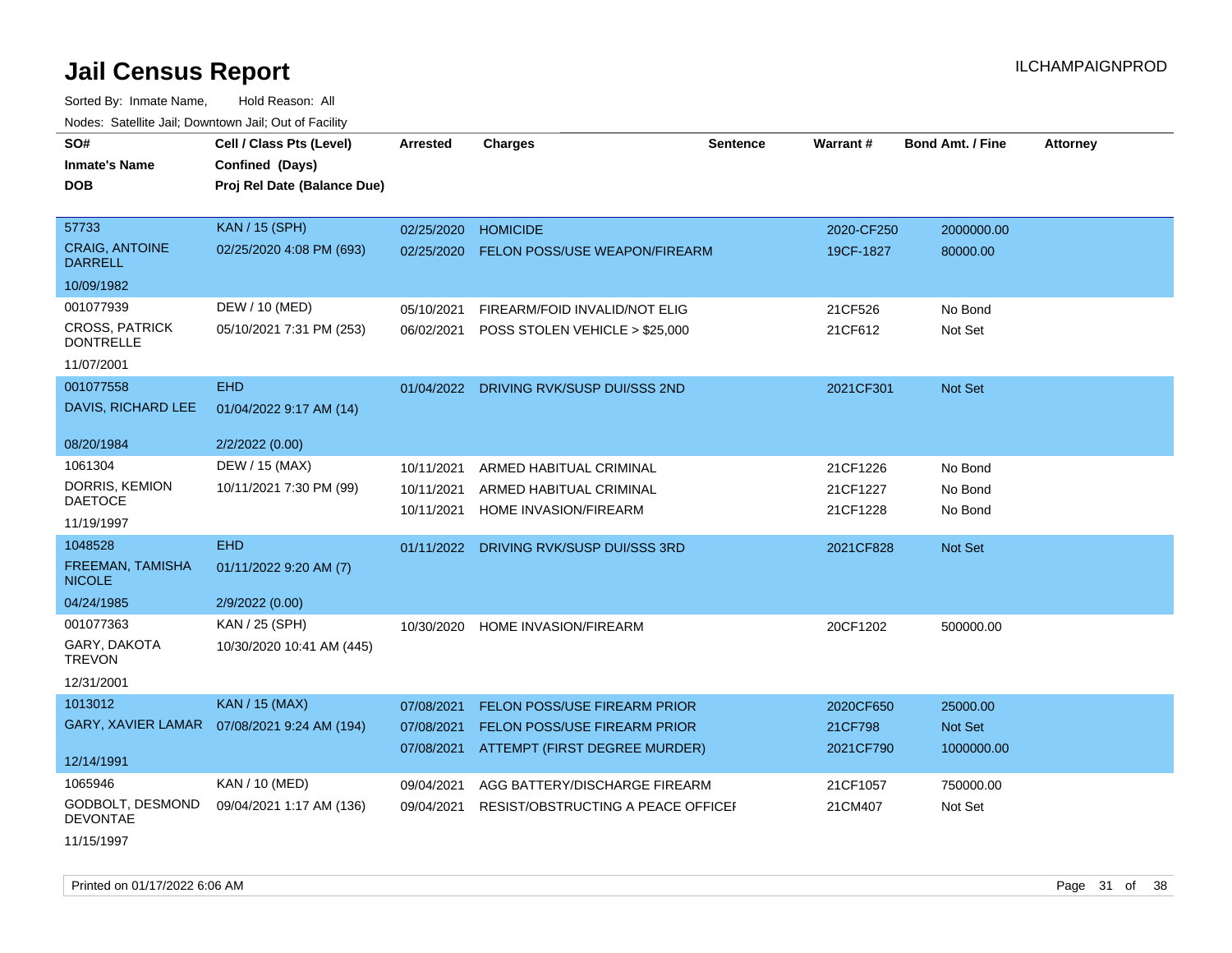# Jail Census Report

ILCHAMPAIGNPROD

Sorted By: Inmate Name, Hold Reason: All

Nodes: Satellite Jail; Downtown Jail; Out of Facility

| SO# / Inmate's Name / DOB | Cell / Class Pts (Level) / Confined (Days) / Proj Rel Date (Balance Due) | Arrested | Charges | Sentence | Warrant # | Bond Amt. / Fine | Attorney |
|---|---|---|---|---|---|---|---|
| 57733<br>CRAIG, ANTOINE DARRELL<br>10/09/1982 | KAN / 15 (SPH)<br>02/25/2020 4:08 PM (693) | 02/25/2020 | HOMICIDE | | 2020-CF250 | 2000000.00 | |
| | | 02/25/2020 | FELON POSS/USE WEAPON/FIREARM | | 19CF-1827 | 80000.00 | |
| 001077939<br>CROSS, PATRICK DONTRELLE<br>11/07/2001 | DEW / 10 (MED)<br>05/10/2021 7:31 PM (253) | 05/10/2021 | FIREARM/FOID INVALID/NOT ELIG | | 21CF526 | No Bond | |
| | | 06/02/2021 | POSS STOLEN VEHICLE > $25,000 | | 21CF612 | Not Set | |
| 001077558<br>DAVIS, RICHARD LEE<br>08/20/1984 | EHD<br>01/04/2022 9:17 AM (14)<br>2/2/2022 (0.00) | 01/04/2022 | DRIVING RVK/SUSP DUI/SSS 2ND | | 2021CF301 | Not Set | |
| 1061304<br>DORRIS, KEMION DAETOCE<br>11/19/1997 | DEW / 15 (MAX)<br>10/11/2021 7:30 PM (99) | 10/11/2021 | ARMED HABITUAL CRIMINAL | | 21CF1226 | No Bond | |
| | | 10/11/2021 | ARMED HABITUAL CRIMINAL | | 21CF1227 | No Bond | |
| | | 10/11/2021 | HOME INVASION/FIREARM | | 21CF1228 | No Bond | |
| 1048528<br>FREEMAN, TAMISHA NICOLE<br>04/24/1985 | EHD<br>01/11/2022 9:20 AM (7)<br>2/9/2022 (0.00) | 01/11/2022 | DRIVING RVK/SUSP DUI/SSS 3RD | | 2021CF828 | Not Set | |
| 001077363<br>GARY, DAKOTA TREVON<br>12/31/2001 | KAN / 25 (SPH)<br>10/30/2020 10:41 AM (445) | 10/30/2020 | HOME INVASION/FIREARM | | 20CF1202 | 500000.00 | |
| 1013012<br>GARY, XAVIER LAMAR<br>12/14/1991 | KAN / 15 (MAX)<br>07/08/2021 9:24 AM (194) | 07/08/2021 | FELON POSS/USE FIREARM PRIOR | | 2020CF650 | 25000.00 | |
| | | 07/08/2021 | FELON POSS/USE FIREARM PRIOR | | 21CF798 | Not Set | |
| | | 07/08/2021 | ATTEMPT (FIRST DEGREE MURDER) | | 2021CF790 | 1000000.00 | |
| 1065946<br>GODBOLT, DESMOND DEVONTAE<br>11/15/1997 | KAN / 10 (MED)<br>09/04/2021 1:17 AM (136) | 09/04/2021 | AGG BATTERY/DISCHARGE FIREARM | | 21CF1057 | 750000.00 | |
| | | 09/04/2021 | RESIST/OBSTRUCTING A PEACE OFFICEI | | 21CM407 | Not Set | |

Printed on 01/17/2022 6:06 AM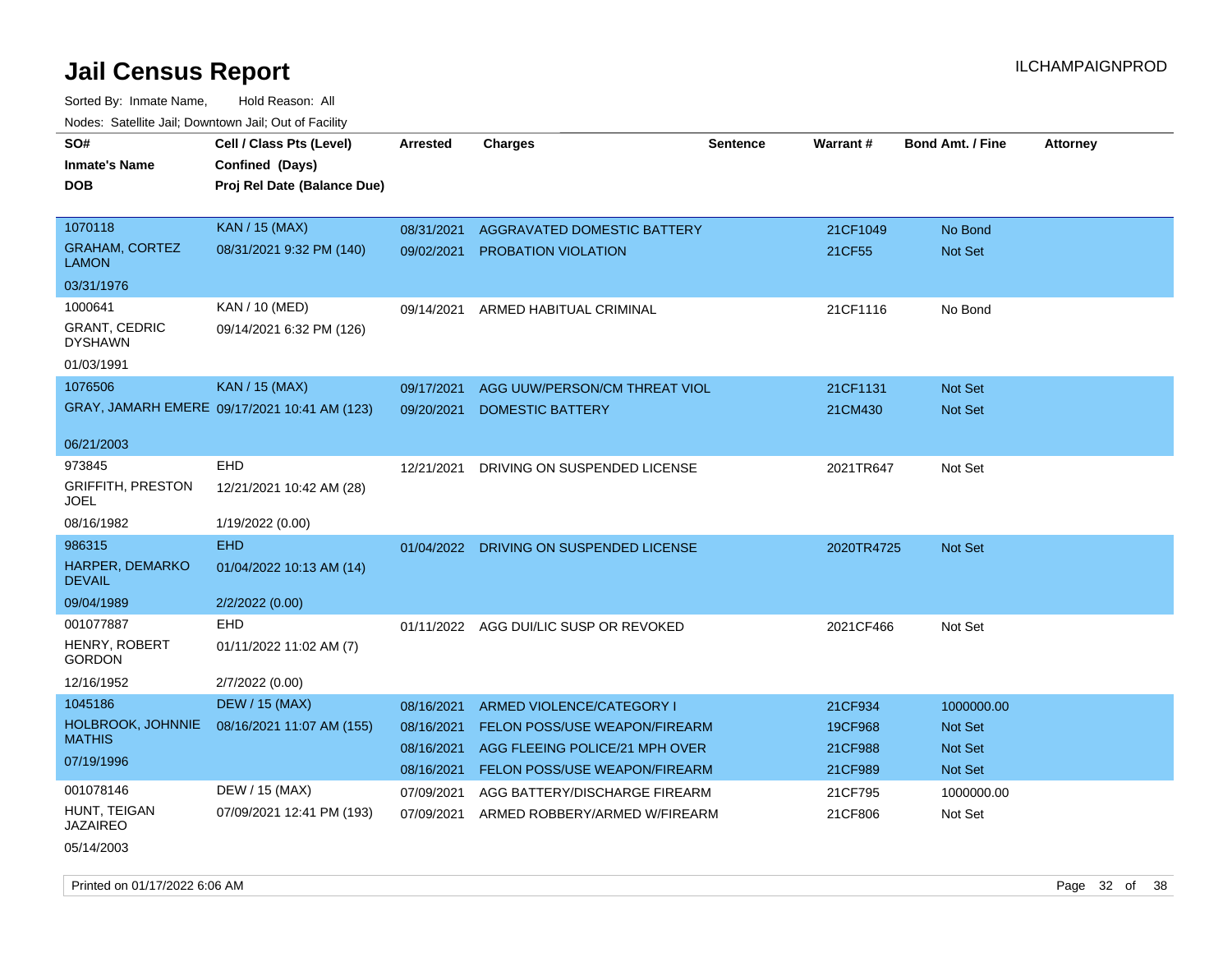# Jail Census Report

ILCHAMPAIGNPROD

Sorted By: Inmate Name, Hold Reason: All

Nodes: Satellite Jail; Downtown Jail; Out of Facility

| SO# / Inmate's Name / DOB | Cell / Class Pts (Level) / Confined (Days) / Proj Rel Date (Balance Due) | Arrested | Charges | Sentence | Warrant # | Bond Amt. / Fine | Attorney |
|---|---|---|---|---|---|---|---|
| 1070118<br>GRAHAM, CORTEZ LAMON<br>03/31/1976 | KAN / 15 (MAX)<br>08/31/2021 9:32 PM (140) | 08/31/2021<br>09/02/2021 | AGGRAVATED DOMESTIC BATTERY<br>PROBATION VIOLATION | | 21CF1049<br>21CF55 | No Bond<br>Not Set | |
| 1000641<br>GRANT, CEDRIC DYSHAWN<br>01/03/1991 | KAN / 10 (MED)<br>09/14/2021 6:32 PM (126) | 09/14/2021 | ARMED HABITUAL CRIMINAL | | 21CF1116 | No Bond | |
| 1076506<br>GRAY, JAMARH EMERE<br>06/21/2003 | KAN / 15 (MAX)<br>09/17/2021 10:41 AM (123) | 09/17/2021<br>09/20/2021 | AGG UUW/PERSON/CM THREAT VIOL<br>DOMESTIC BATTERY | | 21CF1131<br>21CM430 | Not Set<br>Not Set | |
| 973845<br>GRIFFITH, PRESTON JOEL<br>08/16/1982 | EHD<br>12/21/2021 10:42 AM (28)<br>1/19/2022 (0.00) | 12/21/2021 | DRIVING ON SUSPENDED LICENSE | | 2021TR647 | Not Set | |
| 986315<br>HARPER, DEMARKO DEVAIL<br>09/04/1989 | EHD<br>01/04/2022 10:13 AM (14)<br>2/2/2022 (0.00) | 01/04/2022 | DRIVING ON SUSPENDED LICENSE | | 2020TR4725 | Not Set | |
| 001077887<br>HENRY, ROBERT GORDON<br>12/16/1952 | EHD<br>01/11/2022 11:02 AM (7)<br>2/7/2022 (0.00) | 01/11/2022 | AGG DUI/LIC SUSP OR REVOKED | | 2021CF466 | Not Set | |
| 1045186<br>HOLBROOK, JOHNNIE MATHIS<br>07/19/1996 | DEW / 15 (MAX)<br>08/16/2021 11:07 AM (155) | 08/16/2021<br>08/16/2021<br>08/16/2021<br>08/16/2021 | ARMED VIOLENCE/CATEGORY I<br>FELON POSS/USE WEAPON/FIREARM<br>AGG FLEEING POLICE/21 MPH OVER<br>FELON POSS/USE WEAPON/FIREARM | | 21CF934<br>19CF968<br>21CF988<br>21CF989 | 1000000.00<br>Not Set<br>Not Set<br>Not Set | |
| 001078146<br>HUNT, TEIGAN JAZAIREO<br>05/14/2003 | DEW / 15 (MAX)<br>07/09/2021 12:41 PM (193) | 07/09/2021<br>07/09/2021 | AGG BATTERY/DISCHARGE FIREARM<br>ARMED ROBBERY/ARMED W/FIREARM | | 21CF795<br>21CF806 | 1000000.00<br>Not Set | |

Printed on 01/17/2022 6:06 AM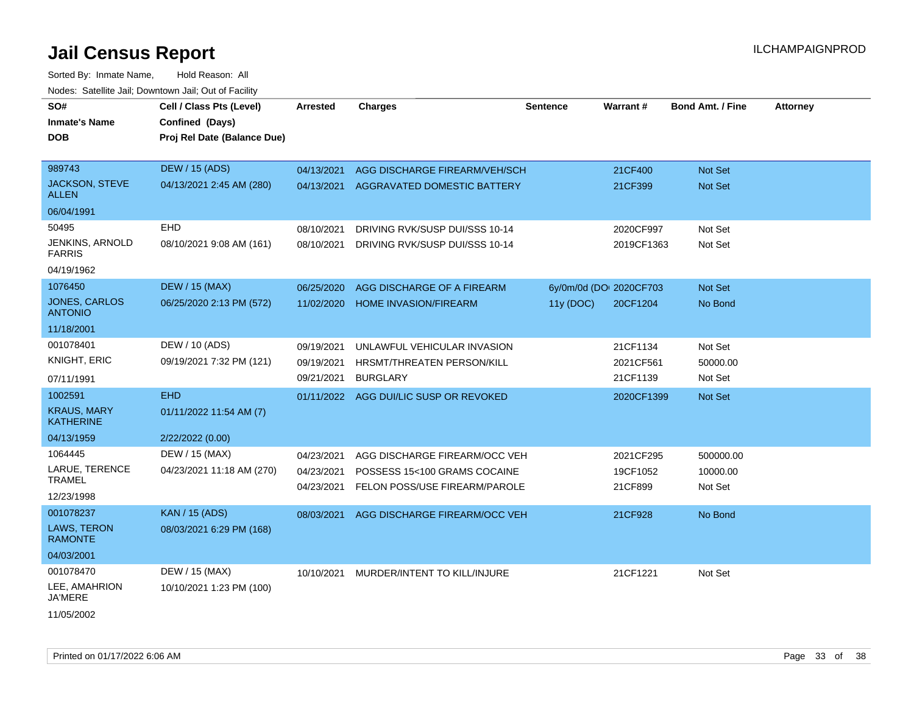# Jail Census Report

Sorted By: Inmate Name, Hold Reason: All

Nodes: Satellite Jail; Downtown Jail; Out of Facility

| SO# / Inmate's Name / DOB | Cell / Class Pts (Level) / Confined (Days) / Proj Rel Date (Balance Due) | Arrested | Charges | Sentence | Warrant # | Bond Amt. / Fine | Attorney |
|---|---|---|---|---|---|---|---|
| 989743<br>JACKSON, STEVE ALLEN<br>06/04/1991 | DEW / 15 (ADS)<br>04/13/2021 2:45 AM (280) | 04/13/2021 | AGG DISCHARGE FIREARM/VEH/SCH | | 21CF400 | Not Set | |
| | | 04/13/2021 | AGGRAVATED DOMESTIC BATTERY | | 21CF399 | Not Set | |
| 50495<br>JENKINS, ARNOLD FARRIS<br>04/19/1962 | EHD<br>08/10/2021 9:08 AM (161) | 08/10/2021 | DRIVING RVK/SUSP DUI/SSS 10-14 | | 2020CF997 | Not Set | |
| | | 08/10/2021 | DRIVING RVK/SUSP DUI/SSS 10-14 | | 2019CF1363 | Not Set | |
| 1076450<br>JONES, CARLOS ANTONIO<br>11/18/2001 | DEW / 15 (MAX)<br>06/25/2020 2:13 PM (572) | 06/25/2020 | AGG DISCHARGE OF A FIREARM | 6y/0m/0d (DO | 2020CF703 | Not Set | |
| | | 11/02/2020 | HOME INVASION/FIREARM | 11y (DOC) | 20CF1204 | No Bond | |
| 001078401<br>KNIGHT, ERIC<br>07/11/1991 | DEW / 10 (ADS)<br>09/19/2021 7:32 PM (121) | 09/19/2021 | UNLAWFUL VEHICULAR INVASION | | 21CF1134 | Not Set | |
| | | 09/19/2021 | HRSMT/THREATEN PERSON/KILL | | 2021CF561 | 50000.00 | |
| | | 09/21/2021 | BURGLARY | | 21CF1139 | Not Set | |
| 1002591<br>KRAUS, MARY KATHERINE<br>04/13/1959 | EHD<br>01/11/2022 11:54 AM (7)<br>2/22/2022 (0.00) | 01/11/2022 | AGG DUI/LIC SUSP OR REVOKED | | 2020CF1399 | Not Set | |
| 1064445<br>LARUE, TERENCE TRAMEL<br>12/23/1998 | DEW / 15 (MAX)<br>04/23/2021 11:18 AM (270) | 04/23/2021 | AGG DISCHARGE FIREARM/OCC VEH | | 2021CF295 | 500000.00 | |
| | | 04/23/2021 | POSSESS 15<100 GRAMS COCAINE | | 19CF1052 | 10000.00 | |
| | | 04/23/2021 | FELON POSS/USE FIREARM/PAROLE | | 21CF899 | Not Set | |
| 001078237<br>LAWS, TERON RAMONTE<br>04/03/2001 | KAN / 15 (ADS)<br>08/03/2021 6:29 PM (168) | 08/03/2021 | AGG DISCHARGE FIREARM/OCC VEH | | 21CF928 | No Bond | |
| 001078470<br>LEE, AMAHRION JA'MERE<br>11/05/2002 | DEW / 15 (MAX)<br>10/10/2021 1:23 PM (100) | 10/10/2021 | MURDER/INTENT TO KILL/INJURE | | 21CF1221 | Not Set | |

Printed on 01/17/2022 6:06 AM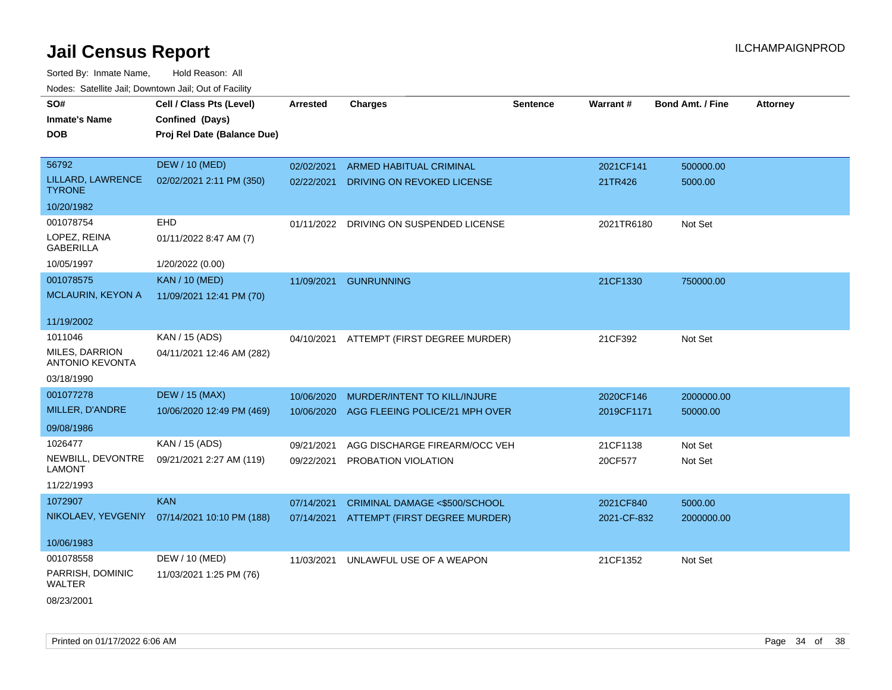# Jail Census Report

Sorted By: Inmate Name, Hold Reason: All

Nodes: Satellite Jail; Downtown Jail; Out of Facility

| SO# / Inmate's Name / DOB | Cell / Class Pts (Level) / Confined (Days) / Proj Rel Date (Balance Due) | Arrested | Charges | Sentence | Warrant # | Bond Amt. / Fine | Attorney |
|---|---|---|---|---|---|---|---|
| 56792<br>LILLARD, LAWRENCE TYRONE<br>10/20/1982 | DEW / 10 (MED)<br>02/02/2021 2:11 PM (350) | 02/02/2021 | ARMED HABITUAL CRIMINAL | | 2021CF141 | 500000.00 | |
| | | 02/22/2021 | DRIVING ON REVOKED LICENSE | | 21TR426 | 5000.00 | |
| 001078754<br>LOPEZ, REINA GABERILLA<br>10/05/1997 | EHD<br>01/11/2022 8:47 AM (7)<br>1/20/2022 (0.00) | 01/11/2022 | DRIVING ON SUSPENDED LICENSE | | 2021TR6180 | Not Set | |
| 001078575<br>MCLAURIN, KEYON A<br>11/19/2002 | KAN / 10 (MED)<br>11/09/2021 12:41 PM (70) | 11/09/2021 | GUNRUNNING | | 21CF1330 | 750000.00 | |
| 1011046<br>MILES, DARRION ANTONIO KEVONTA<br>03/18/1990 | KAN / 15 (ADS)<br>04/11/2021 12:46 AM (282) | 04/10/2021 | ATTEMPT (FIRST DEGREE MURDER) | | 21CF392 | Not Set | |
| 001077278<br>MILLER, D'ANDRE<br>09/08/1986 | DEW / 15 (MAX)<br>10/06/2020 12:49 PM (469) | 10/06/2020 | MURDER/INTENT TO KILL/INJURE | | 2020CF146 | 2000000.00 | |
| | | 10/06/2020 | AGG FLEEING POLICE/21 MPH OVER | | 2019CF1171 | 50000.00 | |
| 1026477<br>NEWBILL, DEVONTRE LAMONT<br>11/22/1993 | KAN / 15 (ADS)<br>09/21/2021 2:27 AM (119) | 09/21/2021 | AGG DISCHARGE FIREARM/OCC VEH | | 21CF1138 | Not Set | |
| | | 09/22/2021 | PROBATION VIOLATION | | 20CF577 | Not Set | |
| 1072907<br>NIKOLAEV, YEVGENIY<br>10/06/1983 | KAN<br>07/14/2021 10:10 PM (188) | 07/14/2021 | CRIMINAL DAMAGE <$500/SCHOOL | | 2021CF840 | 5000.00 | |
| | | 07/14/2021 | ATTEMPT (FIRST DEGREE MURDER) | | 2021-CF-832 | 2000000.00 | |
| 001078558<br>PARRISH, DOMINIC WALTER<br>08/23/2001 | DEW / 10 (MED)<br>11/03/2021 1:25 PM (76) | 11/03/2021 | UNLAWFUL USE OF A WEAPON | | 21CF1352 | Not Set | |

Printed on 01/17/2022 6:06 AM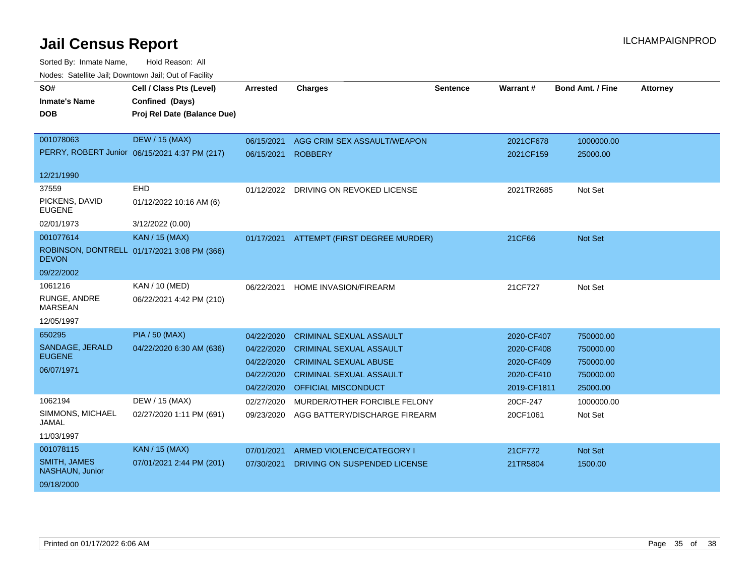# Jail Census Report

ILCHAMPAIGNPROD

Sorted By: Inmate Name, Hold Reason: All

Nodes: Satellite Jail; Downtown Jail; Out of Facility

| SO# / Inmate's Name / DOB | Cell / Class Pts (Level) / Confined (Days) / Proj Rel Date (Balance Due) | Arrested | Charges | Sentence | Warrant # | Bond Amt. / Fine | Attorney |
|---|---|---|---|---|---|---|---|
| 001078063 PERRY, ROBERT Junior 12/21/1990 | DEW / 15 (MAX) 06/15/2021 4:37 PM (217) | 06/15/2021 | AGG CRIM SEX ASSAULT/WEAPON | | 2021CF678 | 1000000.00 | |
| | | 06/15/2021 | ROBBERY | | 2021CF159 | 25000.00 | |
| 37559 PICKENS, DAVID EUGENE 02/01/1973 | EHD 01/12/2022 10:16 AM (6) 3/12/2022 (0.00) | 01/12/2022 | DRIVING ON REVOKED LICENSE | | 2021TR2685 | Not Set | |
| 001077614 ROBINSON, DONTRELL DEVON 09/22/2002 | KAN / 15 (MAX) 01/17/2021 3:08 PM (366) | 01/17/2021 | ATTEMPT (FIRST DEGREE MURDER) | | 21CF66 | Not Set | |
| 1061216 RUNGE, ANDRE MARSEAN 12/05/1997 | KAN / 10 (MED) 06/22/2021 4:42 PM (210) | 06/22/2021 | HOME INVASION/FIREARM | | 21CF727 | Not Set | |
| 650295 SANDAGE, JERALD EUGENE 06/07/1971 | PIA / 50 (MAX) 04/22/2020 6:30 AM (636) | 04/22/2020 | CRIMINAL SEXUAL ASSAULT | | 2020-CF407 | 750000.00 | |
| | | 04/22/2020 | CRIMINAL SEXUAL ASSAULT | | 2020-CF408 | 750000.00 | |
| | | 04/22/2020 | CRIMINAL SEXUAL ABUSE | | 2020-CF409 | 750000.00 | |
| | | 04/22/2020 | CRIMINAL SEXUAL ASSAULT | | 2020-CF410 | 750000.00 | |
| | | 04/22/2020 | OFFICIAL MISCONDUCT | | 2019-CF1811 | 25000.00 | |
| 1062194 SIMMONS, MICHAEL JAMAL 11/03/1997 | DEW / 15 (MAX) 02/27/2020 1:11 PM (691) | 02/27/2020 | MURDER/OTHER FORCIBLE FELONY | | 20CF-247 | 1000000.00 | |
| | | 09/23/2020 | AGG BATTERY/DISCHARGE FIREARM | | 20CF1061 | Not Set | |
| 001078115 SMITH, JAMES NASHAUN, Junior 09/18/2000 | KAN / 15 (MAX) 07/01/2021 2:44 PM (201) | 07/01/2021 | ARMED VIOLENCE/CATEGORY I | | 21CF772 | Not Set | |
| | | 07/30/2021 | DRIVING ON SUSPENDED LICENSE | | 21TR5804 | 1500.00 | |

Printed on 01/17/2022 6:06 AM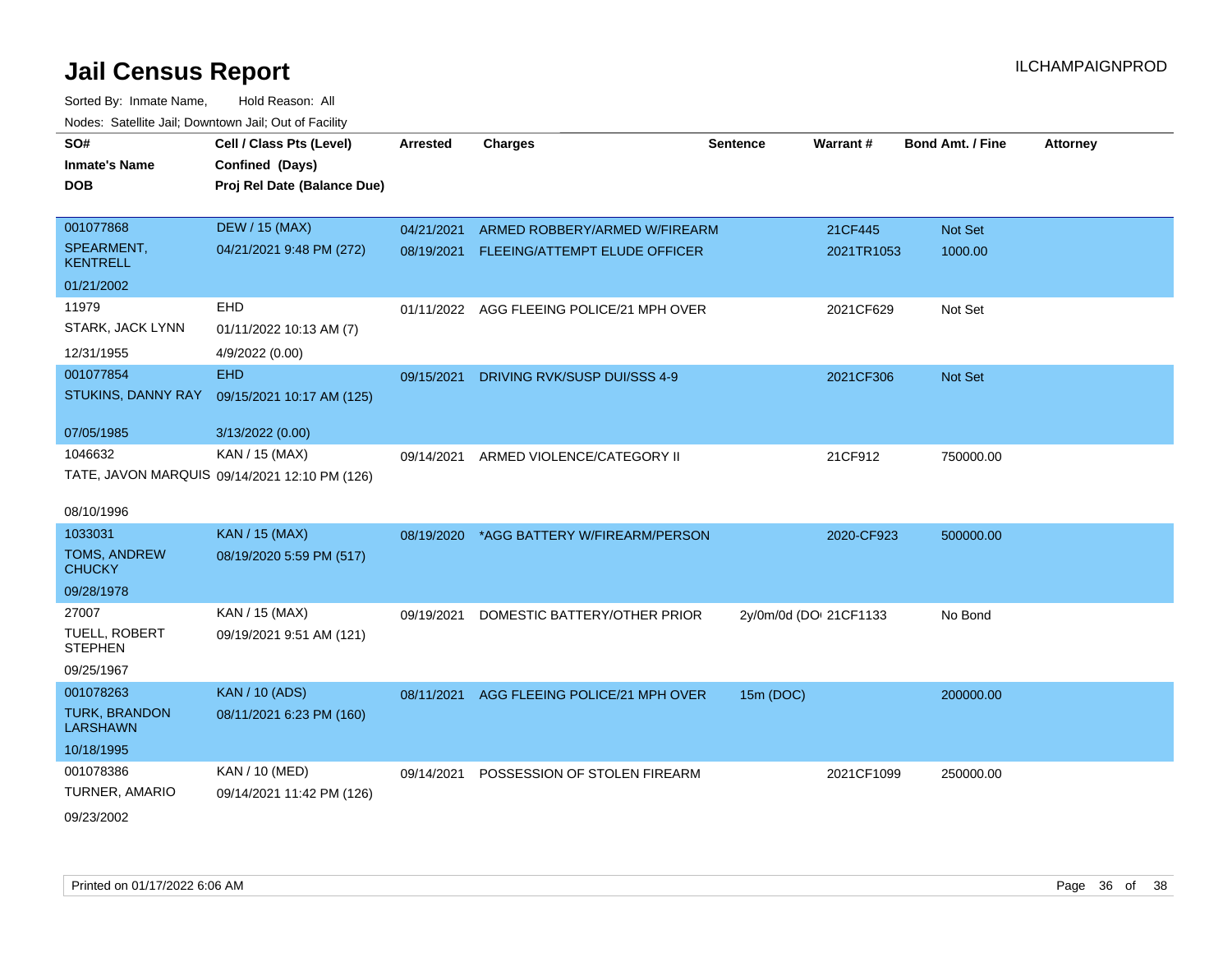# Jail Census Report

ILCHAMPAIGNPROD

Sorted By: Inmate Name, Hold Reason: All

Nodes: Satellite Jail; Downtown Jail; Out of Facility

| SO# / Inmate's Name / DOB | Cell / Class Pts (Level) / Confined (Days) / Proj Rel Date (Balance Due) | Arrested | Charges | Sentence | Warrant # | Bond Amt. / Fine | Attorney |
|---|---|---|---|---|---|---|---|
| 001077868<br>SPEARMENT, KENTRELL<br>01/21/2002 | DEW / 15 (MAX)<br>04/21/2021 9:48 PM (272) | 04/21/2021 | ARMED ROBBERY/ARMED W/FIREARM | | 21CF445 | Not Set | |
| | | 08/19/2021 | FLEEING/ATTEMPT ELUDE OFFICER | | 2021TR1053 | 1000.00 | |
| 11979<br>STARK, JACK LYNN<br>12/31/1955 | EHD<br>01/11/2022 10:13 AM (7)<br>4/9/2022 (0.00) | 01/11/2022 | AGG FLEEING POLICE/21 MPH OVER | | 2021CF629 | Not Set | |
| 001077854<br>STUKINS, DANNY RAY<br>07/05/1985 | EHD<br>09/15/2021 10:17 AM (125)<br>3/13/2022 (0.00) | 09/15/2021 | DRIVING RVK/SUSP DUI/SSS 4-9 | | 2021CF306 | Not Set | |
| 1046632<br>TATE, JAVON MARQUIS<br>08/10/1996 | KAN / 15 (MAX)<br>09/14/2021 12:10 PM (126) | 09/14/2021 | ARMED VIOLENCE/CATEGORY II | | 21CF912 | 750000.00 | |
| 1033031<br>TOMS, ANDREW CHUCKY<br>09/28/1978 | KAN / 15 (MAX)<br>08/19/2020 5:59 PM (517) | 08/19/2020 | *AGG BATTERY W/FIREARM/PERSON | | 2020-CF923 | 500000.00 | |
| 27007<br>TUELL, ROBERT STEPHEN<br>09/25/1967 | KAN / 15 (MAX)<br>09/19/2021 9:51 AM (121) | 09/19/2021 | DOMESTIC BATTERY/OTHER PRIOR | 2y/0m/0d (DO | 21CF1133 | No Bond | |
| 001078263<br>TURK, BRANDON LARSHAWN<br>10/18/1995 | KAN / 10 (ADS)<br>08/11/2021 6:23 PM (160) | 08/11/2021 | AGG FLEEING POLICE/21 MPH OVER | 15m (DOC) | | 200000.00 | |
| 001078386<br>TURNER, AMARIO<br>09/23/2002 | KAN / 10 (MED)<br>09/14/2021 11:42 PM (126) | 09/14/2021 | POSSESSION OF STOLEN FIREARM | | 2021CF1099 | 250000.00 | |

Printed on 01/17/2022 6:06 AM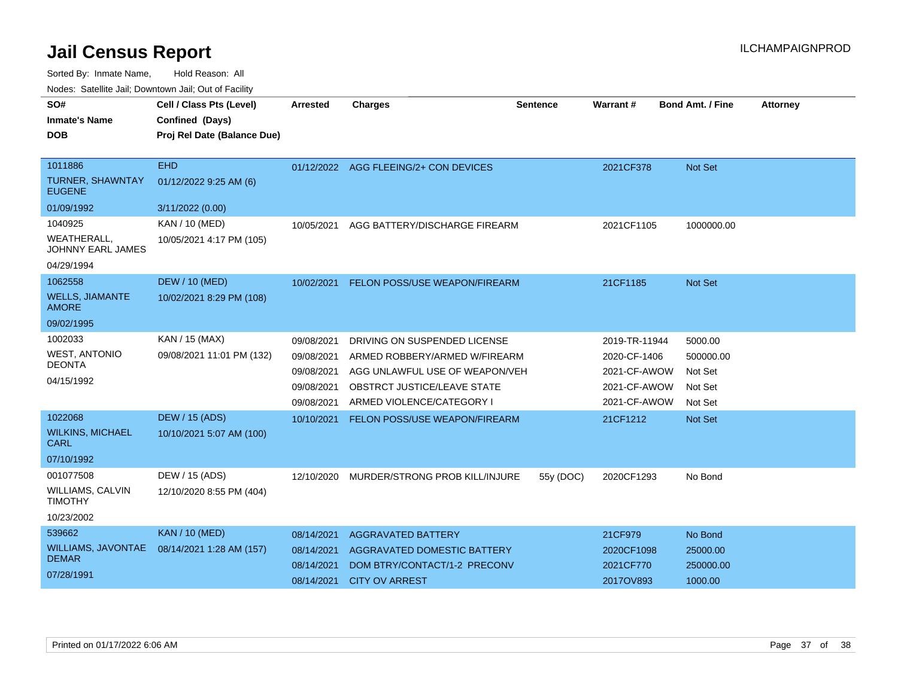# Jail Census Report

ILCHAMPAIGNPROD

Sorted By: Inmate Name, Hold Reason: All

Nodes: Satellite Jail; Downtown Jail; Out of Facility

| SO# / Inmate's Name / DOB | Cell / Class Pts (Level) / Confined (Days) / Proj Rel Date (Balance Due) | Arrested | Charges | Sentence | Warrant # | Bond Amt. / Fine | Attorney |
|---|---|---|---|---|---|---|---|
| 1011886<br>TURNER, SHAWNTAY EUGENE<br>01/09/1992 | EHD<br>01/12/2022 9:25 AM (6)<br>3/11/2022 (0.00) | 01/12/2022 | AGG FLEEING/2+ CON DEVICES | | 2021CF378 | Not Set | |
| 1040925<br>WEATHERALL, JOHNNY EARL JAMES<br>04/29/1994 | KAN / 10 (MED)<br>10/05/2021 4:17 PM (105) | 10/05/2021 | AGG BATTERY/DISCHARGE FIREARM | | 2021CF1105 | 1000000.00 | |
| 1062558<br>WELLS, JIAMANTE AMORE<br>09/02/1995 | DEW / 10 (MED)<br>10/02/2021 8:29 PM (108) | 10/02/2021 | FELON POSS/USE WEAPON/FIREARM | | 21CF1185 | Not Set | |
| 1002033<br>WEST, ANTONIO DEONTA<br>04/15/1992 | KAN / 15 (MAX)<br>09/08/2021 11:01 PM (132) | 09/08/2021 | DRIVING ON SUSPENDED LICENSE | | 2019-TR-11944 | 5000.00 | |
| | | 09/08/2021 | ARMED ROBBERY/ARMED W/FIREARM | | 2020-CF-1406 | 500000.00 | |
| | | 09/08/2021 | AGG UNLAWFUL USE OF WEAPON/VEH | | 2021-CF-AWOW | Not Set | |
| | | 09/08/2021 | OBSTRCT JUSTICE/LEAVE STATE | | 2021-CF-AWOW | Not Set | |
| | | 09/08/2021 | ARMED VIOLENCE/CATEGORY I | | 2021-CF-AWOW | Not Set | |
| 1022068<br>WILKINS, MICHAEL CARL<br>07/10/1992 | DEW / 15 (ADS)<br>10/10/2021 5:07 AM (100) | 10/10/2021 | FELON POSS/USE WEAPON/FIREARM | | 21CF1212 | Not Set | |
| 001077508<br>WILLIAMS, CALVIN TIMOTHY<br>10/23/2002 | DEW / 15 (ADS)<br>12/10/2020 8:55 PM (404) | 12/10/2020 | MURDER/STRONG PROB KILL/INJURE | 55y (DOC) | 2020CF1293 | No Bond | |
| 539662<br>WILLIAMS, JAVONTAE DEMAR<br>07/28/1991 | KAN / 10 (MED)<br>08/14/2021 1:28 AM (157) | 08/14/2021 | AGGRAVATED BATTERY | | 21CF979 | No Bond | |
| | | 08/14/2021 | AGGRAVATED DOMESTIC BATTERY | | 2020CF1098 | 25000.00 | |
| | | 08/14/2021 | DOM BTRY/CONTACT/1-2 PRECONV | | 2021CF770 | 250000.00 | |
| | | 08/14/2021 | CITY OV ARREST | | 2017OV893 | 1000.00 | |

Printed on 01/17/2022 6:06 AM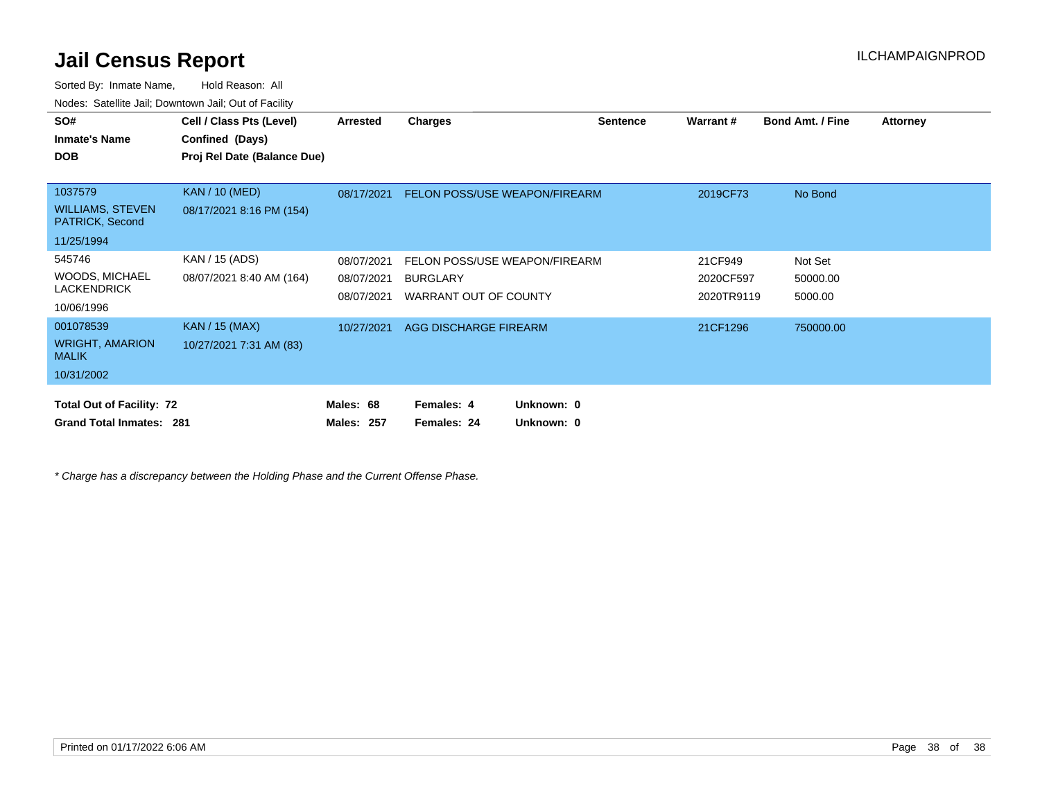# Jail Census Report

ILCHAMPAIGNPROD

Sorted By: Inmate Name, Hold Reason: All

Nodes: Satellite Jail; Downtown Jail; Out of Facility

| SO# / Inmate's Name / DOB | Cell / Class Pts (Level) / Confined (Days) / Proj Rel Date (Balance Due) | Arrested | Charges | Sentence | Warrant # | Bond Amt. / Fine | Attorney |
|---|---|---|---|---|---|---|---|
| 1037579 WILLIAMS, STEVEN PATRICK, Second 11/25/1994 | KAN / 10 (MED) 08/17/2021 8:16 PM (154) | 08/17/2021 | FELON POSS/USE WEAPON/FIREARM | | 2019CF73 | No Bond | |
| 545746 WOODS, MICHAEL LACKENDRICK 10/06/1996 | KAN / 15 (ADS) 08/07/2021 8:40 AM (164) | 08/07/2021 | FELON POSS/USE WEAPON/FIREARM | | 21CF949 | Not Set | |
| | | 08/07/2021 | BURGLARY | | 2020CF597 | 50000.00 | |
| | | 08/07/2021 | WARRANT OUT OF COUNTY | | 2020TR9119 | 5000.00 | |
| 001078539 WRIGHT, AMARION MALIK 10/31/2002 | KAN / 15 (MAX) 10/27/2021 7:31 AM (83) | 10/27/2021 | AGG DISCHARGE FIREARM | | 21CF1296 | 750000.00 | |

**Total Out of Facility: 72** **Males: 68** **Females: 4** **Unknown: 0**

**Grand Total Inmates: 281** **Males: 257** **Females: 24** **Unknown: 0**

*\* Charge has a discrepancy between the Holding Phase and the Current Offense Phase.*

Printed on 01/17/2022 6:06 AM